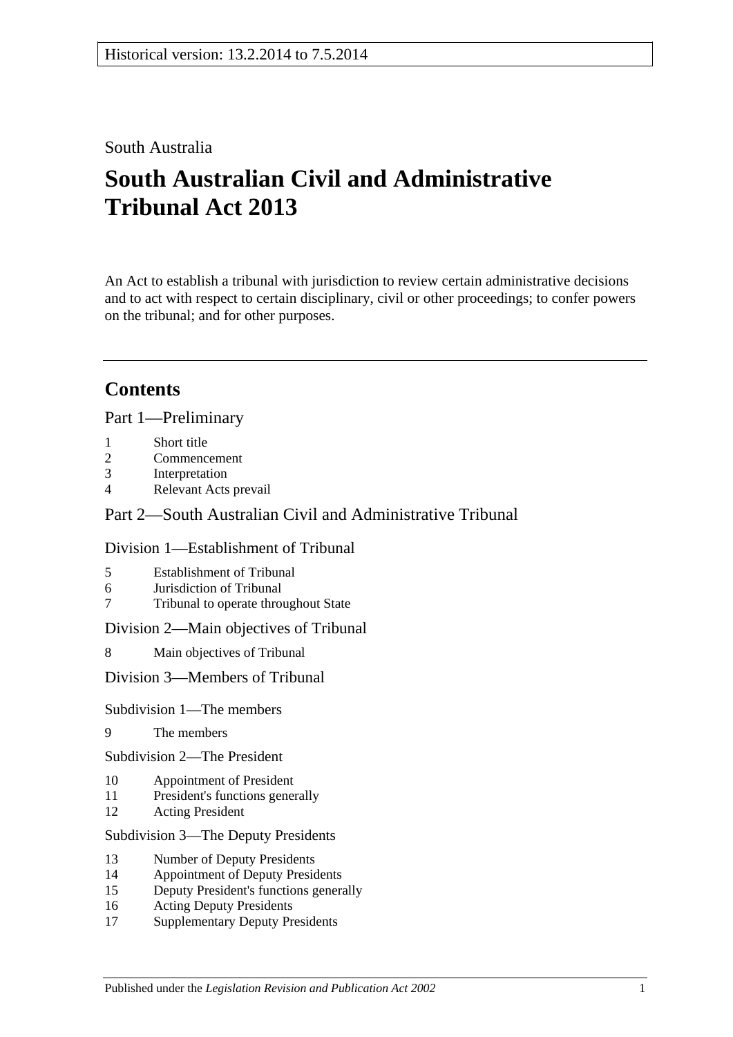Historical version: 13.2.2014 to 7.5.2014

South Australia

# South Australian Civil and Administrative Tribunal Act 2013

An Act to establish a tribunal with jurisdiction to review certain administrative decisions and to act with respect to certain disciplinary, civil or other proceedings; to confer powers on the tribunal; and for other purposes.

## Contents

Part 1—Preliminary

1 Short title
2 Commencement
3 Interpretation
4 Relevant Acts prevail

Part 2—South Australian Civil and Administrative Tribunal

Division 1—Establishment of Tribunal

5 Establishment of Tribunal
6 Jurisdiction of Tribunal
7 Tribunal to operate throughout State

Division 2—Main objectives of Tribunal

8 Main objectives of Tribunal

Division 3—Members of Tribunal

Subdivision 1—The members

9 The members

Subdivision 2—The President

10 Appointment of President
11 President's functions generally
12 Acting President

Subdivision 3—The Deputy Presidents

13 Number of Deputy Presidents
14 Appointment of Deputy Presidents
15 Deputy President's functions generally
16 Acting Deputy Presidents
17 Supplementary Deputy Presidents

Published under the *Legislation Revision and Publication Act 2002*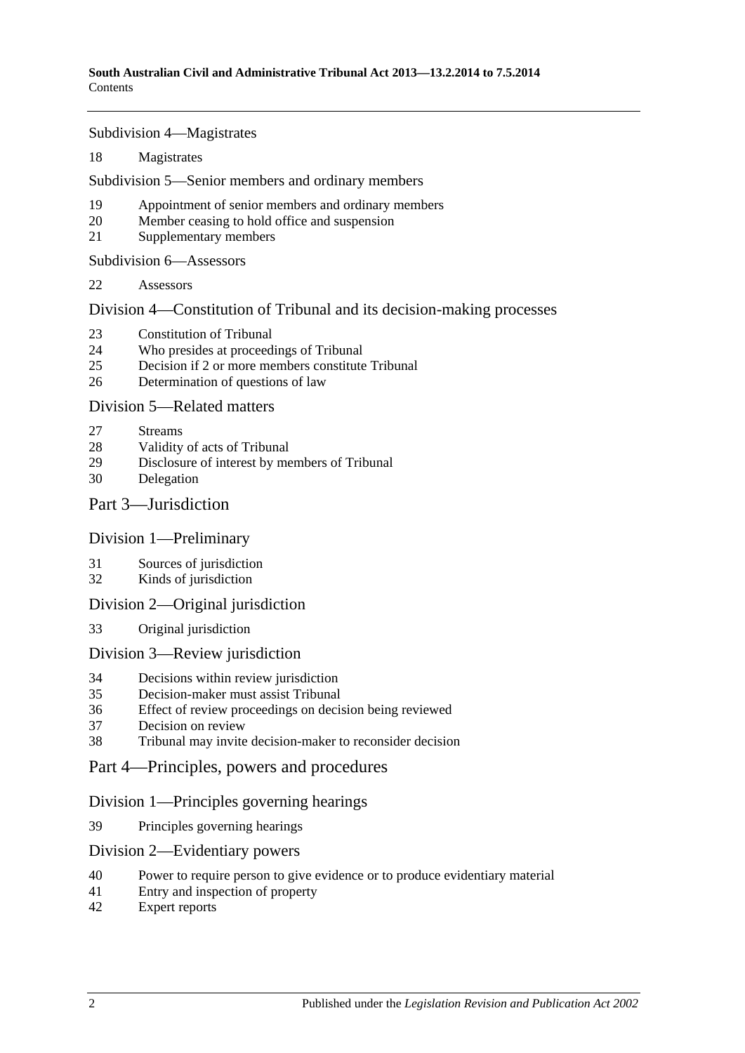Subdivision 4—Magistrates

18 Magistrates

Subdivision 5—Senior members and ordinary members

19 Appointment of senior members and ordinary members
20 Member ceasing to hold office and suspension
21 Supplementary members

Subdivision 6—Assessors

22 Assessors

Division 4—Constitution of Tribunal and its decision-making processes

23 Constitution of Tribunal
24 Who presides at proceedings of Tribunal
25 Decision if 2 or more members constitute Tribunal
26 Determination of questions of law

Division 5—Related matters

27 Streams
28 Validity of acts of Tribunal
29 Disclosure of interest by members of Tribunal
30 Delegation

Part 3—Jurisdiction

Division 1—Preliminary

31 Sources of jurisdiction
32 Kinds of jurisdiction

Division 2—Original jurisdiction

33 Original jurisdiction

Division 3—Review jurisdiction

34 Decisions within review jurisdiction
35 Decision-maker must assist Tribunal
36 Effect of review proceedings on decision being reviewed
37 Decision on review
38 Tribunal may invite decision-maker to reconsider decision

Part 4—Principles, powers and procedures

Division 1—Principles governing hearings

39 Principles governing hearings

Division 2—Evidentiary powers

40 Power to require person to give evidence or to produce evidentiary material
41 Entry and inspection of property
42 Expert reports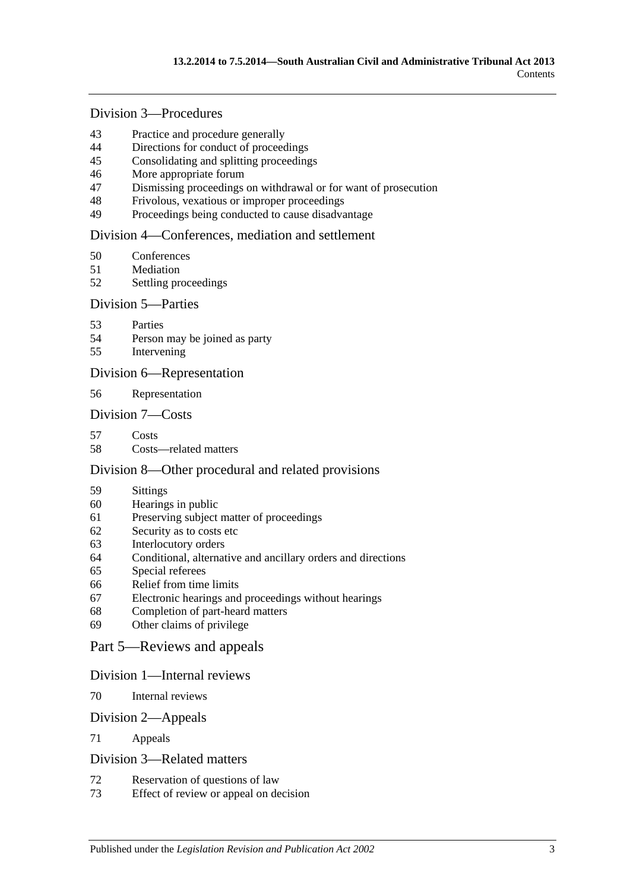## Division 3—Procedures

43 Practice and procedure generally
44 Directions for conduct of proceedings
45 Consolidating and splitting proceedings
46 More appropriate forum
47 Dismissing proceedings on withdrawal or for want of prosecution
48 Frivolous, vexatious or improper proceedings
49 Proceedings being conducted to cause disadvantage

## Division 4—Conferences, mediation and settlement

50 Conferences
51 Mediation
52 Settling proceedings

## Division 5—Parties

53 Parties
54 Person may be joined as party
55 Intervening

## Division 6—Representation

56 Representation

## Division 7—Costs

57 Costs
58 Costs—related matters

## Division 8—Other procedural and related provisions

59 Sittings
60 Hearings in public
61 Preserving subject matter of proceedings
62 Security as to costs etc
63 Interlocutory orders
64 Conditional, alternative and ancillary orders and directions
65 Special referees
66 Relief from time limits
67 Electronic hearings and proceedings without hearings
68 Completion of part-heard matters
69 Other claims of privilege

# Part 5—Reviews and appeals

## Division 1—Internal reviews

70 Internal reviews

## Division 2—Appeals

71 Appeals

## Division 3—Related matters

72 Reservation of questions of law
73 Effect of review or appeal on decision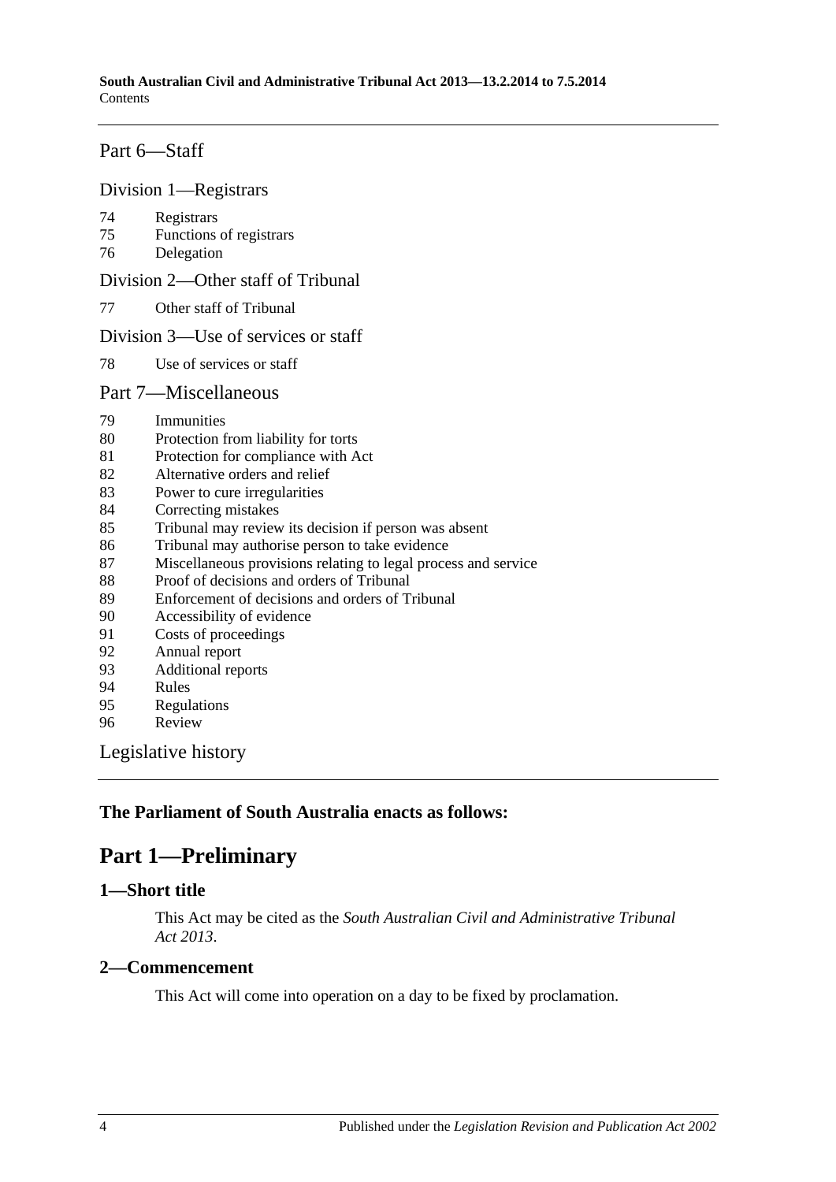Part 6—Staff

Division 1—Registrars

74 Registrars
75 Functions of registrars
76 Delegation

Division 2—Other staff of Tribunal

77 Other staff of Tribunal

Division 3—Use of services or staff

78 Use of services or staff

Part 7—Miscellaneous

79 Immunities
80 Protection from liability for torts
81 Protection for compliance with Act
82 Alternative orders and relief
83 Power to cure irregularities
84 Correcting mistakes
85 Tribunal may review its decision if person was absent
86 Tribunal may authorise person to take evidence
87 Miscellaneous provisions relating to legal process and service
88 Proof of decisions and orders of Tribunal
89 Enforcement of decisions and orders of Tribunal
90 Accessibility of evidence
91 Costs of proceedings
92 Annual report
93 Additional reports
94 Rules
95 Regulations
96 Review

Legislative history

**The Parliament of South Australia enacts as follows:**

# Part 1—Preliminary

## 1—Short title

This Act may be cited as the *South Australian Civil and Administrative Tribunal Act 2013*.

## 2—Commencement

This Act will come into operation on a day to be fixed by proclamation.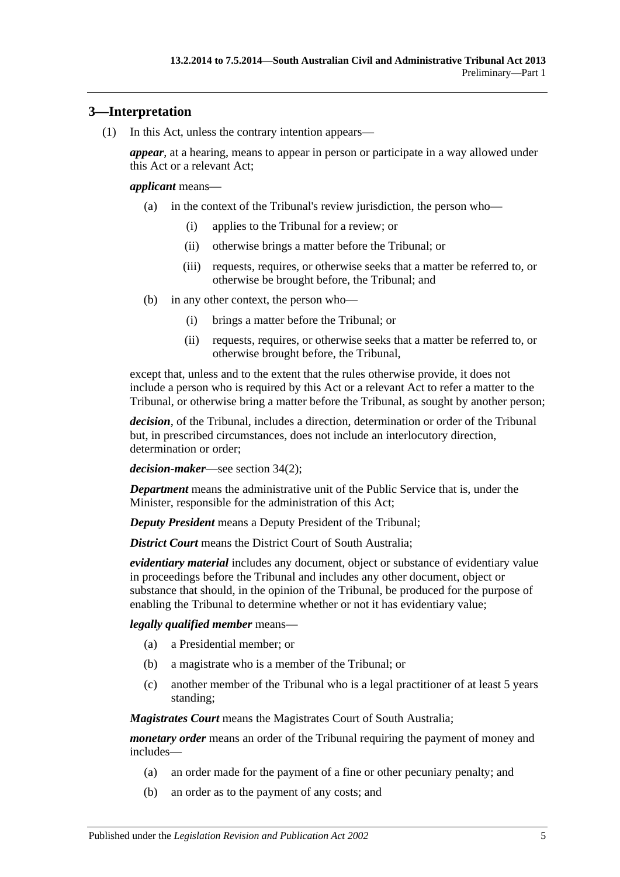## 3—Interpretation

(1) In this Act, unless the contrary intention appears—

***appear***, at a hearing, means to appear in person or participate in a way allowed under this Act or a relevant Act;

***applicant*** means—

(a) in the context of the Tribunal's review jurisdiction, the person who—

(i) applies to the Tribunal for a review; or

(ii) otherwise brings a matter before the Tribunal; or

(iii) requests, requires, or otherwise seeks that a matter be referred to, or otherwise be brought before, the Tribunal; and

(b) in any other context, the person who—

(i) brings a matter before the Tribunal; or

(ii) requests, requires, or otherwise seeks that a matter be referred to, or otherwise brought before, the Tribunal,

except that, unless and to the extent that the rules otherwise provide, it does not include a person who is required by this Act or a relevant Act to refer a matter to the Tribunal, or otherwise bring a matter before the Tribunal, as sought by another person;

***decision***, of the Tribunal, includes a direction, determination or order of the Tribunal but, in prescribed circumstances, does not include an interlocutory direction, determination or order;

***decision-maker***—see section 34(2);

***Department*** means the administrative unit of the Public Service that is, under the Minister, responsible for the administration of this Act;

***Deputy President*** means a Deputy President of the Tribunal;

***District Court*** means the District Court of South Australia;

***evidentiary material*** includes any document, object or substance of evidentiary value in proceedings before the Tribunal and includes any other document, object or substance that should, in the opinion of the Tribunal, be produced for the purpose of enabling the Tribunal to determine whether or not it has evidentiary value;

***legally qualified member*** means—

(a) a Presidential member; or

(b) a magistrate who is a member of the Tribunal; or

(c) another member of the Tribunal who is a legal practitioner of at least 5 years standing;

***Magistrates Court*** means the Magistrates Court of South Australia;

***monetary order*** means an order of the Tribunal requiring the payment of money and includes—

(a) an order made for the payment of a fine or other pecuniary penalty; and

(b) an order as to the payment of any costs; and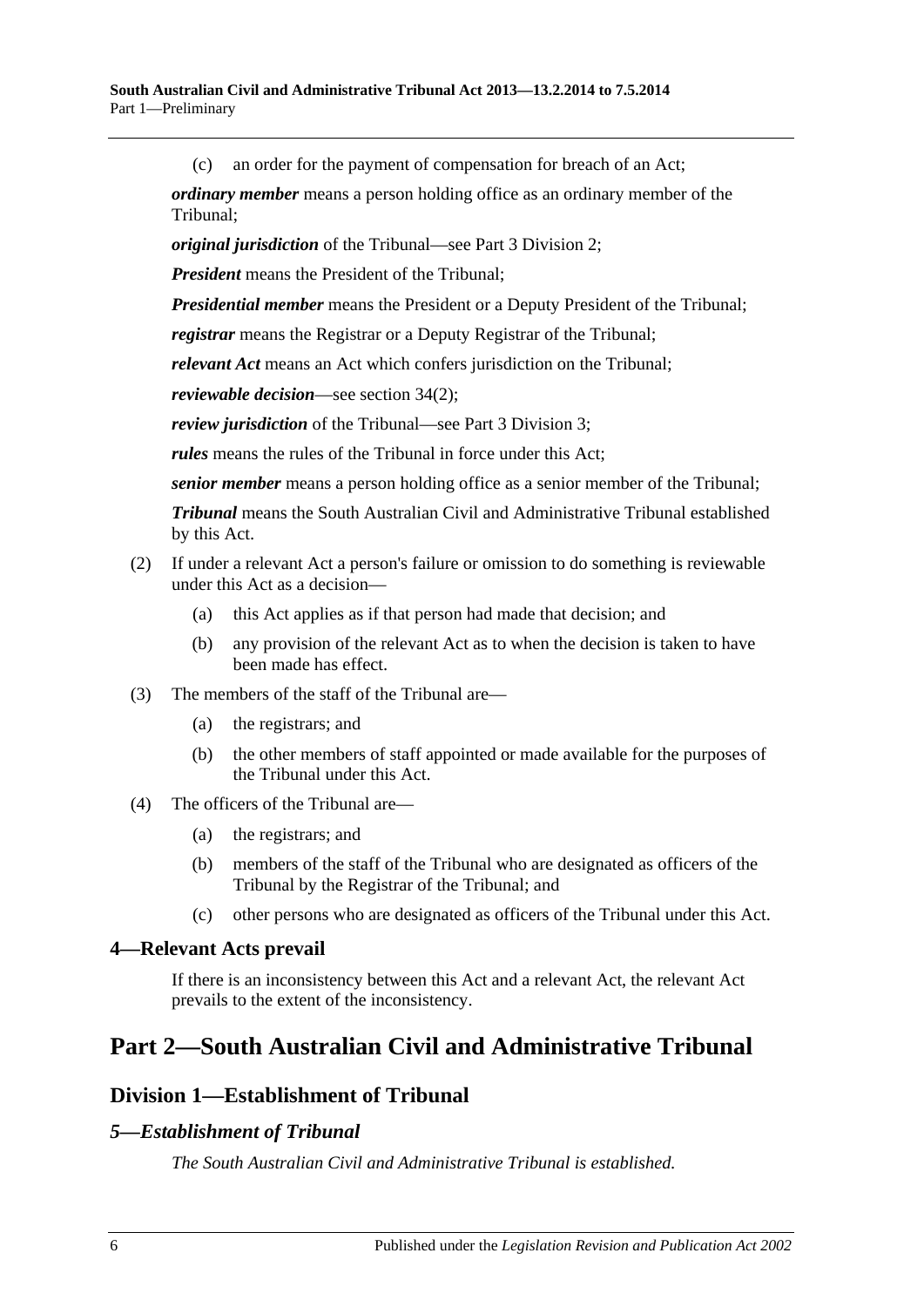(c) an order for the payment of compensation for breach of an Act;

***ordinary member*** means a person holding office as an ordinary member of the Tribunal;

***original jurisdiction*** of the Tribunal—see Part 3 Division 2;

***President*** means the President of the Tribunal;

***Presidential member*** means the President or a Deputy President of the Tribunal;

***registrar*** means the Registrar or a Deputy Registrar of the Tribunal;

***relevant Act*** means an Act which confers jurisdiction on the Tribunal;

***reviewable decision***—see section 34(2);

***review jurisdiction*** of the Tribunal—see Part 3 Division 3;

***rules*** means the rules of the Tribunal in force under this Act;

***senior member*** means a person holding office as a senior member of the Tribunal;

***Tribunal*** means the South Australian Civil and Administrative Tribunal established by this Act.

(2) If under a relevant Act a person's failure or omission to do something is reviewable under this Act as a decision—

(a) this Act applies as if that person had made that decision; and

(b) any provision of the relevant Act as to when the decision is taken to have been made has effect.

(3) The members of the staff of the Tribunal are—

(a) the registrars; and

(b) the other members of staff appointed or made available for the purposes of the Tribunal under this Act.

(4) The officers of the Tribunal are—

(a) the registrars; and

(b) members of the staff of the Tribunal who are designated as officers of the Tribunal by the Registrar of the Tribunal; and

(c) other persons who are designated as officers of the Tribunal under this Act.

### 4—Relevant Acts prevail

If there is an inconsistency between this Act and a relevant Act, the relevant Act prevails to the extent of the inconsistency.

# Part 2—South Australian Civil and Administrative Tribunal

## Division 1—Establishment of Tribunal

### *5—Establishment of Tribunal*

*The South Australian Civil and Administrative Tribunal is established.*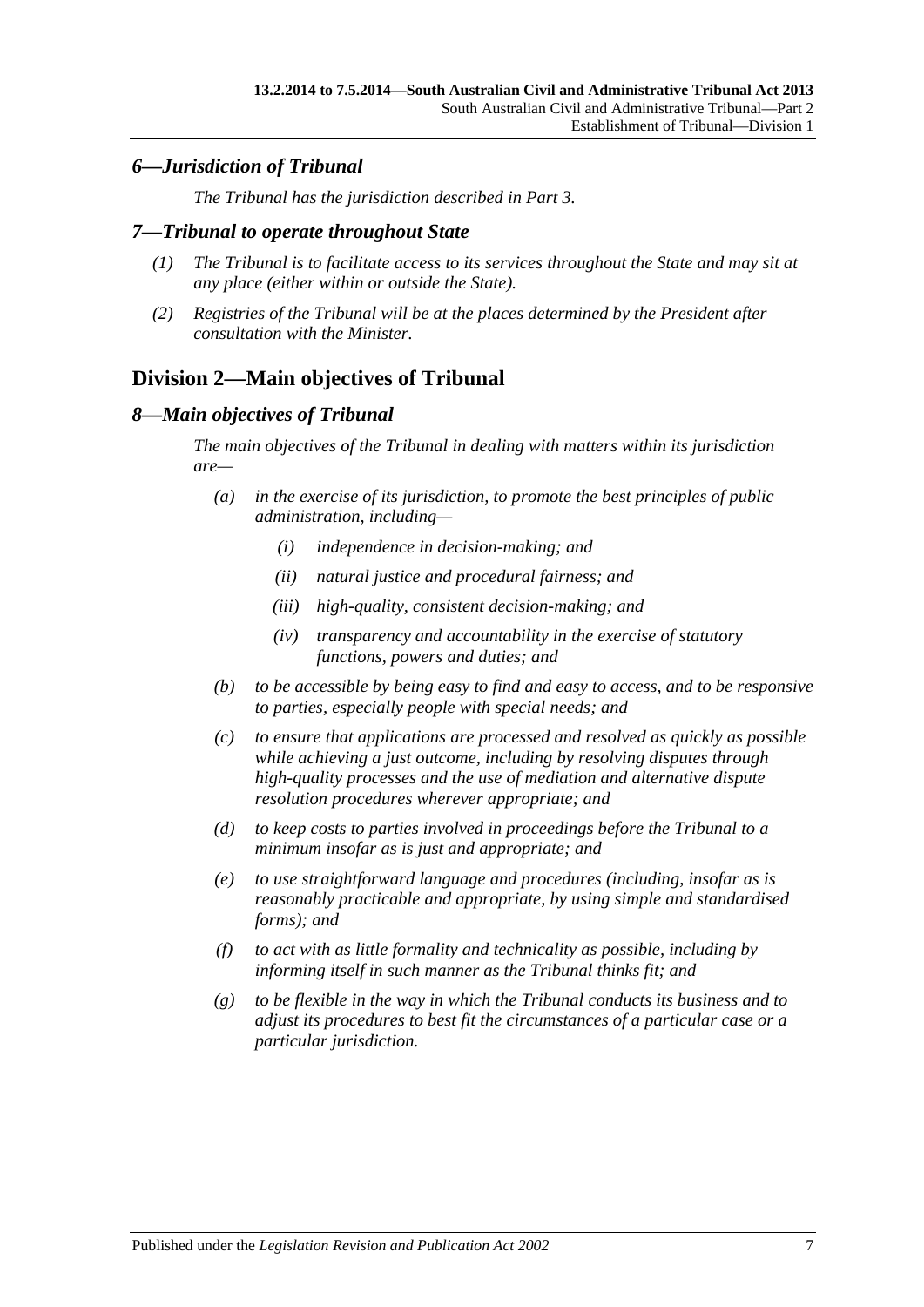### *6—Jurisdiction of Tribunal*

*The Tribunal has the jurisdiction described in Part 3.*

### *7—Tribunal to operate throughout State*

*(1) The Tribunal is to facilitate access to its services throughout the State and may sit at any place (either within or outside the State).*

*(2) Registries of the Tribunal will be at the places determined by the President after consultation with the Minister.*

## Division 2—Main objectives of Tribunal

### *8—Main objectives of Tribunal*

*The main objectives of the Tribunal in dealing with matters within its jurisdiction are—*

*(a) in the exercise of its jurisdiction, to promote the best principles of public administration, including—*

*(i) independence in decision-making; and*

*(ii) natural justice and procedural fairness; and*

*(iii) high-quality, consistent decision-making; and*

*(iv) transparency and accountability in the exercise of statutory functions, powers and duties; and*

*(b) to be accessible by being easy to find and easy to access, and to be responsive to parties, especially people with special needs; and*

*(c) to ensure that applications are processed and resolved as quickly as possible while achieving a just outcome, including by resolving disputes through high-quality processes and the use of mediation and alternative dispute resolution procedures wherever appropriate; and*

*(d) to keep costs to parties involved in proceedings before the Tribunal to a minimum insofar as is just and appropriate; and*

*(e) to use straightforward language and procedures (including, insofar as is reasonably practicable and appropriate, by using simple and standardised forms); and*

*(f) to act with as little formality and technicality as possible, including by informing itself in such manner as the Tribunal thinks fit; and*

*(g) to be flexible in the way in which the Tribunal conducts its business and to adjust its procedures to best fit the circumstances of a particular case or a particular jurisdiction.*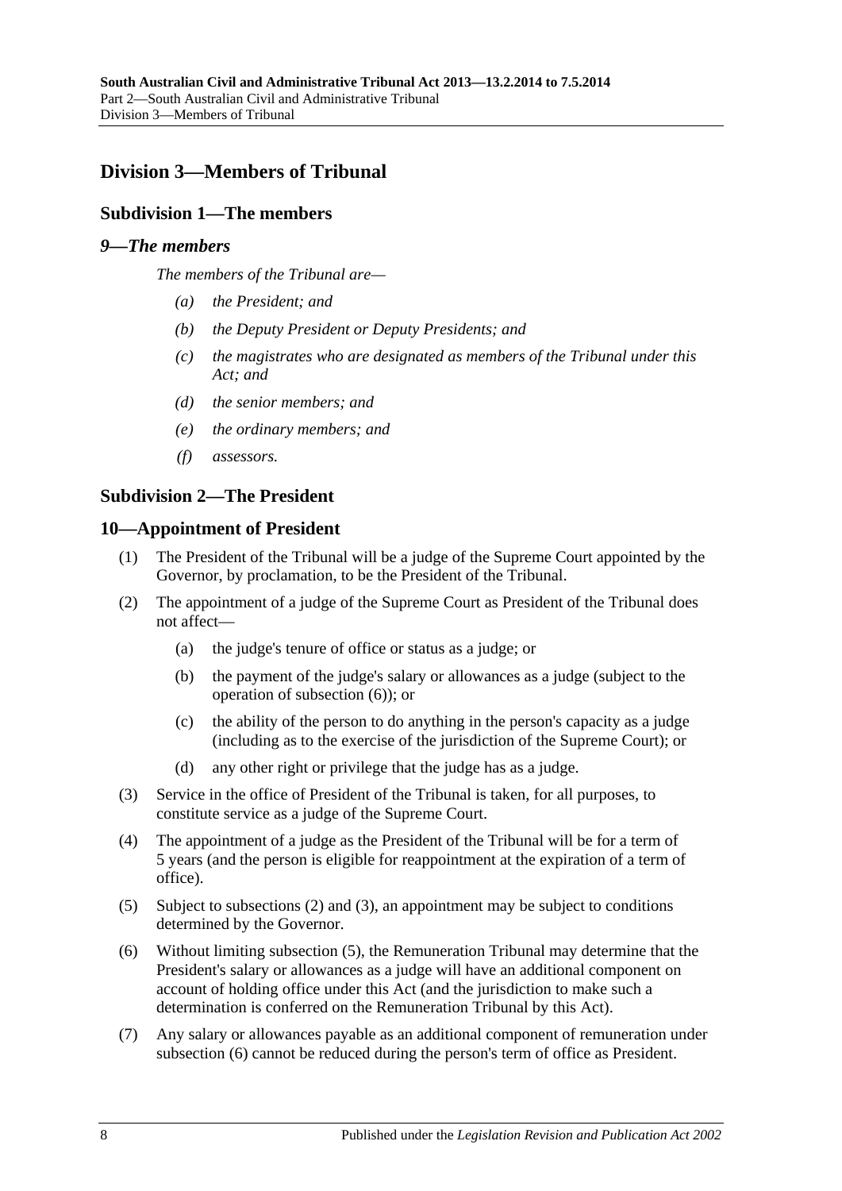## Division 3—Members of Tribunal

### Subdivision 1—The members

#### *9—The members*

*The members of the Tribunal are—*

- *(a) the President; and*
- *(b) the Deputy President or Deputy Presidents; and*
- *(c) the magistrates who are designated as members of the Tribunal under this Act; and*
- *(d) the senior members; and*
- *(e) the ordinary members; and*
- *(f) assessors.*

### Subdivision 2—The President

#### 10—Appointment of President

(1) The President of the Tribunal will be a judge of the Supreme Court appointed by the Governor, by proclamation, to be the President of the Tribunal.

(2) The appointment of a judge of the Supreme Court as President of the Tribunal does not affect—

- (a) the judge's tenure of office or status as a judge; or
- (b) the payment of the judge's salary or allowances as a judge (subject to the operation of subsection (6)); or
- (c) the ability of the person to do anything in the person's capacity as a judge (including as to the exercise of the jurisdiction of the Supreme Court); or
- (d) any other right or privilege that the judge has as a judge.

(3) Service in the office of President of the Tribunal is taken, for all purposes, to constitute service as a judge of the Supreme Court.

(4) The appointment of a judge as the President of the Tribunal will be for a term of 5 years (and the person is eligible for reappointment at the expiration of a term of office).

(5) Subject to subsections (2) and (3), an appointment may be subject to conditions determined by the Governor.

(6) Without limiting subsection (5), the Remuneration Tribunal may determine that the President's salary or allowances as a judge will have an additional component on account of holding office under this Act (and the jurisdiction to make such a determination is conferred on the Remuneration Tribunal by this Act).

(7) Any salary or allowances payable as an additional component of remuneration under subsection (6) cannot be reduced during the person's term of office as President.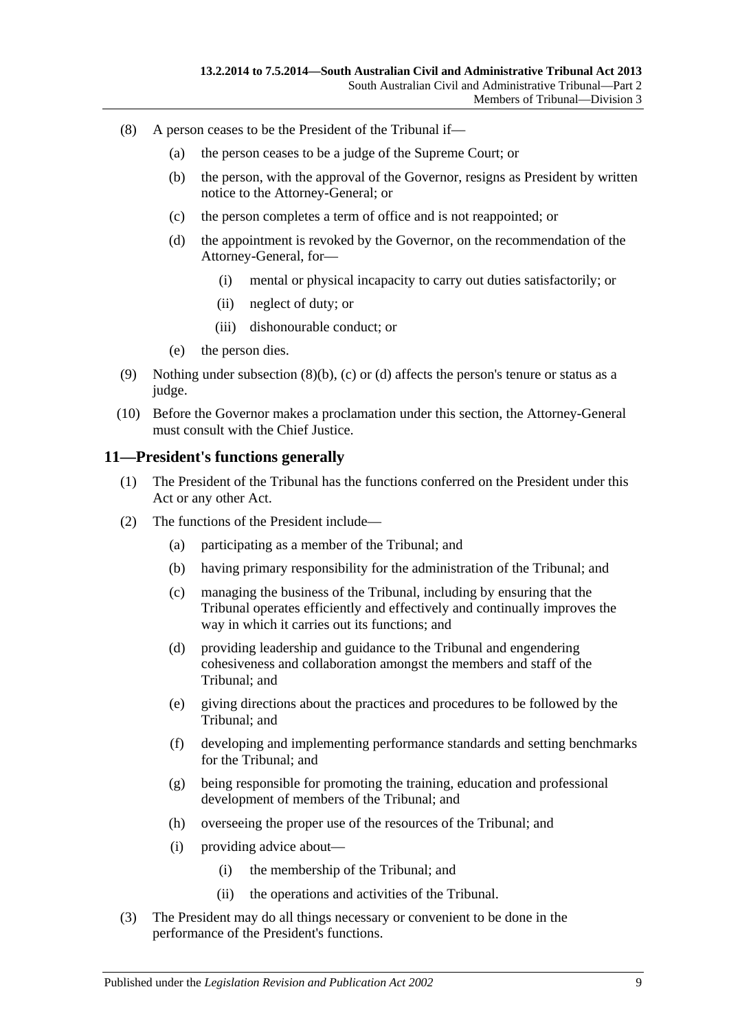(8) A person ceases to be the President of the Tribunal if—

(a) the person ceases to be a judge of the Supreme Court; or

(b) the person, with the approval of the Governor, resigns as President by written notice to the Attorney-General; or

(c) the person completes a term of office and is not reappointed; or

(d) the appointment is revoked by the Governor, on the recommendation of the Attorney-General, for—

(i) mental or physical incapacity to carry out duties satisfactorily; or

(ii) neglect of duty; or

(iii) dishonourable conduct; or

(e) the person dies.

(9) Nothing under subsection (8)(b), (c) or (d) affects the person's tenure or status as a judge.

(10) Before the Governor makes a proclamation under this section, the Attorney-General must consult with the Chief Justice.

## 11—President's functions generally

(1) The President of the Tribunal has the functions conferred on the President under this Act or any other Act.

(2) The functions of the President include—

(a) participating as a member of the Tribunal; and

(b) having primary responsibility for the administration of the Tribunal; and

(c) managing the business of the Tribunal, including by ensuring that the Tribunal operates efficiently and effectively and continually improves the way in which it carries out its functions; and

(d) providing leadership and guidance to the Tribunal and engendering cohesiveness and collaboration amongst the members and staff of the Tribunal; and

(e) giving directions about the practices and procedures to be followed by the Tribunal; and

(f) developing and implementing performance standards and setting benchmarks for the Tribunal; and

(g) being responsible for promoting the training, education and professional development of members of the Tribunal; and

(h) overseeing the proper use of the resources of the Tribunal; and

(i) providing advice about—

(i) the membership of the Tribunal; and

(ii) the operations and activities of the Tribunal.

(3) The President may do all things necessary or convenient to be done in the performance of the President's functions.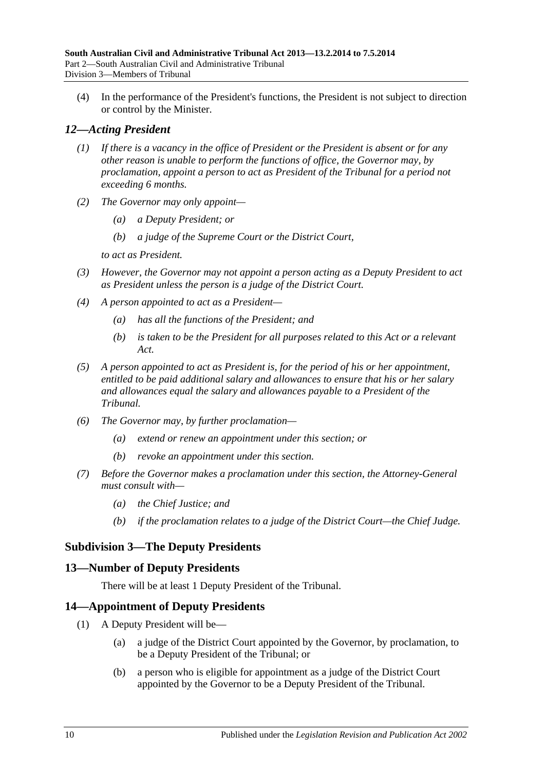(4) In the performance of the President's functions, the President is not subject to direction or control by the Minister.

## *12—Acting President*

*(1) If there is a vacancy in the office of President or the President is absent or for any other reason is unable to perform the functions of office, the Governor may, by proclamation, appoint a person to act as President of the Tribunal for a period not exceeding 6 months.*

*(2) The Governor may only appoint—*

*(a) a Deputy President; or*

*(b) a judge of the Supreme Court or the District Court,*

*to act as President.*

*(3) However, the Governor may not appoint a person acting as a Deputy President to act as President unless the person is a judge of the District Court.*

*(4) A person appointed to act as a President—*

*(a) has all the functions of the President; and*

*(b) is taken to be the President for all purposes related to this Act or a relevant Act.*

*(5) A person appointed to act as President is, for the period of his or her appointment, entitled to be paid additional salary and allowances to ensure that his or her salary and allowances equal the salary and allowances payable to a President of the Tribunal.*

*(6) The Governor may, by further proclamation—*

*(a) extend or renew an appointment under this section; or*

*(b) revoke an appointment under this section.*

*(7) Before the Governor makes a proclamation under this section, the Attorney-General must consult with—*

*(a) the Chief Justice; and*

*(b) if the proclamation relates to a judge of the District Court—the Chief Judge.*

### Subdivision 3—The Deputy Presidents

## 13—Number of Deputy Presidents

There will be at least 1 Deputy President of the Tribunal.

## 14—Appointment of Deputy Presidents

(1) A Deputy President will be—

(a) a judge of the District Court appointed by the Governor, by proclamation, to be a Deputy President of the Tribunal; or

(b) a person who is eligible for appointment as a judge of the District Court appointed by the Governor to be a Deputy President of the Tribunal.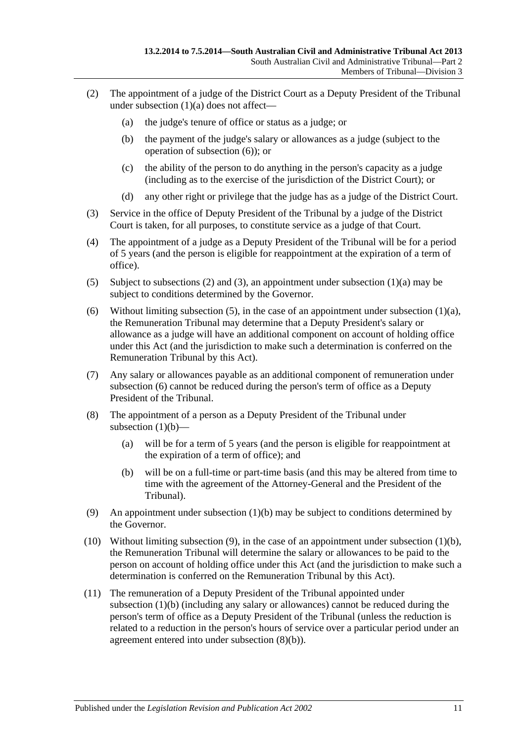(2) The appointment of a judge of the District Court as a Deputy President of the Tribunal under subsection (1)(a) does not affect—

(a) the judge's tenure of office or status as a judge; or

(b) the payment of the judge's salary or allowances as a judge (subject to the operation of subsection (6)); or

(c) the ability of the person to do anything in the person's capacity as a judge (including as to the exercise of the jurisdiction of the District Court); or

(d) any other right or privilege that the judge has as a judge of the District Court.

(3) Service in the office of Deputy President of the Tribunal by a judge of the District Court is taken, for all purposes, to constitute service as a judge of that Court.

(4) The appointment of a judge as a Deputy President of the Tribunal will be for a period of 5 years (and the person is eligible for reappointment at the expiration of a term of office).

(5) Subject to subsections (2) and (3), an appointment under subsection (1)(a) may be subject to conditions determined by the Governor.

(6) Without limiting subsection (5), in the case of an appointment under subsection (1)(a), the Remuneration Tribunal may determine that a Deputy President's salary or allowance as a judge will have an additional component on account of holding office under this Act (and the jurisdiction to make such a determination is conferred on the Remuneration Tribunal by this Act).

(7) Any salary or allowances payable as an additional component of remuneration under subsection (6) cannot be reduced during the person's term of office as a Deputy President of the Tribunal.

(8) The appointment of a person as a Deputy President of the Tribunal under subsection (1)(b)—

(a) will be for a term of 5 years (and the person is eligible for reappointment at the expiration of a term of office); and

(b) will be on a full-time or part-time basis (and this may be altered from time to time with the agreement of the Attorney-General and the President of the Tribunal).

(9) An appointment under subsection (1)(b) may be subject to conditions determined by the Governor.

(10) Without limiting subsection (9), in the case of an appointment under subsection (1)(b), the Remuneration Tribunal will determine the salary or allowances to be paid to the person on account of holding office under this Act (and the jurisdiction to make such a determination is conferred on the Remuneration Tribunal by this Act).

(11) The remuneration of a Deputy President of the Tribunal appointed under subsection (1)(b) (including any salary or allowances) cannot be reduced during the person's term of office as a Deputy President of the Tribunal (unless the reduction is related to a reduction in the person's hours of service over a particular period under an agreement entered into under subsection (8)(b)).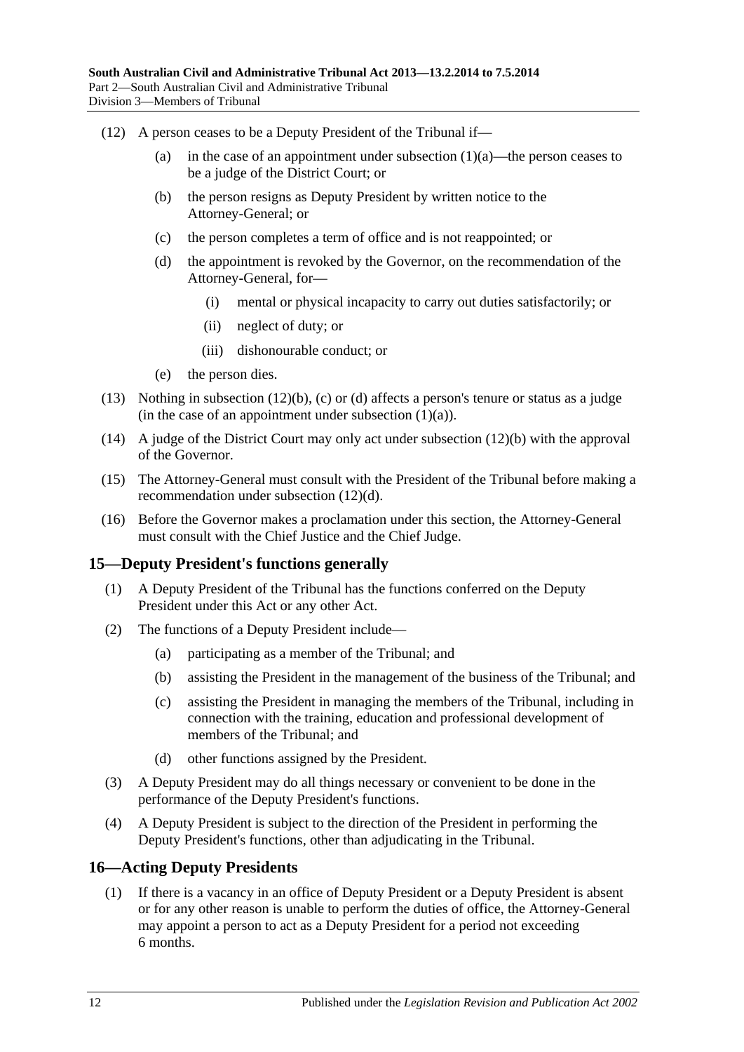(12) A person ceases to be a Deputy President of the Tribunal if—

(a) in the case of an appointment under subsection (1)(a)—the person ceases to be a judge of the District Court; or

(b) the person resigns as Deputy President by written notice to the Attorney-General; or

(c) the person completes a term of office and is not reappointed; or

(d) the appointment is revoked by the Governor, on the recommendation of the Attorney-General, for—

(i) mental or physical incapacity to carry out duties satisfactorily; or

(ii) neglect of duty; or

(iii) dishonourable conduct; or

(e) the person dies.

(13) Nothing in subsection (12)(b), (c) or (d) affects a person's tenure or status as a judge (in the case of an appointment under subsection (1)(a)).

(14) A judge of the District Court may only act under subsection (12)(b) with the approval of the Governor.

(15) The Attorney-General must consult with the President of the Tribunal before making a recommendation under subsection (12)(d).

(16) Before the Governor makes a proclamation under this section, the Attorney-General must consult with the Chief Justice and the Chief Judge.

## 15—Deputy President's functions generally

(1) A Deputy President of the Tribunal has the functions conferred on the Deputy President under this Act or any other Act.

(2) The functions of a Deputy President include—

(a) participating as a member of the Tribunal; and

(b) assisting the President in the management of the business of the Tribunal; and

(c) assisting the President in managing the members of the Tribunal, including in connection with the training, education and professional development of members of the Tribunal; and

(d) other functions assigned by the President.

(3) A Deputy President may do all things necessary or convenient to be done in the performance of the Deputy President's functions.

(4) A Deputy President is subject to the direction of the President in performing the Deputy President's functions, other than adjudicating in the Tribunal.

## 16—Acting Deputy Presidents

(1) If there is a vacancy in an office of Deputy President or a Deputy President is absent or for any other reason is unable to perform the duties of office, the Attorney-General may appoint a person to act as a Deputy President for a period not exceeding 6 months.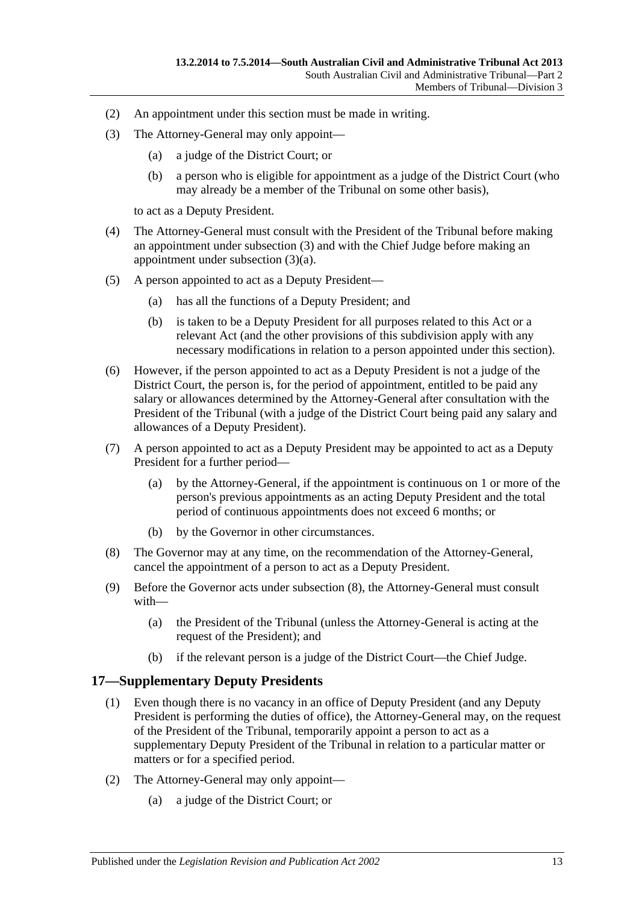(2) An appointment under this section must be made in writing.

(3) The Attorney-General may only appoint—

  (a) a judge of the District Court; or

  (b) a person who is eligible for appointment as a judge of the District Court (who may already be a member of the Tribunal on some other basis),

to act as a Deputy President.

(4) The Attorney-General must consult with the President of the Tribunal before making an appointment under subsection (3) and with the Chief Judge before making an appointment under subsection (3)(a).

(5) A person appointed to act as a Deputy President—

  (a) has all the functions of a Deputy President; and

  (b) is taken to be a Deputy President for all purposes related to this Act or a relevant Act (and the other provisions of this subdivision apply with any necessary modifications in relation to a person appointed under this section).

(6) However, if the person appointed to act as a Deputy President is not a judge of the District Court, the person is, for the period of appointment, entitled to be paid any salary or allowances determined by the Attorney-General after consultation with the President of the Tribunal (with a judge of the District Court being paid any salary and allowances of a Deputy President).

(7) A person appointed to act as a Deputy President may be appointed to act as a Deputy President for a further period—

  (a) by the Attorney-General, if the appointment is continuous on 1 or more of the person's previous appointments as an acting Deputy President and the total period of continuous appointments does not exceed 6 months; or

  (b) by the Governor in other circumstances.

(8) The Governor may at any time, on the recommendation of the Attorney-General, cancel the appointment of a person to act as a Deputy President.

(9) Before the Governor acts under subsection (8), the Attorney-General must consult with—

  (a) the President of the Tribunal (unless the Attorney-General is acting at the request of the President); and

  (b) if the relevant person is a judge of the District Court—the Chief Judge.

## 17—Supplementary Deputy Presidents

(1) Even though there is no vacancy in an office of Deputy President (and any Deputy President is performing the duties of office), the Attorney-General may, on the request of the President of the Tribunal, temporarily appoint a person to act as a supplementary Deputy President of the Tribunal in relation to a particular matter or matters or for a specified period.

(2) The Attorney-General may only appoint—

  (a) a judge of the District Court; or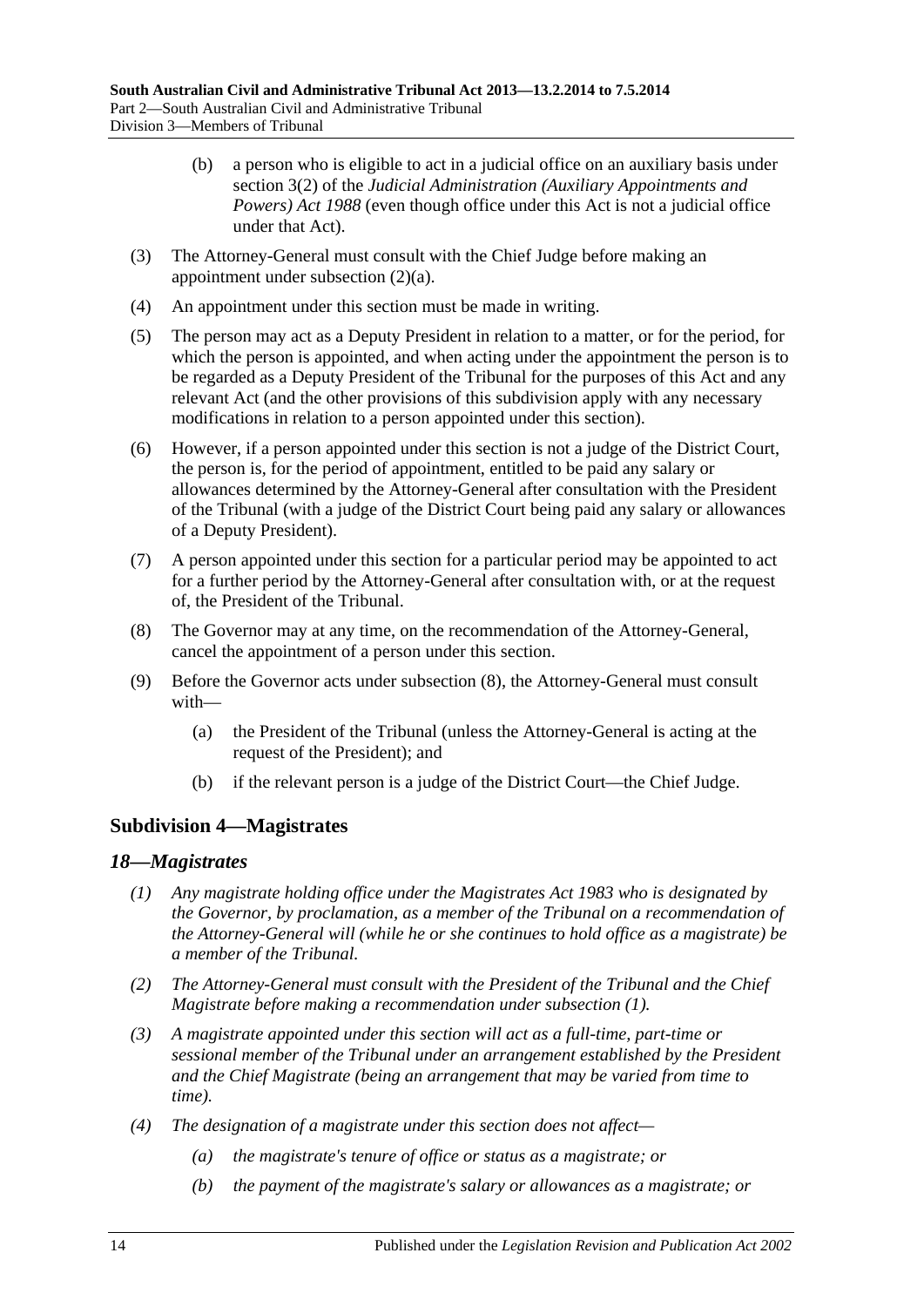(b) a person who is eligible to act in a judicial office on an auxiliary basis under section 3(2) of the *Judicial Administration (Auxiliary Appointments and Powers) Act 1988* (even though office under this Act is not a judicial office under that Act).

(3) The Attorney-General must consult with the Chief Judge before making an appointment under subsection (2)(a).

(4) An appointment under this section must be made in writing.

(5) The person may act as a Deputy President in relation to a matter, or for the period, for which the person is appointed, and when acting under the appointment the person is to be regarded as a Deputy President of the Tribunal for the purposes of this Act and any relevant Act (and the other provisions of this subdivision apply with any necessary modifications in relation to a person appointed under this section).

(6) However, if a person appointed under this section is not a judge of the District Court, the person is, for the period of appointment, entitled to be paid any salary or allowances determined by the Attorney-General after consultation with the President of the Tribunal (with a judge of the District Court being paid any salary or allowances of a Deputy President).

(7) A person appointed under this section for a particular period may be appointed to act for a further period by the Attorney-General after consultation with, or at the request of, the President of the Tribunal.

(8) The Governor may at any time, on the recommendation of the Attorney-General, cancel the appointment of a person under this section.

(9) Before the Governor acts under subsection (8), the Attorney-General must consult with—

(a) the President of the Tribunal (unless the Attorney-General is acting at the request of the President); and

(b) if the relevant person is a judge of the District Court—the Chief Judge.

## Subdivision 4—Magistrates

### *18—Magistrates*

*(1) Any magistrate holding office under the Magistrates Act 1983 who is designated by the Governor, by proclamation, as a member of the Tribunal on a recommendation of the Attorney-General will (while he or she continues to hold office as a magistrate) be a member of the Tribunal.*

*(2) The Attorney-General must consult with the President of the Tribunal and the Chief Magistrate before making a recommendation under subsection (1).*

*(3) A magistrate appointed under this section will act as a full-time, part-time or sessional member of the Tribunal under an arrangement established by the President and the Chief Magistrate (being an arrangement that may be varied from time to time).*

*(4) The designation of a magistrate under this section does not affect—*

*(a) the magistrate's tenure of office or status as a magistrate; or*

*(b) the payment of the magistrate's salary or allowances as a magistrate; or*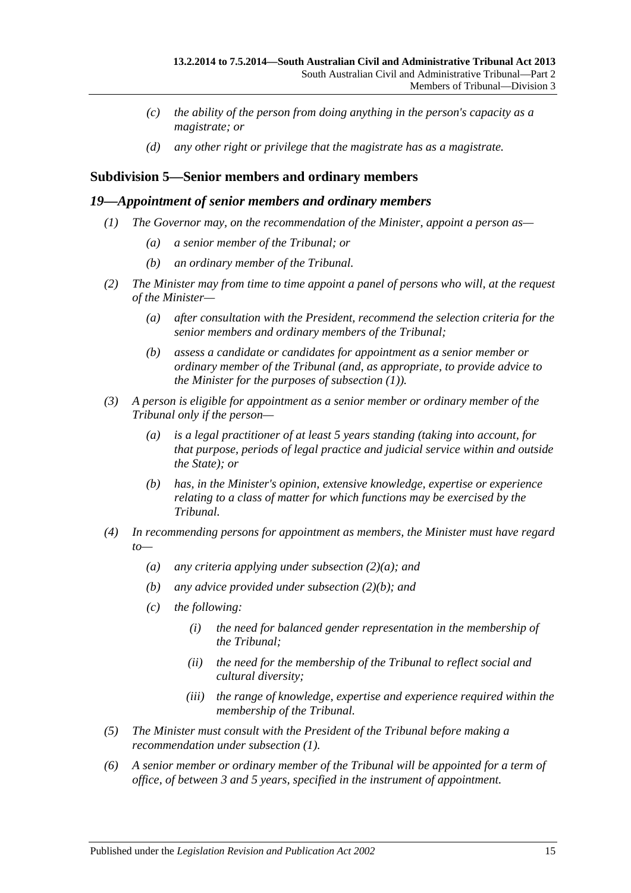- *(c)* *the ability of the person from doing anything in the person's capacity as a magistrate; or*
- *(d)* *any other right or privilege that the magistrate has as a magistrate.*

## Subdivision 5—Senior members and ordinary members

### *19—Appointment of senior members and ordinary members*

*(1)* *The Governor may, on the recommendation of the Minister, appoint a person as—*

- *(a)* *a senior member of the Tribunal; or*
- *(b)* *an ordinary member of the Tribunal.*

*(2)* *The Minister may from time to time appoint a panel of persons who will, at the request of the Minister—*

- *(a)* *after consultation with the President, recommend the selection criteria for the senior members and ordinary members of the Tribunal;*
- *(b)* *assess a candidate or candidates for appointment as a senior member or ordinary member of the Tribunal (and, as appropriate, to provide advice to the Minister for the purposes of subsection (1)).*

*(3)* *A person is eligible for appointment as a senior member or ordinary member of the Tribunal only if the person—*

- *(a)* *is a legal practitioner of at least 5 years standing (taking into account, for that purpose, periods of legal practice and judicial service within and outside the State); or*
- *(b)* *has, in the Minister's opinion, extensive knowledge, expertise or experience relating to a class of matter for which functions may be exercised by the Tribunal.*

*(4)* *In recommending persons for appointment as members, the Minister must have regard to—*

- *(a)* *any criteria applying under subsection (2)(a); and*
- *(b)* *any advice provided under subsection (2)(b); and*
- *(c)* *the following:*
  - *(i)* *the need for balanced gender representation in the membership of the Tribunal;*
  - *(ii)* *the need for the membership of the Tribunal to reflect social and cultural diversity;*
  - *(iii)* *the range of knowledge, expertise and experience required within the membership of the Tribunal.*

*(5)* *The Minister must consult with the President of the Tribunal before making a recommendation under subsection (1).*

*(6)* *A senior member or ordinary member of the Tribunal will be appointed for a term of office, of between 3 and 5 years, specified in the instrument of appointment.*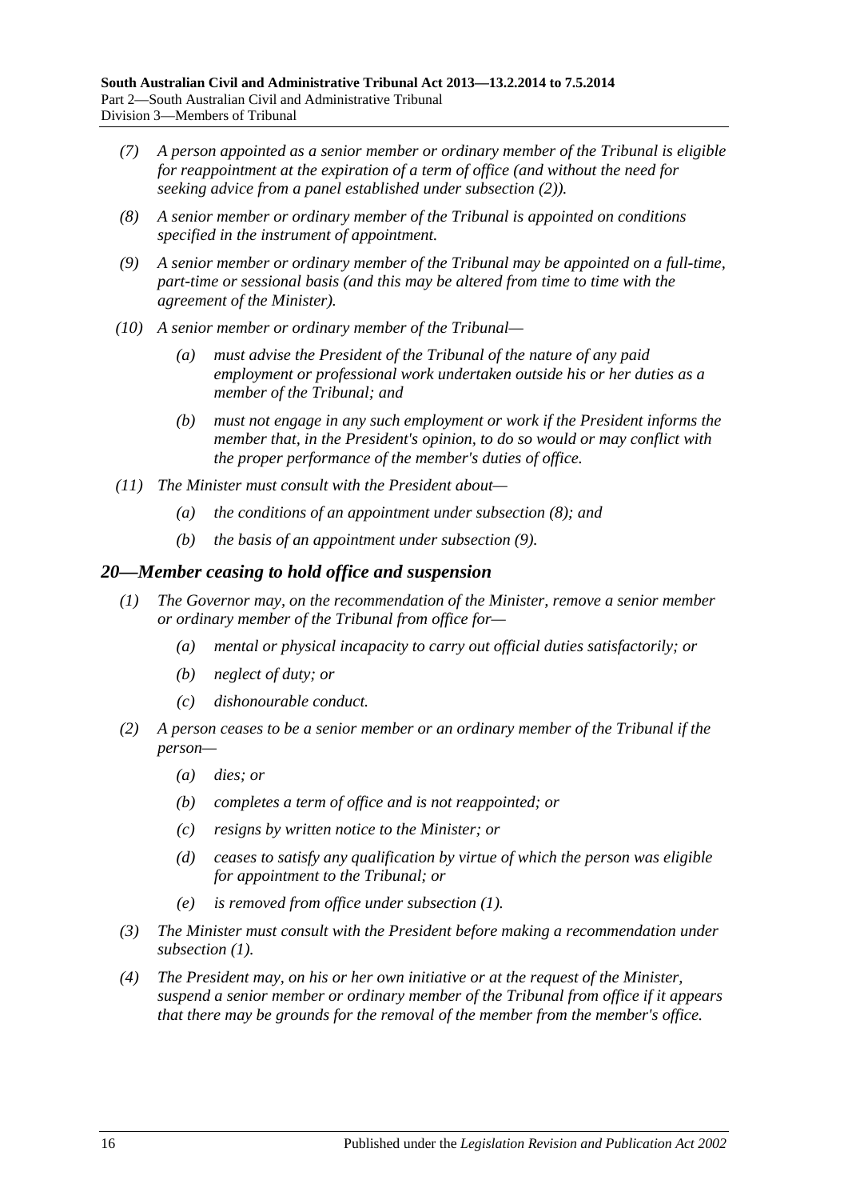*(7) A person appointed as a senior member or ordinary member of the Tribunal is eligible for reappointment at the expiration of a term of office (and without the need for seeking advice from a panel established under subsection (2)).*

*(8) A senior member or ordinary member of the Tribunal is appointed on conditions specified in the instrument of appointment.*

*(9) A senior member or ordinary member of the Tribunal may be appointed on a full-time, part-time or sessional basis (and this may be altered from time to time with the agreement of the Minister).*

*(10) A senior member or ordinary member of the Tribunal—*

*(a) must advise the President of the Tribunal of the nature of any paid employment or professional work undertaken outside his or her duties as a member of the Tribunal; and*

*(b) must not engage in any such employment or work if the President informs the member that, in the President's opinion, to do so would or may conflict with the proper performance of the member's duties of office.*

*(11) The Minister must consult with the President about—*

*(a) the conditions of an appointment under subsection (8); and*

*(b) the basis of an appointment under subsection (9).*

## *20—Member ceasing to hold office and suspension*

*(1) The Governor may, on the recommendation of the Minister, remove a senior member or ordinary member of the Tribunal from office for—*

*(a) mental or physical incapacity to carry out official duties satisfactorily; or*

*(b) neglect of duty; or*

*(c) dishonourable conduct.*

*(2) A person ceases to be a senior member or an ordinary member of the Tribunal if the person—*

*(a) dies; or*

*(b) completes a term of office and is not reappointed; or*

*(c) resigns by written notice to the Minister; or*

*(d) ceases to satisfy any qualification by virtue of which the person was eligible for appointment to the Tribunal; or*

*(e) is removed from office under subsection (1).*

*(3) The Minister must consult with the President before making a recommendation under subsection (1).*

*(4) The President may, on his or her own initiative or at the request of the Minister, suspend a senior member or ordinary member of the Tribunal from office if it appears that there may be grounds for the removal of the member from the member's office.*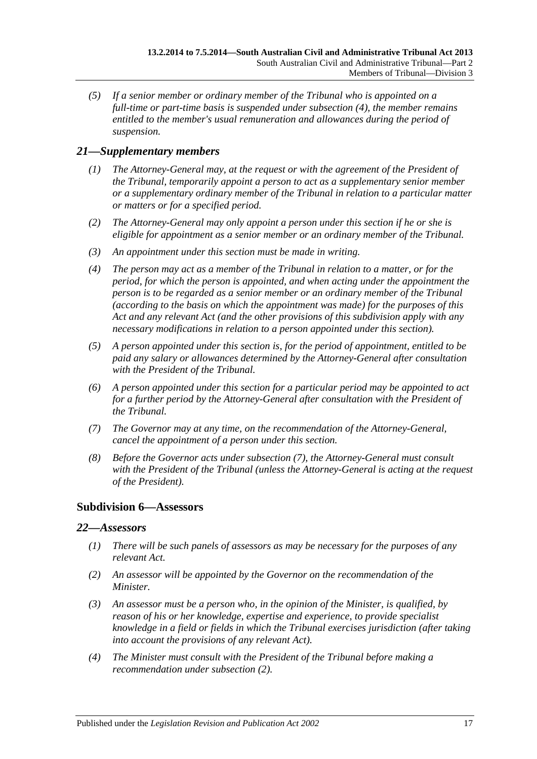*(5) If a senior member or ordinary member of the Tribunal who is appointed on a full-time or part-time basis is suspended under subsection (4), the member remains entitled to the member's usual remuneration and allowances during the period of suspension.*

### *21—Supplementary members*

*(1) The Attorney-General may, at the request or with the agreement of the President of the Tribunal, temporarily appoint a person to act as a supplementary senior member or a supplementary ordinary member of the Tribunal in relation to a particular matter or matters or for a specified period.*

*(2) The Attorney-General may only appoint a person under this section if he or she is eligible for appointment as a senior member or an ordinary member of the Tribunal.*

*(3) An appointment under this section must be made in writing.*

*(4) The person may act as a member of the Tribunal in relation to a matter, or for the period, for which the person is appointed, and when acting under the appointment the person is to be regarded as a senior member or an ordinary member of the Tribunal (according to the basis on which the appointment was made) for the purposes of this Act and any relevant Act (and the other provisions of this subdivision apply with any necessary modifications in relation to a person appointed under this section).*

*(5) A person appointed under this section is, for the period of appointment, entitled to be paid any salary or allowances determined by the Attorney-General after consultation with the President of the Tribunal.*

*(6) A person appointed under this section for a particular period may be appointed to act for a further period by the Attorney-General after consultation with the President of the Tribunal.*

*(7) The Governor may at any time, on the recommendation of the Attorney-General, cancel the appointment of a person under this section.*

*(8) Before the Governor acts under subsection (7), the Attorney-General must consult with the President of the Tribunal (unless the Attorney-General is acting at the request of the President).*

## Subdivision 6—Assessors

### *22—Assessors*

*(1) There will be such panels of assessors as may be necessary for the purposes of any relevant Act.*

*(2) An assessor will be appointed by the Governor on the recommendation of the Minister.*

*(3) An assessor must be a person who, in the opinion of the Minister, is qualified, by reason of his or her knowledge, expertise and experience, to provide specialist knowledge in a field or fields in which the Tribunal exercises jurisdiction (after taking into account the provisions of any relevant Act).*

*(4) The Minister must consult with the President of the Tribunal before making a recommendation under subsection (2).*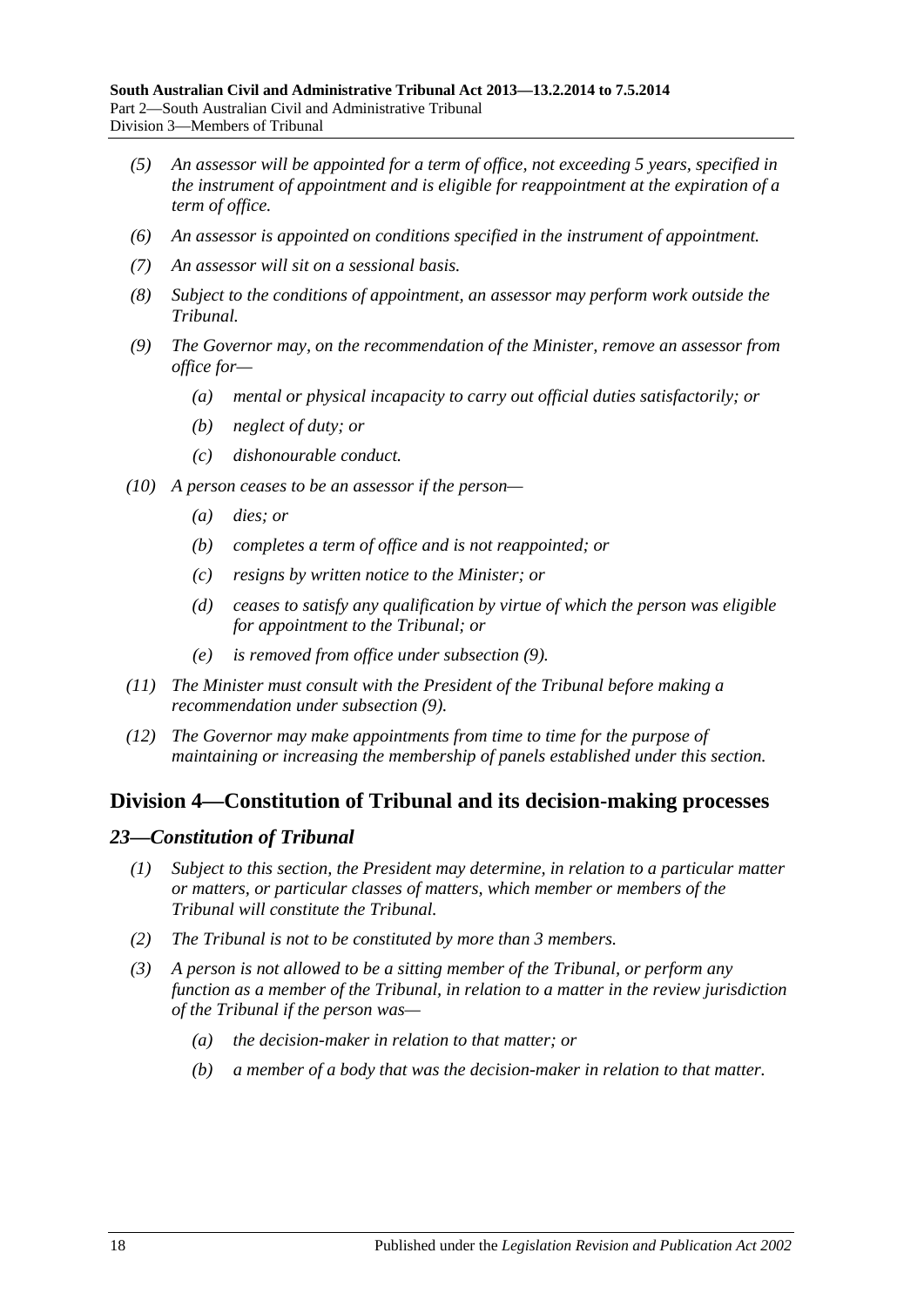*(5) An assessor will be appointed for a term of office, not exceeding 5 years, specified in the instrument of appointment and is eligible for reappointment at the expiration of a term of office.*

*(6) An assessor is appointed on conditions specified in the instrument of appointment.*

*(7) An assessor will sit on a sessional basis.*

*(8) Subject to the conditions of appointment, an assessor may perform work outside the Tribunal.*

*(9) The Governor may, on the recommendation of the Minister, remove an assessor from office for—*

- *(a) mental or physical incapacity to carry out official duties satisfactorily; or*
- *(b) neglect of duty; or*
- *(c) dishonourable conduct.*

*(10) A person ceases to be an assessor if the person—*

- *(a) dies; or*
- *(b) completes a term of office and is not reappointed; or*
- *(c) resigns by written notice to the Minister; or*
- *(d) ceases to satisfy any qualification by virtue of which the person was eligible for appointment to the Tribunal; or*
- *(e) is removed from office under subsection (9).*

*(11) The Minister must consult with the President of the Tribunal before making a recommendation under subsection (9).*

*(12) The Governor may make appointments from time to time for the purpose of maintaining or increasing the membership of panels established under this section.*

## Division 4—Constitution of Tribunal and its decision-making processes

### *23—Constitution of Tribunal*

*(1) Subject to this section, the President may determine, in relation to a particular matter or matters, or particular classes of matters, which member or members of the Tribunal will constitute the Tribunal.*

*(2) The Tribunal is not to be constituted by more than 3 members.*

*(3) A person is not allowed to be a sitting member of the Tribunal, or perform any function as a member of the Tribunal, in relation to a matter in the review jurisdiction of the Tribunal if the person was—*

- *(a) the decision-maker in relation to that matter; or*
- *(b) a member of a body that was the decision-maker in relation to that matter.*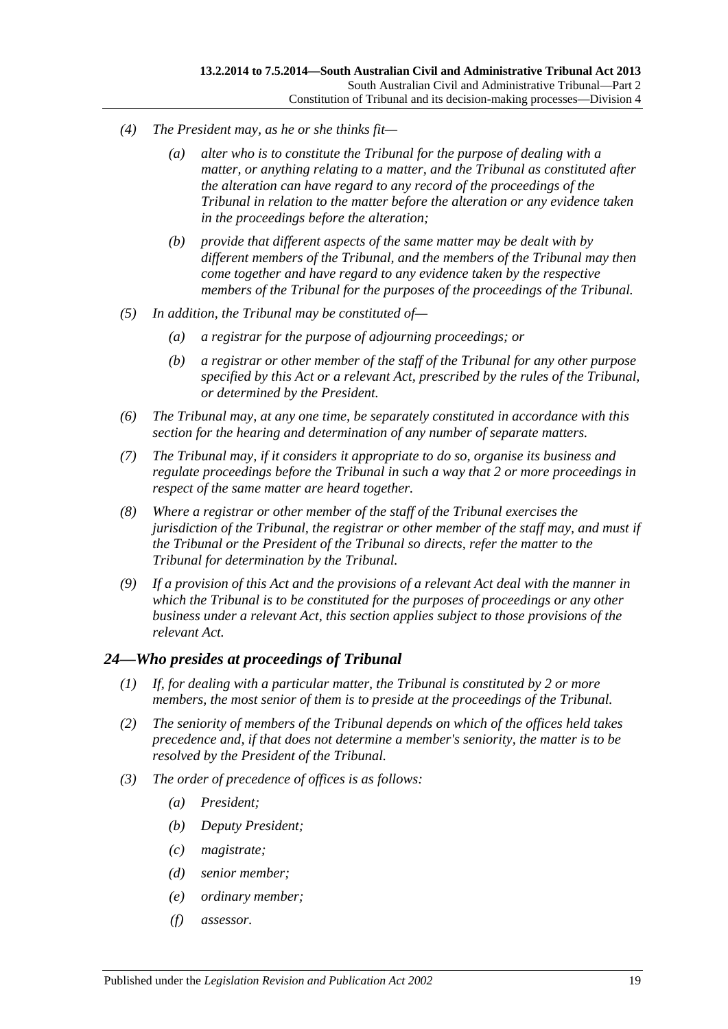(4) The President may, as he or she thinks fit—

(a) alter who is to constitute the Tribunal for the purpose of dealing with a matter, or anything relating to a matter, and the Tribunal as constituted after the alteration can have regard to any record of the proceedings of the Tribunal in relation to the matter before the alteration or any evidence taken in the proceedings before the alteration;

(b) provide that different aspects of the same matter may be dealt with by different members of the Tribunal, and the members of the Tribunal may then come together and have regard to any evidence taken by the respective members of the Tribunal for the purposes of the proceedings of the Tribunal.

(5) In addition, the Tribunal may be constituted of—

(a) a registrar for the purpose of adjourning proceedings; or

(b) a registrar or other member of the staff of the Tribunal for any other purpose specified by this Act or a relevant Act, prescribed by the rules of the Tribunal, or determined by the President.

(6) The Tribunal may, at any one time, be separately constituted in accordance with this section for the hearing and determination of any number of separate matters.

(7) The Tribunal may, if it considers it appropriate to do so, organise its business and regulate proceedings before the Tribunal in such a way that 2 or more proceedings in respect of the same matter are heard together.

(8) Where a registrar or other member of the staff of the Tribunal exercises the jurisdiction of the Tribunal, the registrar or other member of the staff may, and must if the Tribunal or the President of the Tribunal so directs, refer the matter to the Tribunal for determination by the Tribunal.

(9) If a provision of this Act and the provisions of a relevant Act deal with the manner in which the Tribunal is to be constituted for the purposes of proceedings or any other business under a relevant Act, this section applies subject to those provisions of the relevant Act.

## 24—Who presides at proceedings of Tribunal

(1) If, for dealing with a particular matter, the Tribunal is constituted by 2 or more members, the most senior of them is to preside at the proceedings of the Tribunal.

(2) The seniority of members of the Tribunal depends on which of the offices held takes precedence and, if that does not determine a member's seniority, the matter is to be resolved by the President of the Tribunal.

(3) The order of precedence of offices is as follows:

(a) President;

(b) Deputy President;

(c) magistrate;

(d) senior member;

(e) ordinary member;

(f) assessor.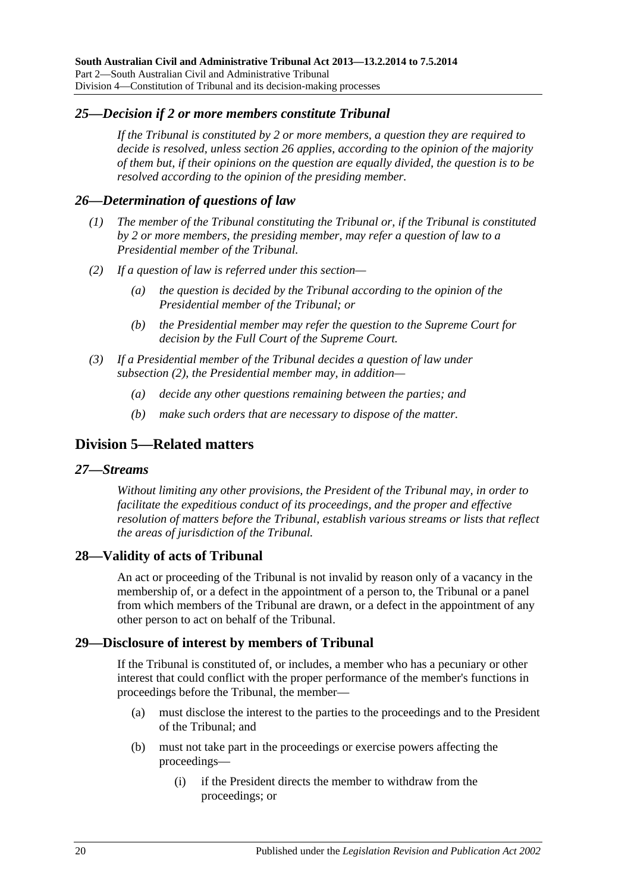### *25—Decision if 2 or more members constitute Tribunal*

*If the Tribunal is constituted by 2 or more members, a question they are required to decide is resolved, unless section 26 applies, according to the opinion of the majority of them but, if their opinions on the question are equally divided, the question is to be resolved according to the opinion of the presiding member.*

### *26—Determination of questions of law*

*(1) The member of the Tribunal constituting the Tribunal or, if the Tribunal is constituted by 2 or more members, the presiding member, may refer a question of law to a Presidential member of the Tribunal.*

*(2) If a question of law is referred under this section—*

*(a) the question is decided by the Tribunal according to the opinion of the Presidential member of the Tribunal; or*

*(b) the Presidential member may refer the question to the Supreme Court for decision by the Full Court of the Supreme Court.*

*(3) If a Presidential member of the Tribunal decides a question of law under subsection (2), the Presidential member may, in addition—*

*(a) decide any other questions remaining between the parties; and*

*(b) make such orders that are necessary to dispose of the matter.*

## Division 5—Related matters

### *27—Streams*

*Without limiting any other provisions, the President of the Tribunal may, in order to facilitate the expeditious conduct of its proceedings, and the proper and effective resolution of matters before the Tribunal, establish various streams or lists that reflect the areas of jurisdiction of the Tribunal.*

### 28—Validity of acts of Tribunal

An act or proceeding of the Tribunal is not invalid by reason only of a vacancy in the membership of, or a defect in the appointment of a person to, the Tribunal or a panel from which members of the Tribunal are drawn, or a defect in the appointment of any other person to act on behalf of the Tribunal.

### 29—Disclosure of interest by members of Tribunal

If the Tribunal is constituted of, or includes, a member who has a pecuniary or other interest that could conflict with the proper performance of the member's functions in proceedings before the Tribunal, the member—

(a) must disclose the interest to the parties to the proceedings and to the President of the Tribunal; and

(b) must not take part in the proceedings or exercise powers affecting the proceedings—

(i) if the President directs the member to withdraw from the proceedings; or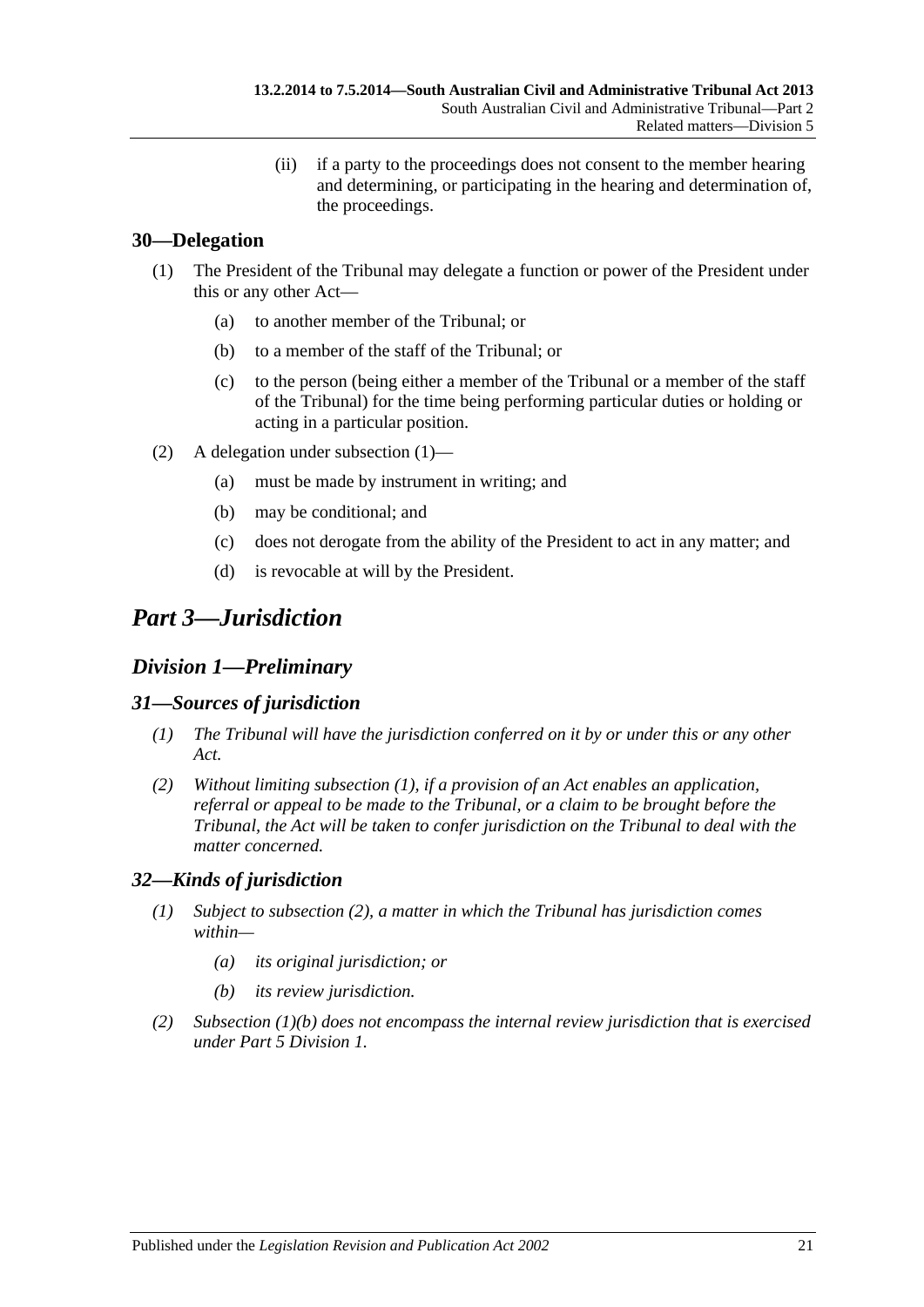(ii) if a party to the proceedings does not consent to the member hearing and determining, or participating in the hearing and determination of, the proceedings.

### 30—Delegation

(1) The President of the Tribunal may delegate a function or power of the President under this or any other Act—

(a) to another member of the Tribunal; or

(b) to a member of the staff of the Tribunal; or

(c) to the person (being either a member of the Tribunal or a member of the staff of the Tribunal) for the time being performing particular duties or holding or acting in a particular position.

(2) A delegation under subsection (1)—

(a) must be made by instrument in writing; and

(b) may be conditional; and

(c) does not derogate from the ability of the President to act in any matter; and

(d) is revocable at will by the President.

# *Part 3—Jurisdiction*

## *Division 1—Preliminary*

### *31—Sources of jurisdiction*

*(1) The Tribunal will have the jurisdiction conferred on it by or under this or any other Act.*

*(2) Without limiting subsection (1), if a provision of an Act enables an application, referral or appeal to be made to the Tribunal, or a claim to be brought before the Tribunal, the Act will be taken to confer jurisdiction on the Tribunal to deal with the matter concerned.*

### *32—Kinds of jurisdiction*

*(1) Subject to subsection (2), a matter in which the Tribunal has jurisdiction comes within—*

*(a) its original jurisdiction; or*

*(b) its review jurisdiction.*

*(2) Subsection (1)(b) does not encompass the internal review jurisdiction that is exercised under Part 5 Division 1.*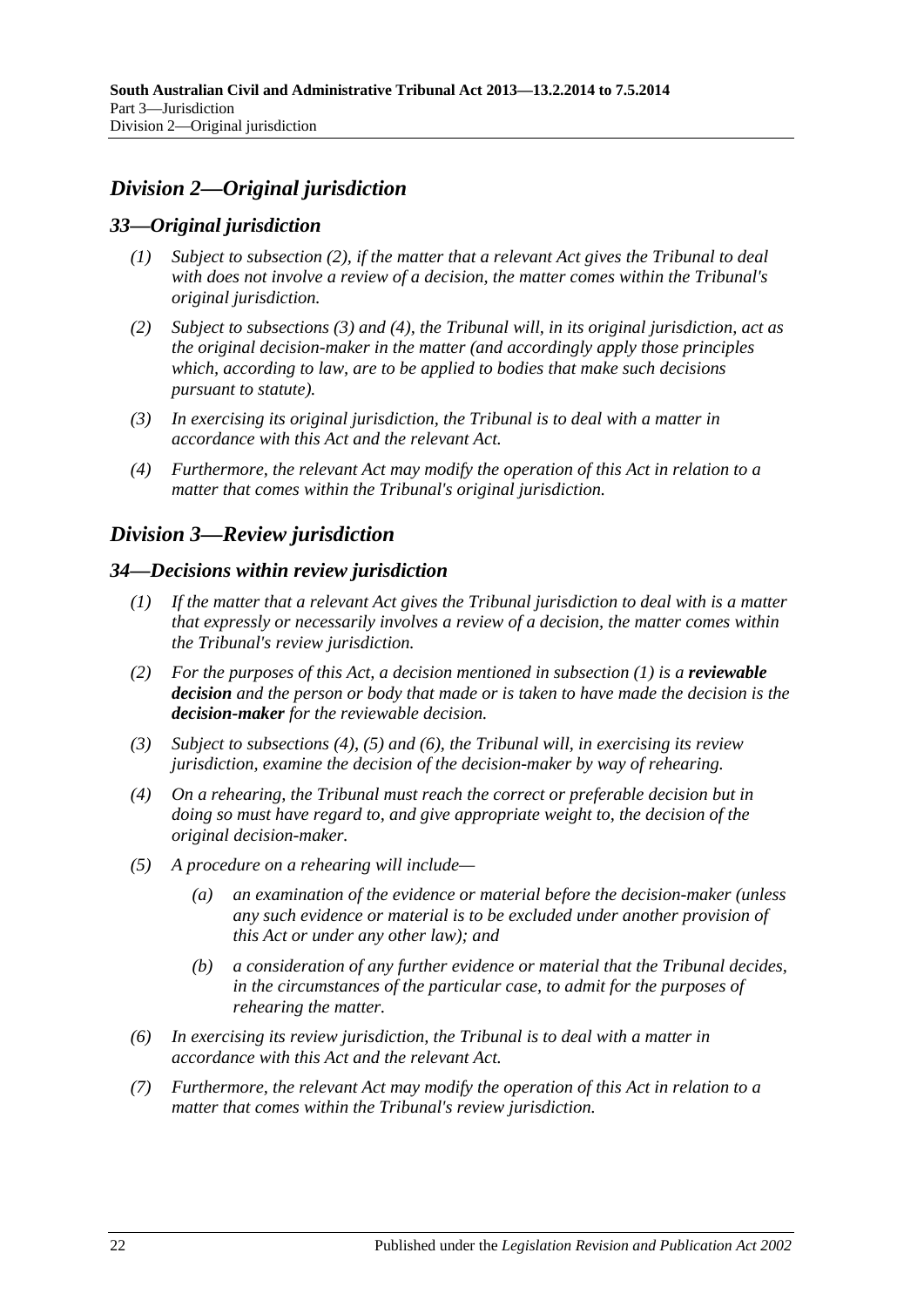## *Division 2—Original jurisdiction*

### *33—Original jurisdiction*

*(1) Subject to subsection (2), if the matter that a relevant Act gives the Tribunal to deal with does not involve a review of a decision, the matter comes within the Tribunal's original jurisdiction.*

*(2) Subject to subsections (3) and (4), the Tribunal will, in its original jurisdiction, act as the original decision-maker in the matter (and accordingly apply those principles which, according to law, are to be applied to bodies that make such decisions pursuant to statute).*

*(3) In exercising its original jurisdiction, the Tribunal is to deal with a matter in accordance with this Act and the relevant Act.*

*(4) Furthermore, the relevant Act may modify the operation of this Act in relation to a matter that comes within the Tribunal's original jurisdiction.*

## *Division 3—Review jurisdiction*

### *34—Decisions within review jurisdiction*

*(1) If the matter that a relevant Act gives the Tribunal jurisdiction to deal with is a matter that expressly or necessarily involves a review of a decision, the matter comes within the Tribunal's review jurisdiction.*

*(2) For the purposes of this Act, a decision mentioned in subsection (1) is a **reviewable decision** and the person or body that made or is taken to have made the decision is the **decision-maker** for the reviewable decision.*

*(3) Subject to subsections (4), (5) and (6), the Tribunal will, in exercising its review jurisdiction, examine the decision of the decision-maker by way of rehearing.*

*(4) On a rehearing, the Tribunal must reach the correct or preferable decision but in doing so must have regard to, and give appropriate weight to, the decision of the original decision-maker.*

*(5) A procedure on a rehearing will include—*

*(a) an examination of the evidence or material before the decision-maker (unless any such evidence or material is to be excluded under another provision of this Act or under any other law); and*

*(b) a consideration of any further evidence or material that the Tribunal decides, in the circumstances of the particular case, to admit for the purposes of rehearing the matter.*

*(6) In exercising its review jurisdiction, the Tribunal is to deal with a matter in accordance with this Act and the relevant Act.*

*(7) Furthermore, the relevant Act may modify the operation of this Act in relation to a matter that comes within the Tribunal's review jurisdiction.*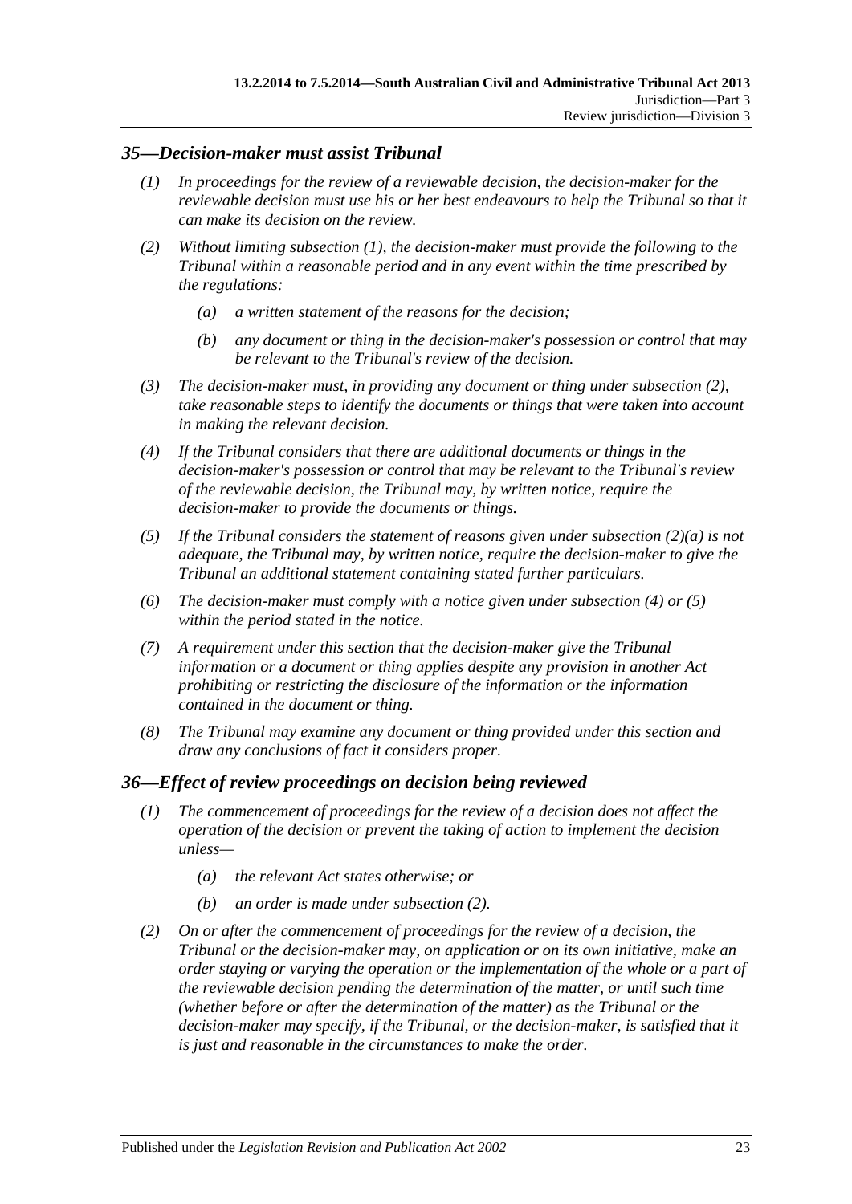### *35—Decision-maker must assist Tribunal*

*(1) In proceedings for the review of a reviewable decision, the decision-maker for the reviewable decision must use his or her best endeavours to help the Tribunal so that it can make its decision on the review.*

*(2) Without limiting subsection (1), the decision-maker must provide the following to the Tribunal within a reasonable period and in any event within the time prescribed by the regulations:*

*(a) a written statement of the reasons for the decision;*

*(b) any document or thing in the decision-maker's possession or control that may be relevant to the Tribunal's review of the decision.*

*(3) The decision-maker must, in providing any document or thing under subsection (2), take reasonable steps to identify the documents or things that were taken into account in making the relevant decision.*

*(4) If the Tribunal considers that there are additional documents or things in the decision-maker's possession or control that may be relevant to the Tribunal's review of the reviewable decision, the Tribunal may, by written notice, require the decision-maker to provide the documents or things.*

*(5) If the Tribunal considers the statement of reasons given under subsection (2)(a) is not adequate, the Tribunal may, by written notice, require the decision-maker to give the Tribunal an additional statement containing stated further particulars.*

*(6) The decision-maker must comply with a notice given under subsection (4) or (5) within the period stated in the notice.*

*(7) A requirement under this section that the decision-maker give the Tribunal information or a document or thing applies despite any provision in another Act prohibiting or restricting the disclosure of the information or the information contained in the document or thing.*

*(8) The Tribunal may examine any document or thing provided under this section and draw any conclusions of fact it considers proper.*

### *36—Effect of review proceedings on decision being reviewed*

*(1) The commencement of proceedings for the review of a decision does not affect the operation of the decision or prevent the taking of action to implement the decision unless—*

*(a) the relevant Act states otherwise; or*

*(b) an order is made under subsection (2).*

*(2) On or after the commencement of proceedings for the review of a decision, the Tribunal or the decision-maker may, on application or on its own initiative, make an order staying or varying the operation or the implementation of the whole or a part of the reviewable decision pending the determination of the matter, or until such time (whether before or after the determination of the matter) as the Tribunal or the decision-maker may specify, if the Tribunal, or the decision-maker, is satisfied that it is just and reasonable in the circumstances to make the order.*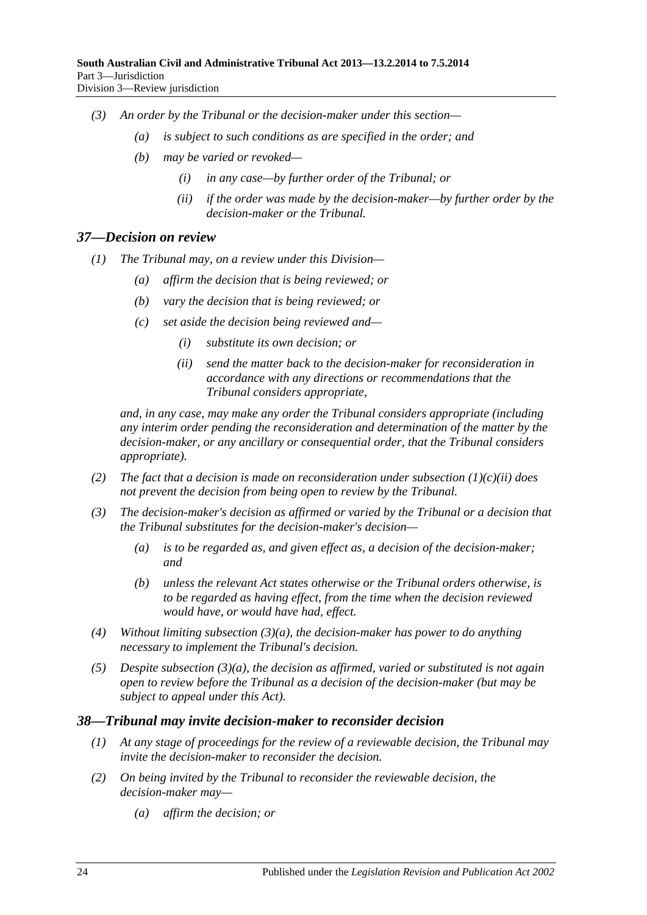*(3) An order by the Tribunal or the decision-maker under this section—*

*(a) is subject to such conditions as are specified in the order; and*

*(b) may be varied or revoked—*

*(i) in any case—by further order of the Tribunal; or*

*(ii) if the order was made by the decision-maker—by further order by the decision-maker or the Tribunal.*

## *37—Decision on review*

*(1) The Tribunal may, on a review under this Division—*

*(a) affirm the decision that is being reviewed; or*

*(b) vary the decision that is being reviewed; or*

*(c) set aside the decision being reviewed and—*

*(i) substitute its own decision; or*

*(ii) send the matter back to the decision-maker for reconsideration in accordance with any directions or recommendations that the Tribunal considers appropriate,*

*and, in any case, may make any order the Tribunal considers appropriate (including any interim order pending the reconsideration and determination of the matter by the decision-maker, or any ancillary or consequential order, that the Tribunal considers appropriate).*

*(2) The fact that a decision is made on reconsideration under subsection (1)(c)(ii) does not prevent the decision from being open to review by the Tribunal.*

*(3) The decision-maker's decision as affirmed or varied by the Tribunal or a decision that the Tribunal substitutes for the decision-maker's decision—*

*(a) is to be regarded as, and given effect as, a decision of the decision-maker; and*

*(b) unless the relevant Act states otherwise or the Tribunal orders otherwise, is to be regarded as having effect, from the time when the decision reviewed would have, or would have had, effect.*

*(4) Without limiting subsection (3)(a), the decision-maker has power to do anything necessary to implement the Tribunal's decision.*

*(5) Despite subsection (3)(a), the decision as affirmed, varied or substituted is not again open to review before the Tribunal as a decision of the decision-maker (but may be subject to appeal under this Act).*

## *38—Tribunal may invite decision-maker to reconsider decision*

*(1) At any stage of proceedings for the review of a reviewable decision, the Tribunal may invite the decision-maker to reconsider the decision.*

*(2) On being invited by the Tribunal to reconsider the reviewable decision, the decision-maker may—*

*(a) affirm the decision; or*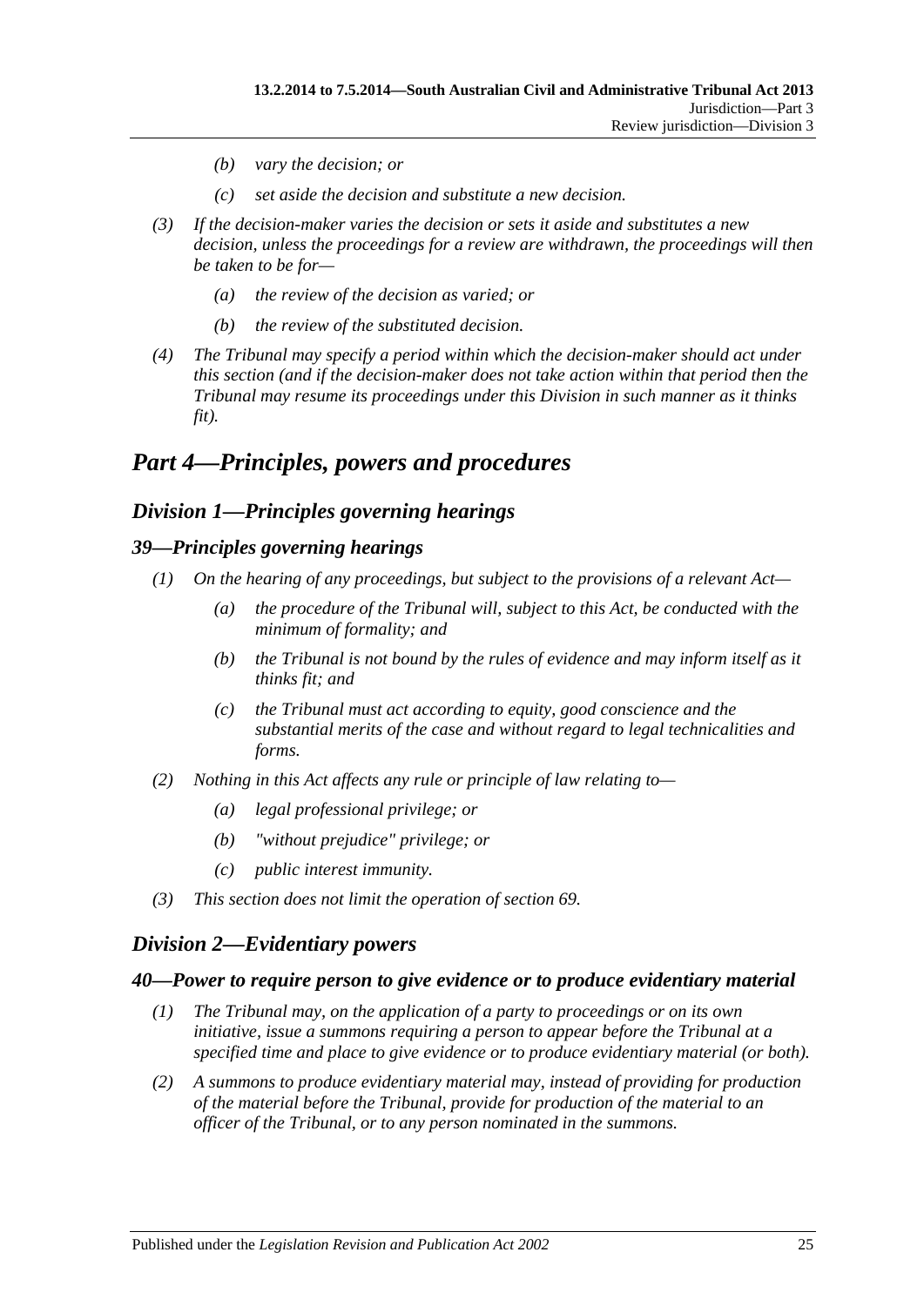(b) vary the decision; or

(c) set aside the decision and substitute a new decision.

(3) If the decision-maker varies the decision or sets it aside and substitutes a new decision, unless the proceedings for a review are withdrawn, the proceedings will then be taken to be for—

(a) the review of the decision as varied; or

(b) the review of the substituted decision.

(4) The Tribunal may specify a period within which the decision-maker should act under this section (and if the decision-maker does not take action within that period then the Tribunal may resume its proceedings under this Division in such manner as it thinks fit).

# Part 4—Principles, powers and procedures

## Division 1—Principles governing hearings

### 39—Principles governing hearings

(1) On the hearing of any proceedings, but subject to the provisions of a relevant Act—

(a) the procedure of the Tribunal will, subject to this Act, be conducted with the minimum of formality; and

(b) the Tribunal is not bound by the rules of evidence and may inform itself as it thinks fit; and

(c) the Tribunal must act according to equity, good conscience and the substantial merits of the case and without regard to legal technicalities and forms.

(2) Nothing in this Act affects any rule or principle of law relating to—

(a) legal professional privilege; or

(b) "without prejudice" privilege; or

(c) public interest immunity.

(3) This section does not limit the operation of section 69.

## Division 2—Evidentiary powers

### 40—Power to require person to give evidence or to produce evidentiary material

(1) The Tribunal may, on the application of a party to proceedings or on its own initiative, issue a summons requiring a person to appear before the Tribunal at a specified time and place to give evidence or to produce evidentiary material (or both).

(2) A summons to produce evidentiary material may, instead of providing for production of the material before the Tribunal, provide for production of the material to an officer of the Tribunal, or to any person nominated in the summons.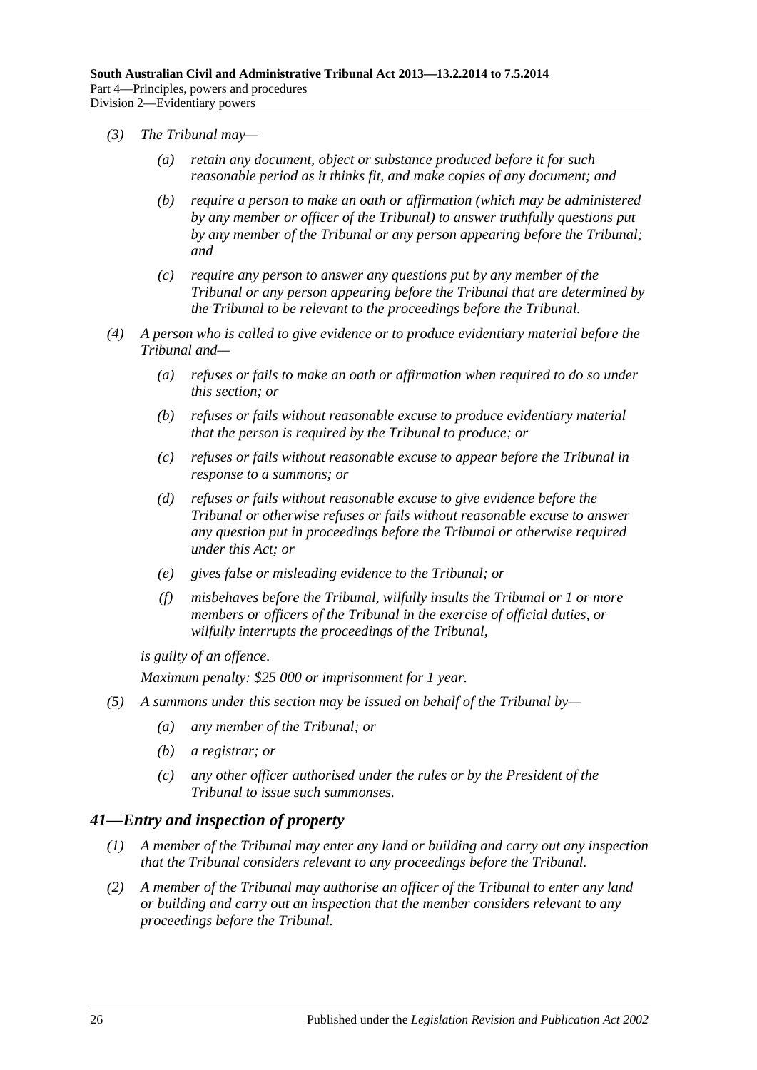*(3) The Tribunal may—*

*(a) retain any document, object or substance produced before it for such reasonable period as it thinks fit, and make copies of any document; and*

*(b) require a person to make an oath or affirmation (which may be administered by any member or officer of the Tribunal) to answer truthfully questions put by any member of the Tribunal or any person appearing before the Tribunal; and*

*(c) require any person to answer any questions put by any member of the Tribunal or any person appearing before the Tribunal that are determined by the Tribunal to be relevant to the proceedings before the Tribunal.*

*(4) A person who is called to give evidence or to produce evidentiary material before the Tribunal and—*

*(a) refuses or fails to make an oath or affirmation when required to do so under this section; or*

*(b) refuses or fails without reasonable excuse to produce evidentiary material that the person is required by the Tribunal to produce; or*

*(c) refuses or fails without reasonable excuse to appear before the Tribunal in response to a summons; or*

*(d) refuses or fails without reasonable excuse to give evidence before the Tribunal or otherwise refuses or fails without reasonable excuse to answer any question put in proceedings before the Tribunal or otherwise required under this Act; or*

*(e) gives false or misleading evidence to the Tribunal; or*

*(f) misbehaves before the Tribunal, wilfully insults the Tribunal or 1 or more members or officers of the Tribunal in the exercise of official duties, or wilfully interrupts the proceedings of the Tribunal,*

*is guilty of an offence.*

*Maximum penalty: $25 000 or imprisonment for 1 year.*

*(5) A summons under this section may be issued on behalf of the Tribunal by—*

*(a) any member of the Tribunal; or*

*(b) a registrar; or*

*(c) any other officer authorised under the rules or by the President of the Tribunal to issue such summonses.*

## *41—Entry and inspection of property*

*(1) A member of the Tribunal may enter any land or building and carry out any inspection that the Tribunal considers relevant to any proceedings before the Tribunal.*

*(2) A member of the Tribunal may authorise an officer of the Tribunal to enter any land or building and carry out an inspection that the member considers relevant to any proceedings before the Tribunal.*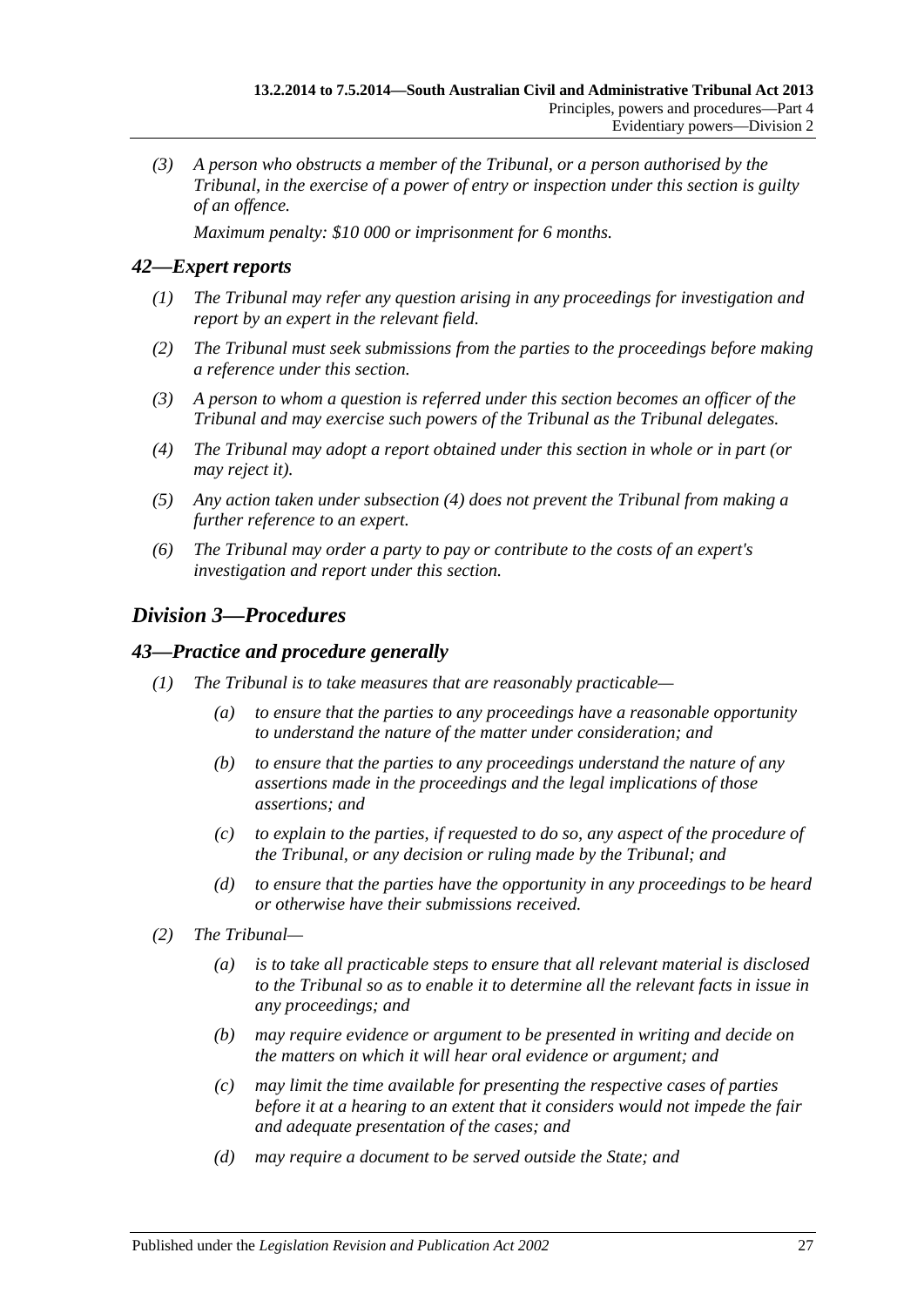*(3) A person who obstructs a member of the Tribunal, or a person authorised by the Tribunal, in the exercise of a power of entry or inspection under this section is guilty of an offence.*

*Maximum penalty: $10 000 or imprisonment for 6 months.*

### *42—Expert reports*

*(1) The Tribunal may refer any question arising in any proceedings for investigation and report by an expert in the relevant field.*

*(2) The Tribunal must seek submissions from the parties to the proceedings before making a reference under this section.*

*(3) A person to whom a question is referred under this section becomes an officer of the Tribunal and may exercise such powers of the Tribunal as the Tribunal delegates.*

*(4) The Tribunal may adopt a report obtained under this section in whole or in part (or may reject it).*

*(5) Any action taken under subsection (4) does not prevent the Tribunal from making a further reference to an expert.*

*(6) The Tribunal may order a party to pay or contribute to the costs of an expert's investigation and report under this section.*

## *Division 3—Procedures*

### *43—Practice and procedure generally*

*(1) The Tribunal is to take measures that are reasonably practicable—*

*(a) to ensure that the parties to any proceedings have a reasonable opportunity to understand the nature of the matter under consideration; and*

*(b) to ensure that the parties to any proceedings understand the nature of any assertions made in the proceedings and the legal implications of those assertions; and*

*(c) to explain to the parties, if requested to do so, any aspect of the procedure of the Tribunal, or any decision or ruling made by the Tribunal; and*

*(d) to ensure that the parties have the opportunity in any proceedings to be heard or otherwise have their submissions received.*

*(2) The Tribunal—*

*(a) is to take all practicable steps to ensure that all relevant material is disclosed to the Tribunal so as to enable it to determine all the relevant facts in issue in any proceedings; and*

*(b) may require evidence or argument to be presented in writing and decide on the matters on which it will hear oral evidence or argument; and*

*(c) may limit the time available for presenting the respective cases of parties before it at a hearing to an extent that it considers would not impede the fair and adequate presentation of the cases; and*

*(d) may require a document to be served outside the State; and*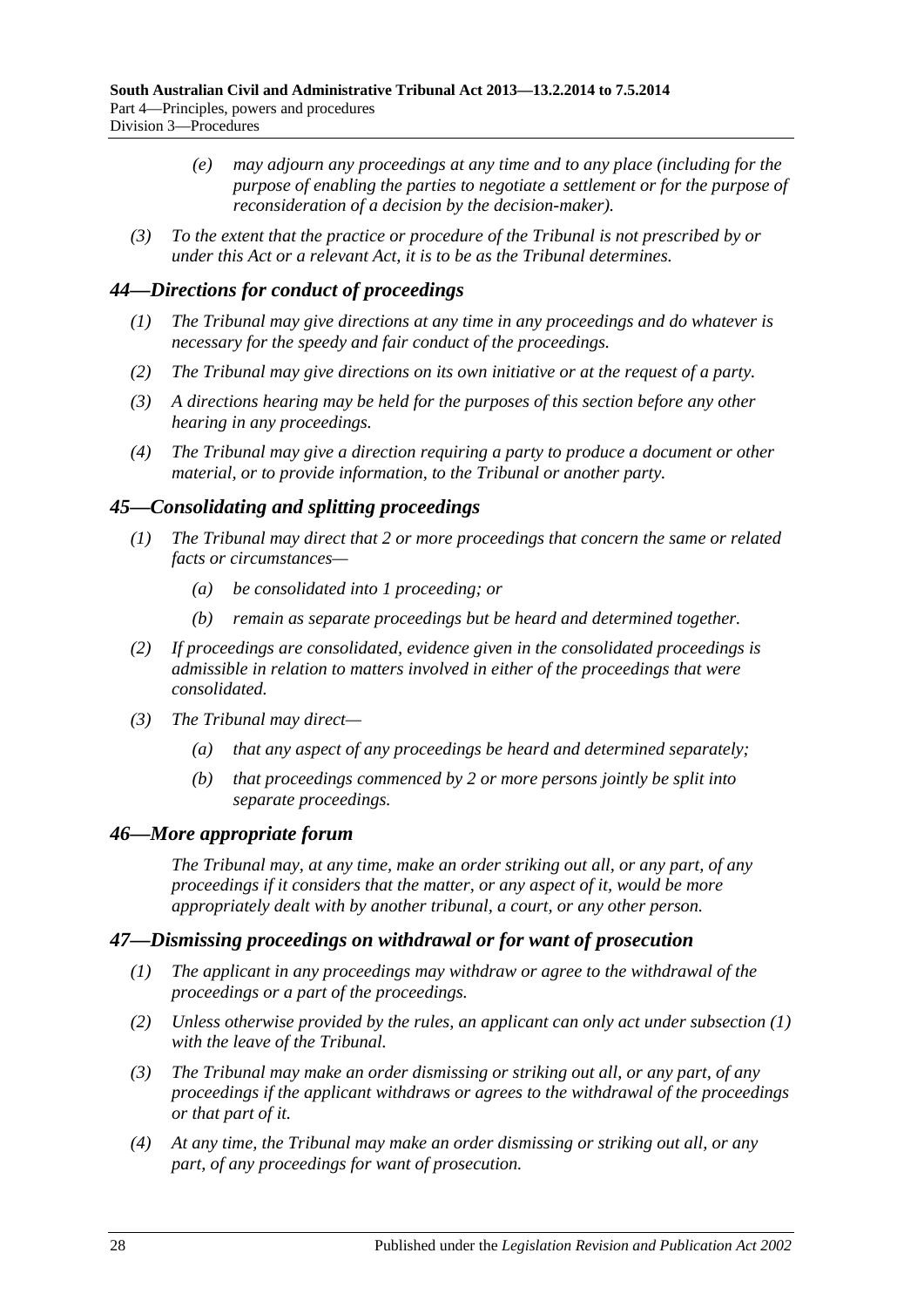- *(e)* *may adjourn any proceedings at any time and to any place (including for the purpose of enabling the parties to negotiate a settlement or for the purpose of reconsideration of a decision by the decision-maker).*

*(3)* *To the extent that the practice or procedure of the Tribunal is not prescribed by or under this Act or a relevant Act, it is to be as the Tribunal determines.*

## *44—Directions for conduct of proceedings*

*(1)* *The Tribunal may give directions at any time in any proceedings and do whatever is necessary for the speedy and fair conduct of the proceedings.*

*(2)* *The Tribunal may give directions on its own initiative or at the request of a party.*

*(3)* *A directions hearing may be held for the purposes of this section before any other hearing in any proceedings.*

*(4)* *The Tribunal may give a direction requiring a party to produce a document or other material, or to provide information, to the Tribunal or another party.*

## *45—Consolidating and splitting proceedings*

*(1)* *The Tribunal may direct that 2 or more proceedings that concern the same or related facts or circumstances—*

- *(a)* *be consolidated into 1 proceeding; or*
- *(b)* *remain as separate proceedings but be heard and determined together.*

*(2)* *If proceedings are consolidated, evidence given in the consolidated proceedings is admissible in relation to matters involved in either of the proceedings that were consolidated.*

*(3)* *The Tribunal may direct—*

- *(a)* *that any aspect of any proceedings be heard and determined separately;*
- *(b)* *that proceedings commenced by 2 or more persons jointly be split into separate proceedings.*

## *46—More appropriate forum*

*The Tribunal may, at any time, make an order striking out all, or any part, of any proceedings if it considers that the matter, or any aspect of it, would be more appropriately dealt with by another tribunal, a court, or any other person.*

## *47—Dismissing proceedings on withdrawal or for want of prosecution*

*(1)* *The applicant in any proceedings may withdraw or agree to the withdrawal of the proceedings or a part of the proceedings.*

*(2)* *Unless otherwise provided by the rules, an applicant can only act under subsection (1) with the leave of the Tribunal.*

*(3)* *The Tribunal may make an order dismissing or striking out all, or any part, of any proceedings if the applicant withdraws or agrees to the withdrawal of the proceedings or that part of it.*

*(4)* *At any time, the Tribunal may make an order dismissing or striking out all, or any part, of any proceedings for want of prosecution.*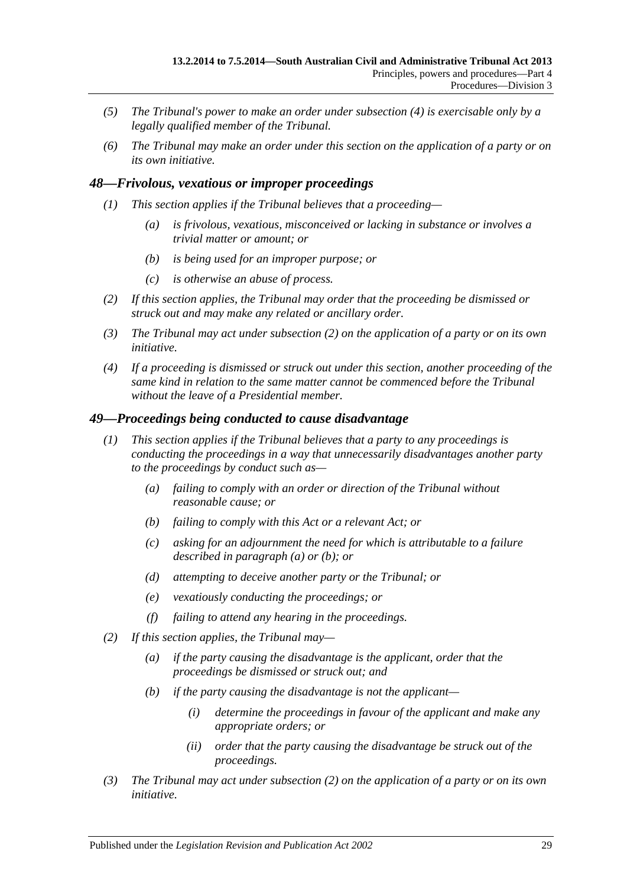(5) *The Tribunal's power to make an order under subsection (4) is exercisable only by a legally qualified member of the Tribunal.*

(6) *The Tribunal may make an order under this section on the application of a party or on its own initiative.*

### *48—Frivolous, vexatious or improper proceedings*

(1) *This section applies if the Tribunal believes that a proceeding—*

   (a) *is frivolous, vexatious, misconceived or lacking in substance or involves a trivial matter or amount; or*

   (b) *is being used for an improper purpose; or*

   (c) *is otherwise an abuse of process.*

(2) *If this section applies, the Tribunal may order that the proceeding be dismissed or struck out and may make any related or ancillary order.*

(3) *The Tribunal may act under subsection (2) on the application of a party or on its own initiative.*

(4) *If a proceeding is dismissed or struck out under this section, another proceeding of the same kind in relation to the same matter cannot be commenced before the Tribunal without the leave of a Presidential member.*

### *49—Proceedings being conducted to cause disadvantage*

(1) *This section applies if the Tribunal believes that a party to any proceedings is conducting the proceedings in a way that unnecessarily disadvantages another party to the proceedings by conduct such as—*

   (a) *failing to comply with an order or direction of the Tribunal without reasonable cause; or*

   (b) *failing to comply with this Act or a relevant Act; or*

   (c) *asking for an adjournment the need for which is attributable to a failure described in paragraph (a) or (b); or*

   (d) *attempting to deceive another party or the Tribunal; or*

   (e) *vexatiously conducting the proceedings; or*

   (f) *failing to attend any hearing in the proceedings.*

(2) *If this section applies, the Tribunal may—*

   (a) *if the party causing the disadvantage is the applicant, order that the proceedings be dismissed or struck out; and*

   (b) *if the party causing the disadvantage is not the applicant—*

      (i) *determine the proceedings in favour of the applicant and make any appropriate orders; or*

      (ii) *order that the party causing the disadvantage be struck out of the proceedings.*

(3) *The Tribunal may act under subsection (2) on the application of a party or on its own initiative.*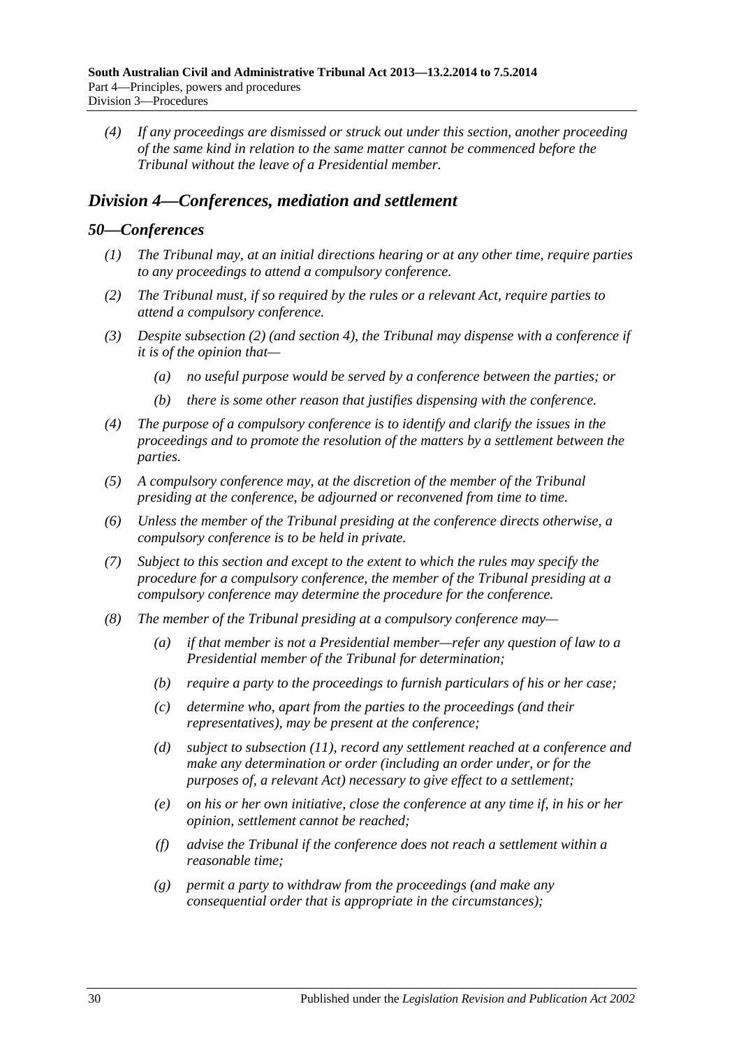*(4) If any proceedings are dismissed or struck out under this section, another proceeding of the same kind in relation to the same matter cannot be commenced before the Tribunal without the leave of a Presidential member.*

## *Division 4—Conferences, mediation and settlement*

### *50—Conferences*

*(1) The Tribunal may, at an initial directions hearing or at any other time, require parties to any proceedings to attend a compulsory conference.*

*(2) The Tribunal must, if so required by the rules or a relevant Act, require parties to attend a compulsory conference.*

*(3) Despite subsection (2) (and section 4), the Tribunal may dispense with a conference if it is of the opinion that—*

*(a) no useful purpose would be served by a conference between the parties; or*

*(b) there is some other reason that justifies dispensing with the conference.*

*(4) The purpose of a compulsory conference is to identify and clarify the issues in the proceedings and to promote the resolution of the matters by a settlement between the parties.*

*(5) A compulsory conference may, at the discretion of the member of the Tribunal presiding at the conference, be adjourned or reconvened from time to time.*

*(6) Unless the member of the Tribunal presiding at the conference directs otherwise, a compulsory conference is to be held in private.*

*(7) Subject to this section and except to the extent to which the rules may specify the procedure for a compulsory conference, the member of the Tribunal presiding at a compulsory conference may determine the procedure for the conference.*

*(8) The member of the Tribunal presiding at a compulsory conference may—*

*(a) if that member is not a Presidential member—refer any question of law to a Presidential member of the Tribunal for determination;*

*(b) require a party to the proceedings to furnish particulars of his or her case;*

*(c) determine who, apart from the parties to the proceedings (and their representatives), may be present at the conference;*

*(d) subject to subsection (11), record any settlement reached at a conference and make any determination or order (including an order under, or for the purposes of, a relevant Act) necessary to give effect to a settlement;*

*(e) on his or her own initiative, close the conference at any time if, in his or her opinion, settlement cannot be reached;*

*(f) advise the Tribunal if the conference does not reach a settlement within a reasonable time;*

*(g) permit a party to withdraw from the proceedings (and make any consequential order that is appropriate in the circumstances);*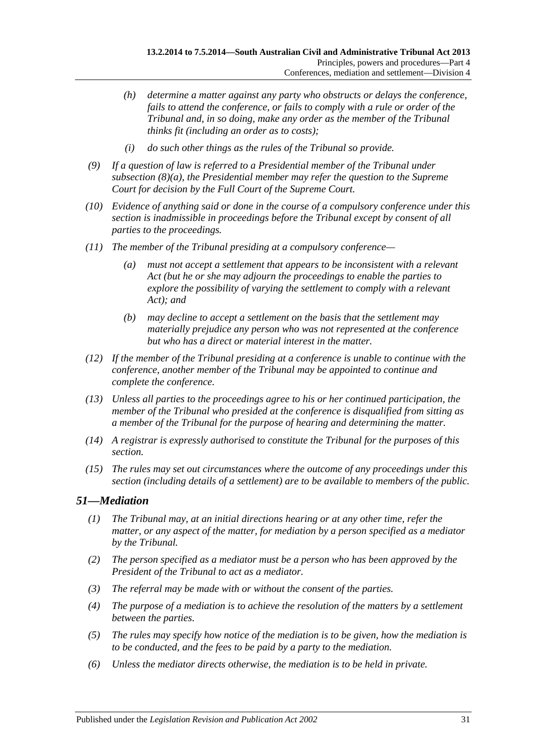(h) determine a matter against any party who obstructs or delays the conference, fails to attend the conference, or fails to comply with a rule or order of the Tribunal and, in so doing, make any order as the member of the Tribunal thinks fit (including an order as to costs);

(i) do such other things as the rules of the Tribunal so provide.

(9) If a question of law is referred to a Presidential member of the Tribunal under subsection (8)(a), the Presidential member may refer the question to the Supreme Court for decision by the Full Court of the Supreme Court.

(10) Evidence of anything said or done in the course of a compulsory conference under this section is inadmissible in proceedings before the Tribunal except by consent of all parties to the proceedings.

(11) The member of the Tribunal presiding at a compulsory conference—

(a) must not accept a settlement that appears to be inconsistent with a relevant Act (but he or she may adjourn the proceedings to enable the parties to explore the possibility of varying the settlement to comply with a relevant Act); and

(b) may decline to accept a settlement on the basis that the settlement may materially prejudice any person who was not represented at the conference but who has a direct or material interest in the matter.

(12) If the member of the Tribunal presiding at a conference is unable to continue with the conference, another member of the Tribunal may be appointed to continue and complete the conference.

(13) Unless all parties to the proceedings agree to his or her continued participation, the member of the Tribunal who presided at the conference is disqualified from sitting as a member of the Tribunal for the purpose of hearing and determining the matter.

(14) A registrar is expressly authorised to constitute the Tribunal for the purposes of this section.

(15) The rules may set out circumstances where the outcome of any proceedings under this section (including details of a settlement) are to be available to members of the public.

## 51—Mediation

(1) The Tribunal may, at an initial directions hearing or at any other time, refer the matter, or any aspect of the matter, for mediation by a person specified as a mediator by the Tribunal.

(2) The person specified as a mediator must be a person who has been approved by the President of the Tribunal to act as a mediator.

(3) The referral may be made with or without the consent of the parties.

(4) The purpose of a mediation is to achieve the resolution of the matters by a settlement between the parties.

(5) The rules may specify how notice of the mediation is to be given, how the mediation is to be conducted, and the fees to be paid by a party to the mediation.

(6) Unless the mediator directs otherwise, the mediation is to be held in private.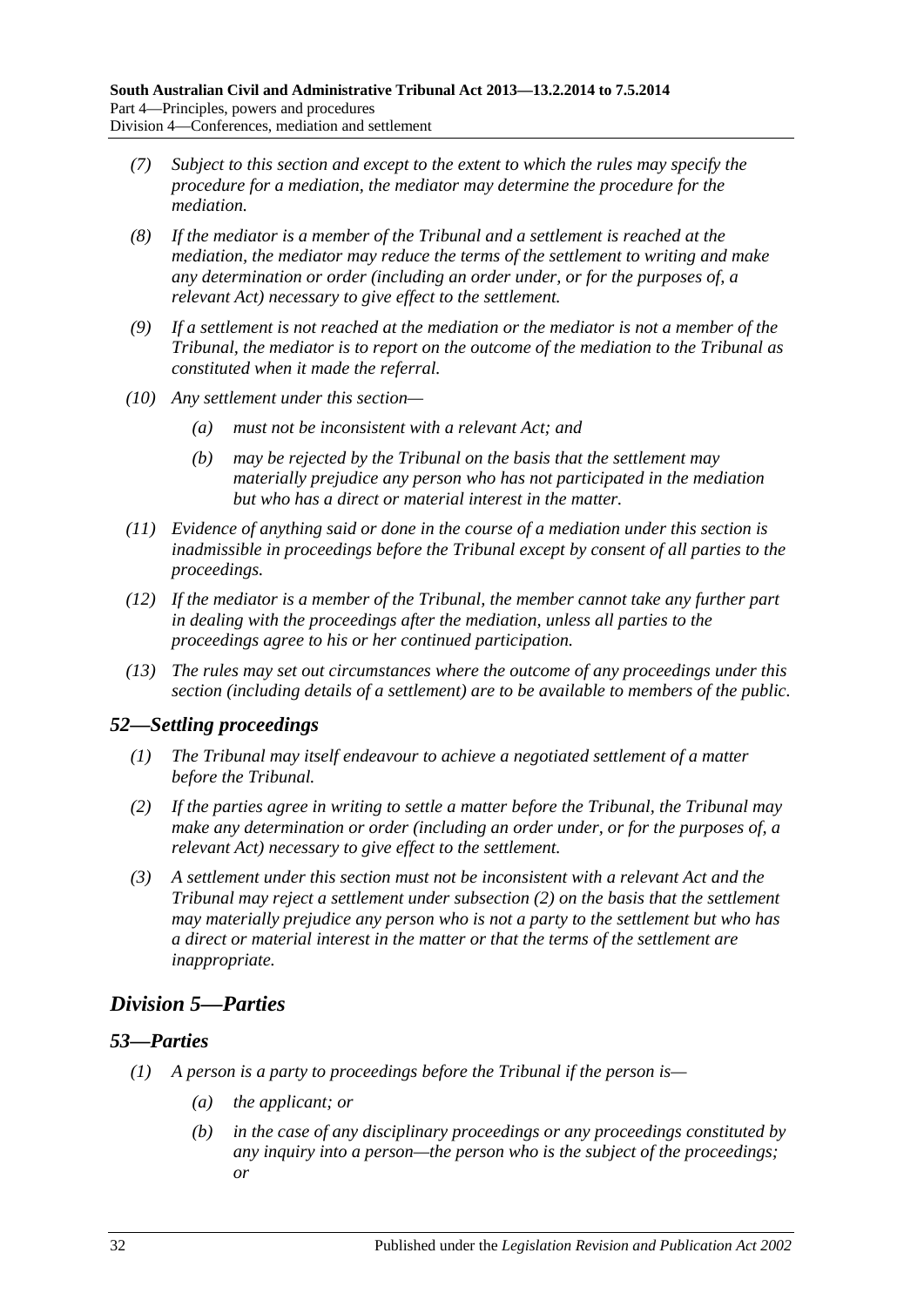(7) Subject to this section and except to the extent to which the rules may specify the procedure for a mediation, the mediator may determine the procedure for the mediation.

(8) If the mediator is a member of the Tribunal and a settlement is reached at the mediation, the mediator may reduce the terms of the settlement to writing and make any determination or order (including an order under, or for the purposes of, a relevant Act) necessary to give effect to the settlement.

(9) If a settlement is not reached at the mediation or the mediator is not a member of the Tribunal, the mediator is to report on the outcome of the mediation to the Tribunal as constituted when it made the referral.

(10) Any settlement under this section—

(a) must not be inconsistent with a relevant Act; and

(b) may be rejected by the Tribunal on the basis that the settlement may materially prejudice any person who has not participated in the mediation but who has a direct or material interest in the matter.

(11) Evidence of anything said or done in the course of a mediation under this section is inadmissible in proceedings before the Tribunal except by consent of all parties to the proceedings.

(12) If the mediator is a member of the Tribunal, the member cannot take any further part in dealing with the proceedings after the mediation, unless all parties to the proceedings agree to his or her continued participation.

(13) The rules may set out circumstances where the outcome of any proceedings under this section (including details of a settlement) are to be available to members of the public.

## 52—Settling proceedings

(1) The Tribunal may itself endeavour to achieve a negotiated settlement of a matter before the Tribunal.

(2) If the parties agree in writing to settle a matter before the Tribunal, the Tribunal may make any determination or order (including an order under, or for the purposes of, a relevant Act) necessary to give effect to the settlement.

(3) A settlement under this section must not be inconsistent with a relevant Act and the Tribunal may reject a settlement under subsection (2) on the basis that the settlement may materially prejudice any person who is not a party to the settlement but who has a direct or material interest in the matter or that the terms of the settlement are inappropriate.

# Division 5—Parties

## 53—Parties

(1) A person is a party to proceedings before the Tribunal if the person is—

(a) the applicant; or

(b) in the case of any disciplinary proceedings or any proceedings constituted by any inquiry into a person—the person who is the subject of the proceedings; or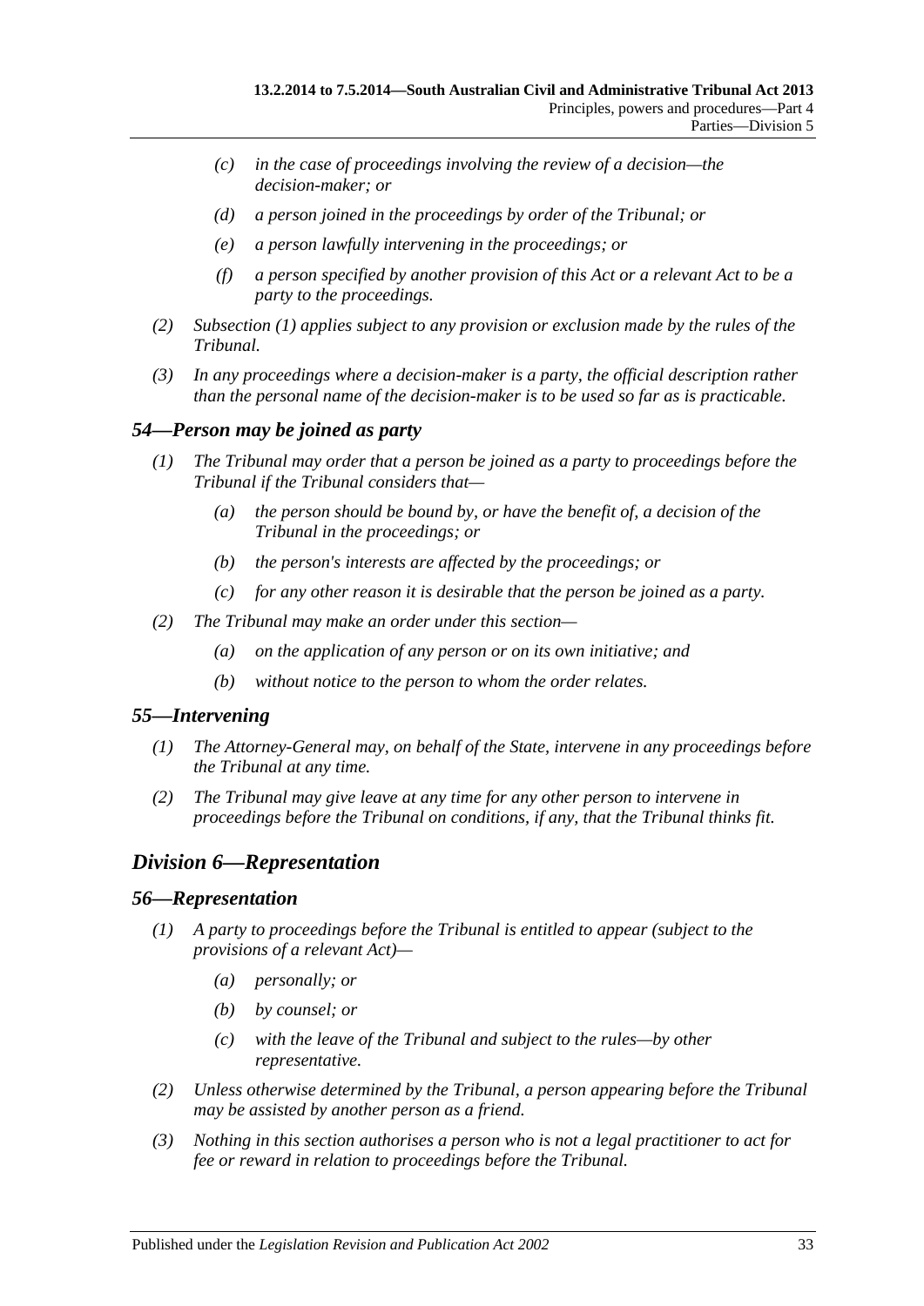- *(c)* *in the case of proceedings involving the review of a decision—the decision-maker; or*
- *(d)* *a person joined in the proceedings by order of the Tribunal; or*
- *(e)* *a person lawfully intervening in the proceedings; or*
- *(f)* *a person specified by another provision of this Act or a relevant Act to be a party to the proceedings.*

*(2)* *Subsection (1) applies subject to any provision or exclusion made by the rules of the Tribunal.*

*(3)* *In any proceedings where a decision-maker is a party, the official description rather than the personal name of the decision-maker is to be used so far as is practicable.*

### *54—Person may be joined as party*

*(1)* *The Tribunal may order that a person be joined as a party to proceedings before the Tribunal if the Tribunal considers that—*

- *(a)* *the person should be bound by, or have the benefit of, a decision of the Tribunal in the proceedings; or*
- *(b)* *the person's interests are affected by the proceedings; or*
- *(c)* *for any other reason it is desirable that the person be joined as a party.*

*(2)* *The Tribunal may make an order under this section—*

- *(a)* *on the application of any person or on its own initiative; and*
- *(b)* *without notice to the person to whom the order relates.*

### *55—Intervening*

*(1)* *The Attorney-General may, on behalf of the State, intervene in any proceedings before the Tribunal at any time.*

*(2)* *The Tribunal may give leave at any time for any other person to intervene in proceedings before the Tribunal on conditions, if any, that the Tribunal thinks fit.*

## *Division 6—Representation*

### *56—Representation*

*(1)* *A party to proceedings before the Tribunal is entitled to appear (subject to the provisions of a relevant Act)—*

- *(a)* *personally; or*
- *(b)* *by counsel; or*
- *(c)* *with the leave of the Tribunal and subject to the rules—by other representative.*

*(2)* *Unless otherwise determined by the Tribunal, a person appearing before the Tribunal may be assisted by another person as a friend.*

*(3)* *Nothing in this section authorises a person who is not a legal practitioner to act for fee or reward in relation to proceedings before the Tribunal.*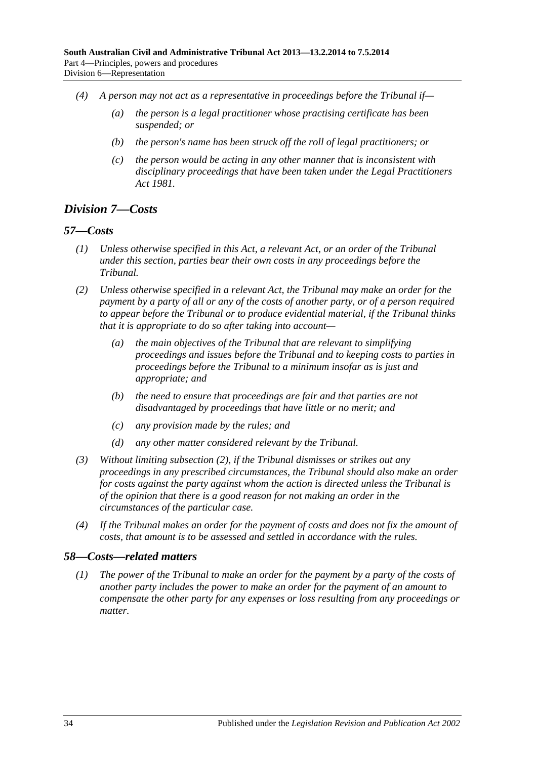*(4) A person may not act as a representative in proceedings before the Tribunal if—*

*(a) the person is a legal practitioner whose practising certificate has been suspended; or*

*(b) the person's name has been struck off the roll of legal practitioners; or*

*(c) the person would be acting in any other manner that is inconsistent with disciplinary proceedings that have been taken under the Legal Practitioners Act 1981.*

## *Division 7—Costs*

### *57—Costs*

*(1) Unless otherwise specified in this Act, a relevant Act, or an order of the Tribunal under this section, parties bear their own costs in any proceedings before the Tribunal.*

*(2) Unless otherwise specified in a relevant Act, the Tribunal may make an order for the payment by a party of all or any of the costs of another party, or of a person required to appear before the Tribunal or to produce evidential material, if the Tribunal thinks that it is appropriate to do so after taking into account—*

*(a) the main objectives of the Tribunal that are relevant to simplifying proceedings and issues before the Tribunal and to keeping costs to parties in proceedings before the Tribunal to a minimum insofar as is just and appropriate; and*

*(b) the need to ensure that proceedings are fair and that parties are not disadvantaged by proceedings that have little or no merit; and*

*(c) any provision made by the rules; and*

*(d) any other matter considered relevant by the Tribunal.*

*(3) Without limiting subsection (2), if the Tribunal dismisses or strikes out any proceedings in any prescribed circumstances, the Tribunal should also make an order for costs against the party against whom the action is directed unless the Tribunal is of the opinion that there is a good reason for not making an order in the circumstances of the particular case.*

*(4) If the Tribunal makes an order for the payment of costs and does not fix the amount of costs, that amount is to be assessed and settled in accordance with the rules.*

### *58—Costs—related matters*

*(1) The power of the Tribunal to make an order for the payment by a party of the costs of another party includes the power to make an order for the payment of an amount to compensate the other party for any expenses or loss resulting from any proceedings or matter.*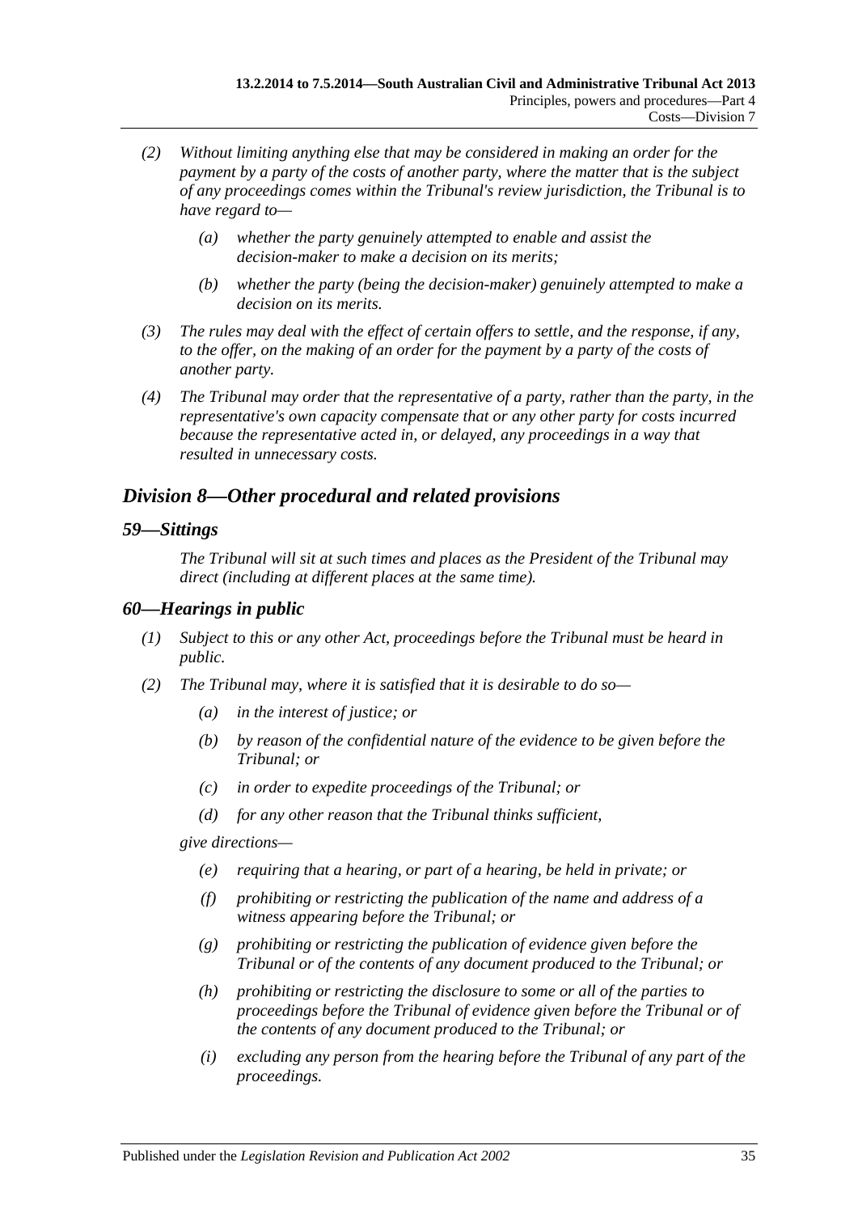*(2) Without limiting anything else that may be considered in making an order for the payment by a party of the costs of another party, where the matter that is the subject of any proceedings comes within the Tribunal's review jurisdiction, the Tribunal is to have regard to—*

*(a) whether the party genuinely attempted to enable and assist the decision-maker to make a decision on its merits;*

*(b) whether the party (being the decision-maker) genuinely attempted to make a decision on its merits.*

*(3) The rules may deal with the effect of certain offers to settle, and the response, if any, to the offer, on the making of an order for the payment by a party of the costs of another party.*

*(4) The Tribunal may order that the representative of a party, rather than the party, in the representative's own capacity compensate that or any other party for costs incurred because the representative acted in, or delayed, any proceedings in a way that resulted in unnecessary costs.*

## *Division 8—Other procedural and related provisions*

### *59—Sittings*

*The Tribunal will sit at such times and places as the President of the Tribunal may direct (including at different places at the same time).*

### *60—Hearings in public*

*(1) Subject to this or any other Act, proceedings before the Tribunal must be heard in public.*

*(2) The Tribunal may, where it is satisfied that it is desirable to do so—*

*(a) in the interest of justice; or*

*(b) by reason of the confidential nature of the evidence to be given before the Tribunal; or*

*(c) in order to expedite proceedings of the Tribunal; or*

*(d) for any other reason that the Tribunal thinks sufficient,*

*give directions—*

*(e) requiring that a hearing, or part of a hearing, be held in private; or*

*(f) prohibiting or restricting the publication of the name and address of a witness appearing before the Tribunal; or*

*(g) prohibiting or restricting the publication of evidence given before the Tribunal or of the contents of any document produced to the Tribunal; or*

*(h) prohibiting or restricting the disclosure to some or all of the parties to proceedings before the Tribunal of evidence given before the Tribunal or of the contents of any document produced to the Tribunal; or*

*(i) excluding any person from the hearing before the Tribunal of any part of the proceedings.*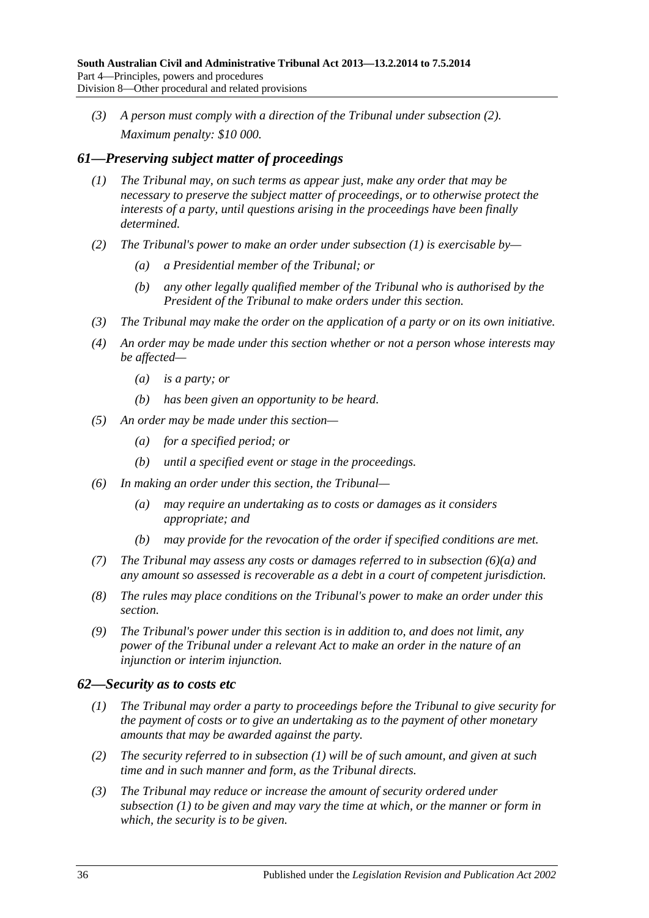*(3) A person must comply with a direction of the Tribunal under subsection (2).*

*Maximum penalty: $10 000.*

## *61—Preserving subject matter of proceedings*

*(1) The Tribunal may, on such terms as appear just, make any order that may be necessary to preserve the subject matter of proceedings, or to otherwise protect the interests of a party, until questions arising in the proceedings have been finally determined.*

*(2) The Tribunal's power to make an order under subsection (1) is exercisable by—*

*(a) a Presidential member of the Tribunal; or*

*(b) any other legally qualified member of the Tribunal who is authorised by the President of the Tribunal to make orders under this section.*

*(3) The Tribunal may make the order on the application of a party or on its own initiative.*

*(4) An order may be made under this section whether or not a person whose interests may be affected—*

*(a) is a party; or*

*(b) has been given an opportunity to be heard.*

*(5) An order may be made under this section—*

*(a) for a specified period; or*

*(b) until a specified event or stage in the proceedings.*

*(6) In making an order under this section, the Tribunal—*

*(a) may require an undertaking as to costs or damages as it considers appropriate; and*

*(b) may provide for the revocation of the order if specified conditions are met.*

*(7) The Tribunal may assess any costs or damages referred to in subsection (6)(a) and any amount so assessed is recoverable as a debt in a court of competent jurisdiction.*

*(8) The rules may place conditions on the Tribunal's power to make an order under this section.*

*(9) The Tribunal's power under this section is in addition to, and does not limit, any power of the Tribunal under a relevant Act to make an order in the nature of an injunction or interim injunction.*

## *62—Security as to costs etc*

*(1) The Tribunal may order a party to proceedings before the Tribunal to give security for the payment of costs or to give an undertaking as to the payment of other monetary amounts that may be awarded against the party.*

*(2) The security referred to in subsection (1) will be of such amount, and given at such time and in such manner and form, as the Tribunal directs.*

*(3) The Tribunal may reduce or increase the amount of security ordered under subsection (1) to be given and may vary the time at which, or the manner or form in which, the security is to be given.*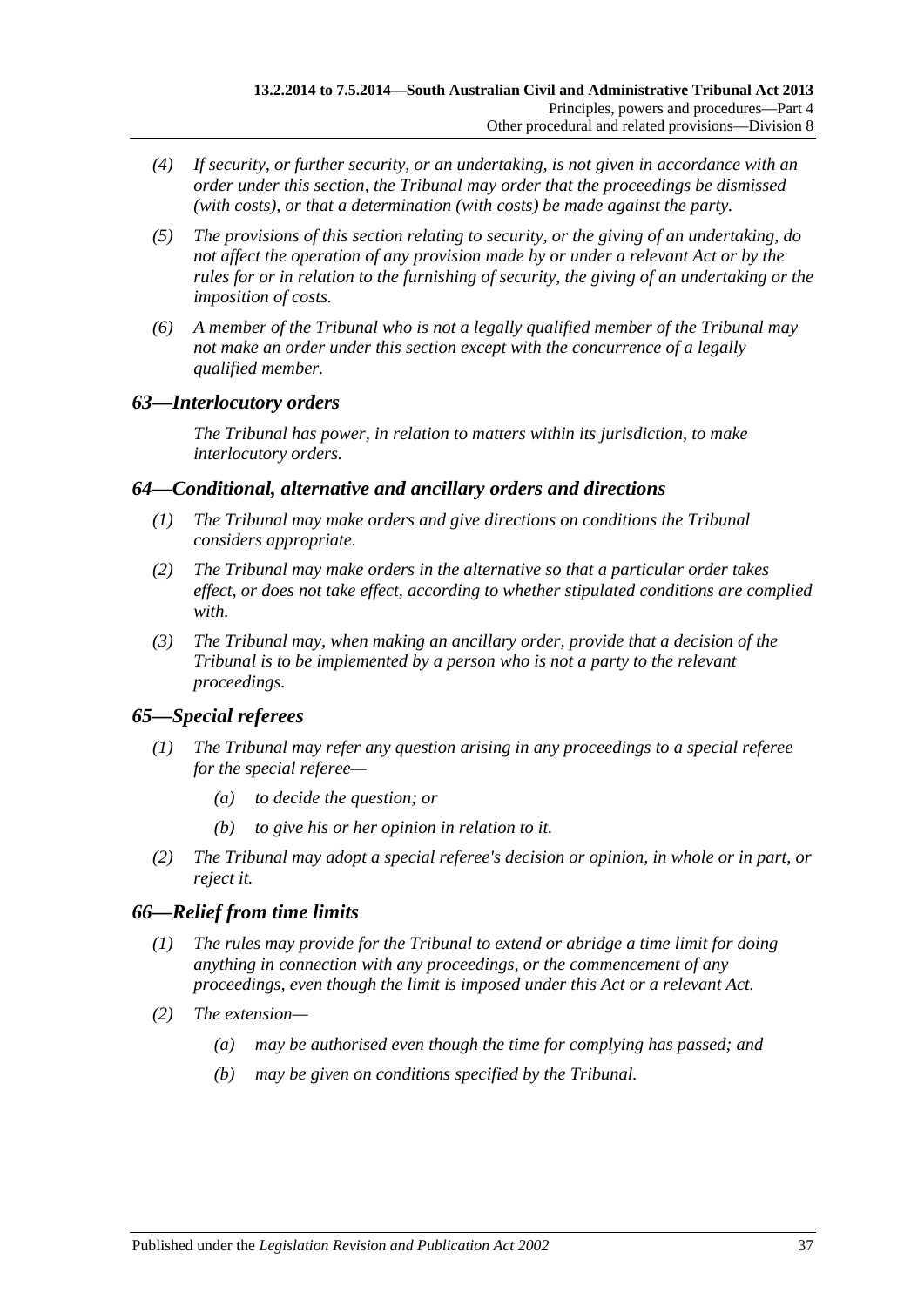*(4) If security, or further security, or an undertaking, is not given in accordance with an order under this section, the Tribunal may order that the proceedings be dismissed (with costs), or that a determination (with costs) be made against the party.*

*(5) The provisions of this section relating to security, or the giving of an undertaking, do not affect the operation of any provision made by or under a relevant Act or by the rules for or in relation to the furnishing of security, the giving of an undertaking or the imposition of costs.*

*(6) A member of the Tribunal who is not a legally qualified member of the Tribunal may not make an order under this section except with the concurrence of a legally qualified member.*

### *63—Interlocutory orders*

*The Tribunal has power, in relation to matters within its jurisdiction, to make interlocutory orders.*

### *64—Conditional, alternative and ancillary orders and directions*

*(1) The Tribunal may make orders and give directions on conditions the Tribunal considers appropriate.*

*(2) The Tribunal may make orders in the alternative so that a particular order takes effect, or does not take effect, according to whether stipulated conditions are complied with.*

*(3) The Tribunal may, when making an ancillary order, provide that a decision of the Tribunal is to be implemented by a person who is not a party to the relevant proceedings.*

### *65—Special referees*

*(1) The Tribunal may refer any question arising in any proceedings to a special referee for the special referee—*

*(a) to decide the question; or*

*(b) to give his or her opinion in relation to it.*

*(2) The Tribunal may adopt a special referee's decision or opinion, in whole or in part, or reject it.*

### *66—Relief from time limits*

*(1) The rules may provide for the Tribunal to extend or abridge a time limit for doing anything in connection with any proceedings, or the commencement of any proceedings, even though the limit is imposed under this Act or a relevant Act.*

*(2) The extension—*

*(a) may be authorised even though the time for complying has passed; and*

*(b) may be given on conditions specified by the Tribunal.*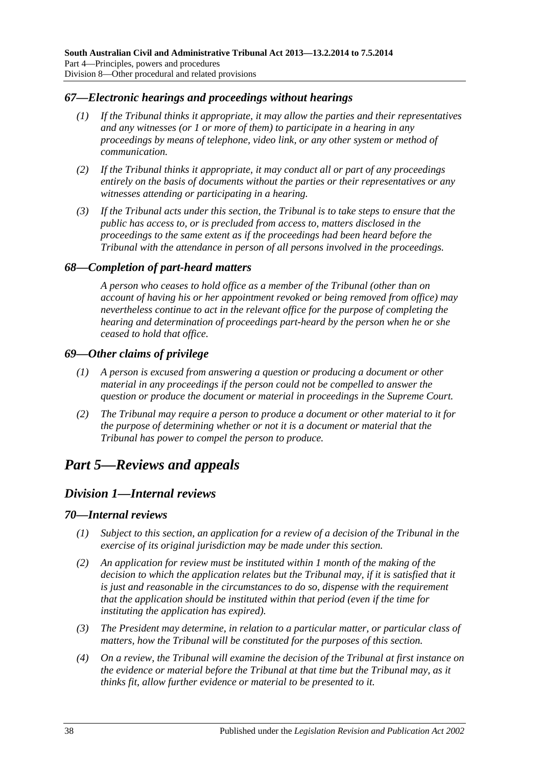### *67—Electronic hearings and proceedings without hearings*

*(1) If the Tribunal thinks it appropriate, it may allow the parties and their representatives and any witnesses (or 1 or more of them) to participate in a hearing in any proceedings by means of telephone, video link, or any other system or method of communication.*

*(2) If the Tribunal thinks it appropriate, it may conduct all or part of any proceedings entirely on the basis of documents without the parties or their representatives or any witnesses attending or participating in a hearing.*

*(3) If the Tribunal acts under this section, the Tribunal is to take steps to ensure that the public has access to, or is precluded from access to, matters disclosed in the proceedings to the same extent as if the proceedings had been heard before the Tribunal with the attendance in person of all persons involved in the proceedings.*

### *68—Completion of part-heard matters*

*A person who ceases to hold office as a member of the Tribunal (other than on account of having his or her appointment revoked or being removed from office) may nevertheless continue to act in the relevant office for the purpose of completing the hearing and determination of proceedings part-heard by the person when he or she ceased to hold that office.*

### *69—Other claims of privilege*

*(1) A person is excused from answering a question or producing a document or other material in any proceedings if the person could not be compelled to answer the question or produce the document or material in proceedings in the Supreme Court.*

*(2) The Tribunal may require a person to produce a document or other material to it for the purpose of determining whether or not it is a document or material that the Tribunal has power to compel the person to produce.*

# *Part 5—Reviews and appeals*

## *Division 1—Internal reviews*

### *70—Internal reviews*

*(1) Subject to this section, an application for a review of a decision of the Tribunal in the exercise of its original jurisdiction may be made under this section.*

*(2) An application for review must be instituted within 1 month of the making of the decision to which the application relates but the Tribunal may, if it is satisfied that it is just and reasonable in the circumstances to do so, dispense with the requirement that the application should be instituted within that period (even if the time for instituting the application has expired).*

*(3) The President may determine, in relation to a particular matter, or particular class of matters, how the Tribunal will be constituted for the purposes of this section.*

*(4) On a review, the Tribunal will examine the decision of the Tribunal at first instance on the evidence or material before the Tribunal at that time but the Tribunal may, as it thinks fit, allow further evidence or material to be presented to it.*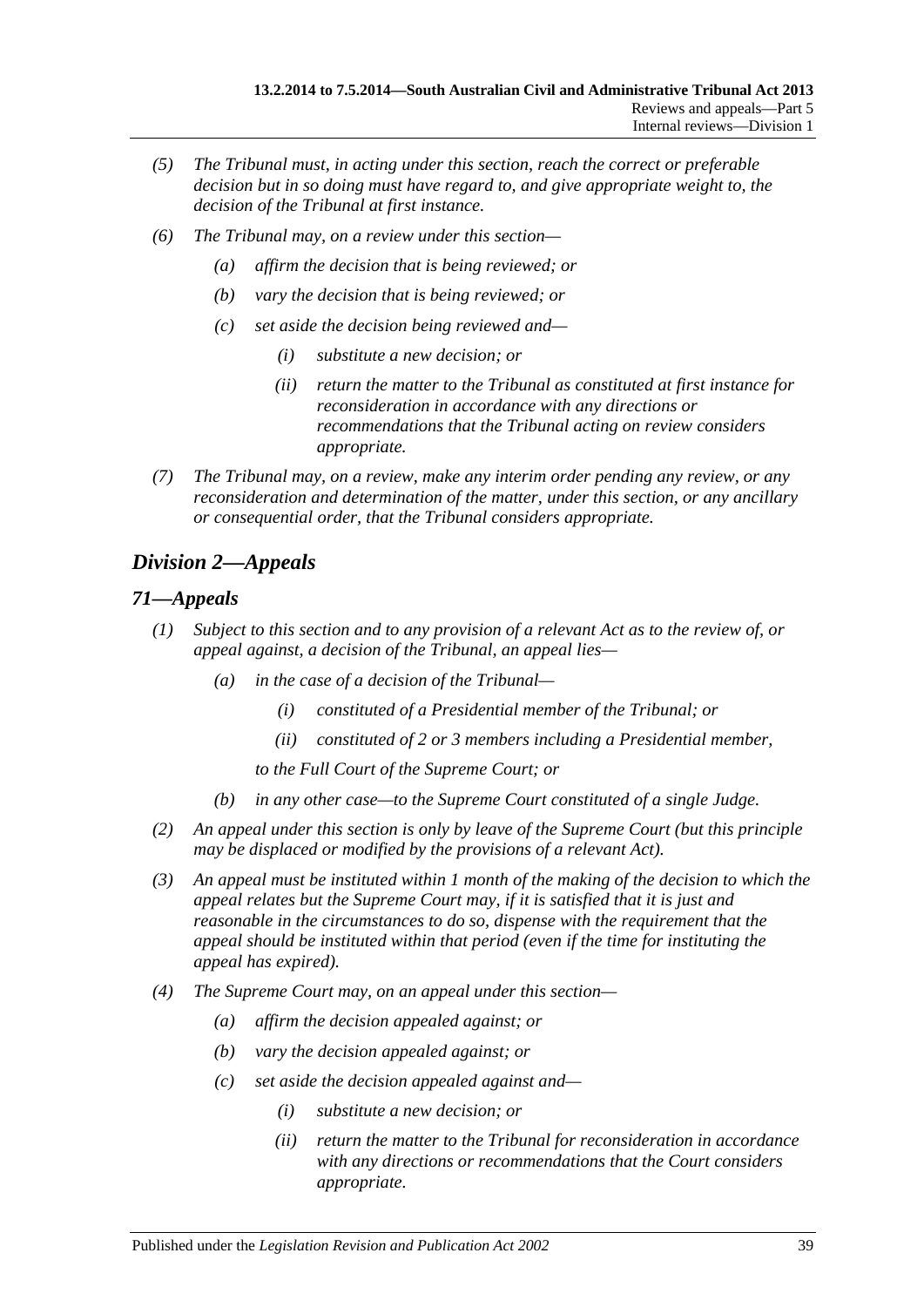(5) The Tribunal must, in acting under this section, reach the correct or preferable decision but in so doing must have regard to, and give appropriate weight to, the decision of the Tribunal at first instance.

(6) The Tribunal may, on a review under this section—

  (a) affirm the decision that is being reviewed; or

  (b) vary the decision that is being reviewed; or

  (c) set aside the decision being reviewed and—

    (i) substitute a new decision; or

    (ii) return the matter to the Tribunal as constituted at first instance for reconsideration in accordance with any directions or recommendations that the Tribunal acting on review considers appropriate.

(7) The Tribunal may, on a review, make any interim order pending any review, or any reconsideration and determination of the matter, under this section, or any ancillary or consequential order, that the Tribunal considers appropriate.

## *Division 2—Appeals*

### *71—Appeals*

(1) Subject to this section and to any provision of a relevant Act as to the review of, or appeal against, a decision of the Tribunal, an appeal lies—

  (a) in the case of a decision of the Tribunal—

    (i) constituted of a Presidential member of the Tribunal; or

    (ii) constituted of 2 or 3 members including a Presidential member,

  to the Full Court of the Supreme Court; or

  (b) in any other case—to the Supreme Court constituted of a single Judge.

(2) An appeal under this section is only by leave of the Supreme Court (but this principle may be displaced or modified by the provisions of a relevant Act).

(3) An appeal must be instituted within 1 month of the making of the decision to which the appeal relates but the Supreme Court may, if it is satisfied that it is just and reasonable in the circumstances to do so, dispense with the requirement that the appeal should be instituted within that period (even if the time for instituting the appeal has expired).

(4) The Supreme Court may, on an appeal under this section—

  (a) affirm the decision appealed against; or

  (b) vary the decision appealed against; or

  (c) set aside the decision appealed against and—

    (i) substitute a new decision; or

    (ii) return the matter to the Tribunal for reconsideration in accordance with any directions or recommendations that the Court considers appropriate.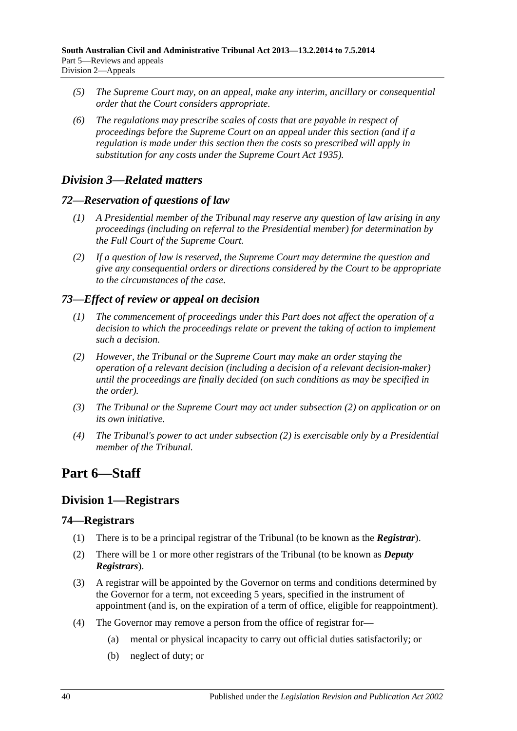- *(5) The Supreme Court may, on an appeal, make any interim, ancillary or consequential order that the Court considers appropriate.*
- *(6) The regulations may prescribe scales of costs that are payable in respect of proceedings before the Supreme Court on an appeal under this section (and if a regulation is made under this section then the costs so prescribed will apply in substitution for any costs under the Supreme Court Act 1935).*

## *Division 3—Related matters*

### *72—Reservation of questions of law*

- *(1) A Presidential member of the Tribunal may reserve any question of law arising in any proceedings (including on referral to the Presidential member) for determination by the Full Court of the Supreme Court.*
- *(2) If a question of law is reserved, the Supreme Court may determine the question and give any consequential orders or directions considered by the Court to be appropriate to the circumstances of the case.*

### *73—Effect of review or appeal on decision*

- *(1) The commencement of proceedings under this Part does not affect the operation of a decision to which the proceedings relate or prevent the taking of action to implement such a decision.*
- *(2) However, the Tribunal or the Supreme Court may make an order staying the operation of a relevant decision (including a decision of a relevant decision-maker) until the proceedings are finally decided (on such conditions as may be specified in the order).*
- *(3) The Tribunal or the Supreme Court may act under subsection (2) on application or on its own initiative.*
- *(4) The Tribunal's power to act under subsection (2) is exercisable only by a Presidential member of the Tribunal.*

# Part 6—Staff

## Division 1—Registrars

### 74—Registrars

- (1) There is to be a principal registrar of the Tribunal (to be known as the ***Registrar***).
- (2) There will be 1 or more other registrars of the Tribunal (to be known as ***Deputy Registrars***).
- (3) A registrar will be appointed by the Governor on terms and conditions determined by the Governor for a term, not exceeding 5 years, specified in the instrument of appointment (and is, on the expiration of a term of office, eligible for reappointment).
- (4) The Governor may remove a person from the office of registrar for—
  - (a) mental or physical incapacity to carry out official duties satisfactorily; or
  - (b) neglect of duty; or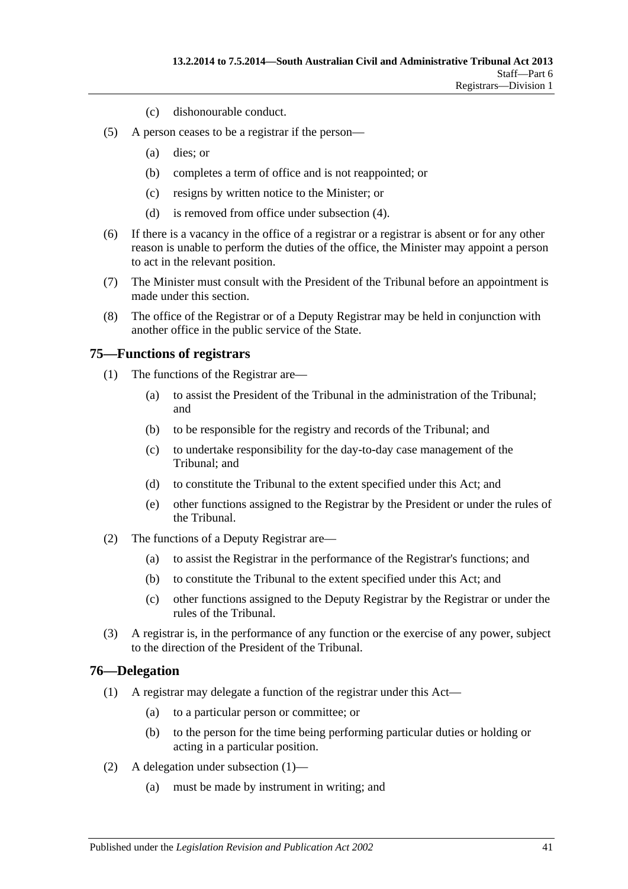(c) dishonourable conduct.

(5) A person ceases to be a registrar if the person—

(a) dies; or

(b) completes a term of office and is not reappointed; or

(c) resigns by written notice to the Minister; or

(d) is removed from office under subsection (4).

(6) If there is a vacancy in the office of a registrar or a registrar is absent or for any other reason is unable to perform the duties of the office, the Minister may appoint a person to act in the relevant position.

(7) The Minister must consult with the President of the Tribunal before an appointment is made under this section.

(8) The office of the Registrar or of a Deputy Registrar may be held in conjunction with another office in the public service of the State.

## 75—Functions of registrars

(1) The functions of the Registrar are—

(a) to assist the President of the Tribunal in the administration of the Tribunal; and

(b) to be responsible for the registry and records of the Tribunal; and

(c) to undertake responsibility for the day-to-day case management of the Tribunal; and

(d) to constitute the Tribunal to the extent specified under this Act; and

(e) other functions assigned to the Registrar by the President or under the rules of the Tribunal.

(2) The functions of a Deputy Registrar are—

(a) to assist the Registrar in the performance of the Registrar's functions; and

(b) to constitute the Tribunal to the extent specified under this Act; and

(c) other functions assigned to the Deputy Registrar by the Registrar or under the rules of the Tribunal.

(3) A registrar is, in the performance of any function or the exercise of any power, subject to the direction of the President of the Tribunal.

## 76—Delegation

(1) A registrar may delegate a function of the registrar under this Act—

(a) to a particular person or committee; or

(b) to the person for the time being performing particular duties or holding or acting in a particular position.

(2) A delegation under subsection (1)—

(a) must be made by instrument in writing; and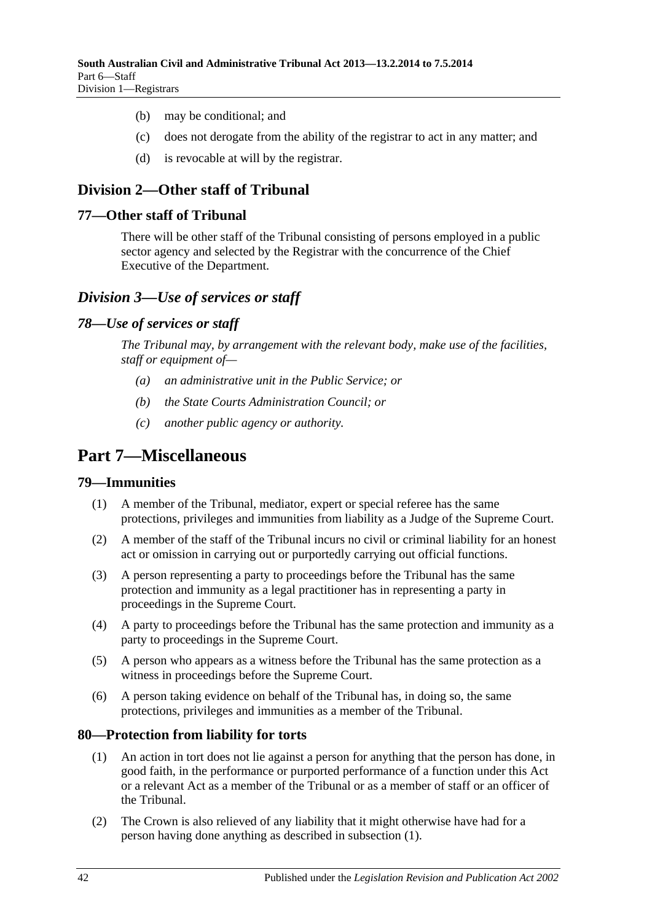(b) may be conditional; and

(c) does not derogate from the ability of the registrar to act in any matter; and

(d) is revocable at will by the registrar.

## Division 2—Other staff of Tribunal

### 77—Other staff of Tribunal

There will be other staff of the Tribunal consisting of persons employed in a public sector agency and selected by the Registrar with the concurrence of the Chief Executive of the Department.

## *Division 3—Use of services or staff*

### *78—Use of services or staff*

*The Tribunal may, by arrangement with the relevant body, make use of the facilities, staff or equipment of—*

*(a) an administrative unit in the Public Service; or*

*(b) the State Courts Administration Council; or*

*(c) another public agency or authority.*

# Part 7—Miscellaneous

### 79—Immunities

(1) A member of the Tribunal, mediator, expert or special referee has the same protections, privileges and immunities from liability as a Judge of the Supreme Court.

(2) A member of the staff of the Tribunal incurs no civil or criminal liability for an honest act or omission in carrying out or purportedly carrying out official functions.

(3) A person representing a party to proceedings before the Tribunal has the same protection and immunity as a legal practitioner has in representing a party in proceedings in the Supreme Court.

(4) A party to proceedings before the Tribunal has the same protection and immunity as a party to proceedings in the Supreme Court.

(5) A person who appears as a witness before the Tribunal has the same protection as a witness in proceedings before the Supreme Court.

(6) A person taking evidence on behalf of the Tribunal has, in doing so, the same protections, privileges and immunities as a member of the Tribunal.

### 80—Protection from liability for torts

(1) An action in tort does not lie against a person for anything that the person has done, in good faith, in the performance or purported performance of a function under this Act or a relevant Act as a member of the Tribunal or as a member of staff or an officer of the Tribunal.

(2) The Crown is also relieved of any liability that it might otherwise have had for a person having done anything as described in subsection (1).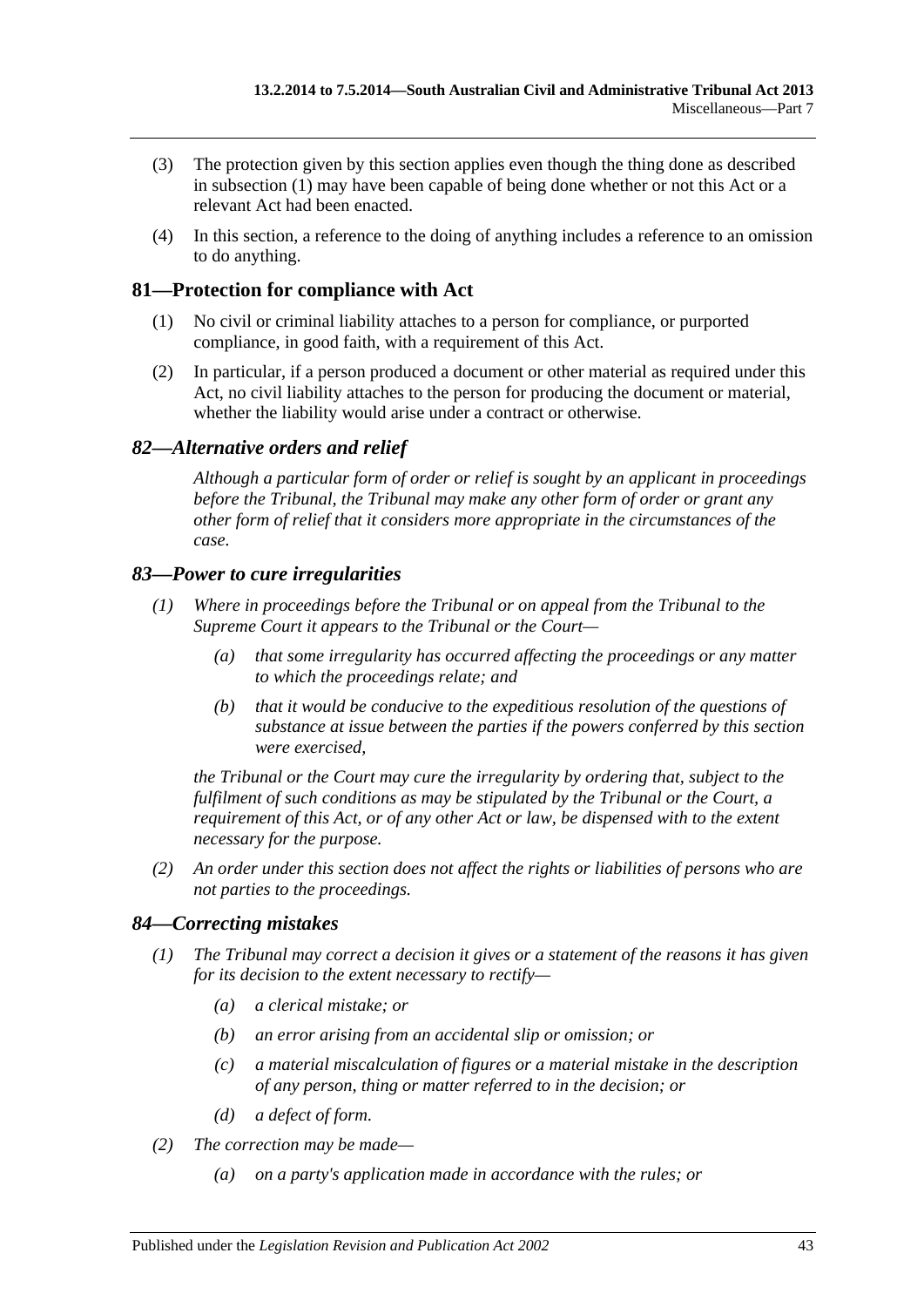(3) The protection given by this section applies even though the thing done as described in subsection (1) may have been capable of being done whether or not this Act or a relevant Act had been enacted.

(4) In this section, a reference to the doing of anything includes a reference to an omission to do anything.

## 81—Protection for compliance with Act

(1) No civil or criminal liability attaches to a person for compliance, or purported compliance, in good faith, with a requirement of this Act.

(2) In particular, if a person produced a document or other material as required under this Act, no civil liability attaches to the person for producing the document or material, whether the liability would arise under a contract or otherwise.

## *82—Alternative orders and relief*

*Although a particular form of order or relief is sought by an applicant in proceedings before the Tribunal, the Tribunal may make any other form of order or grant any other form of relief that it considers more appropriate in the circumstances of the case.*

## *83—Power to cure irregularities*

*(1) Where in proceedings before the Tribunal or on appeal from the Tribunal to the Supreme Court it appears to the Tribunal or the Court—*

*(a) that some irregularity has occurred affecting the proceedings or any matter to which the proceedings relate; and*

*(b) that it would be conducive to the expeditious resolution of the questions of substance at issue between the parties if the powers conferred by this section were exercised,*

*the Tribunal or the Court may cure the irregularity by ordering that, subject to the fulfilment of such conditions as may be stipulated by the Tribunal or the Court, a requirement of this Act, or of any other Act or law, be dispensed with to the extent necessary for the purpose.*

*(2) An order under this section does not affect the rights or liabilities of persons who are not parties to the proceedings.*

## *84—Correcting mistakes*

*(1) The Tribunal may correct a decision it gives or a statement of the reasons it has given for its decision to the extent necessary to rectify—*

*(a) a clerical mistake; or*

*(b) an error arising from an accidental slip or omission; or*

*(c) a material miscalculation of figures or a material mistake in the description of any person, thing or matter referred to in the decision; or*

*(d) a defect of form.*

*(2) The correction may be made—*

*(a) on a party's application made in accordance with the rules; or*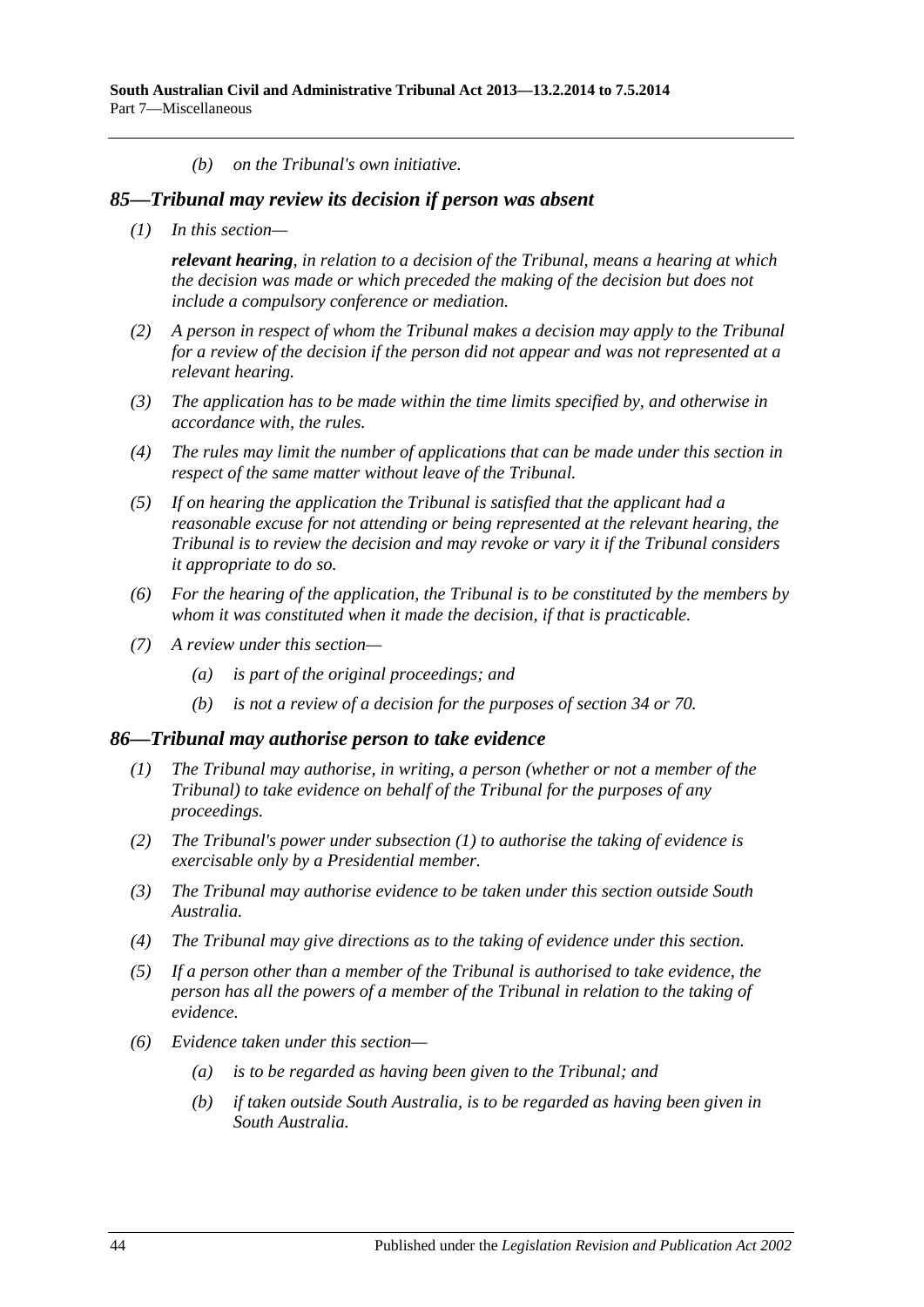*(b) on the Tribunal's own initiative.*

### *85—Tribunal may review its decision if person was absent*

*(1) In this section—*

*__relevant hearing__, in relation to a decision of the Tribunal, means a hearing at which the decision was made or which preceded the making of the decision but does not include a compulsory conference or mediation.*

*(2) A person in respect of whom the Tribunal makes a decision may apply to the Tribunal for a review of the decision if the person did not appear and was not represented at a relevant hearing.*

*(3) The application has to be made within the time limits specified by, and otherwise in accordance with, the rules.*

*(4) The rules may limit the number of applications that can be made under this section in respect of the same matter without leave of the Tribunal.*

*(5) If on hearing the application the Tribunal is satisfied that the applicant had a reasonable excuse for not attending or being represented at the relevant hearing, the Tribunal is to review the decision and may revoke or vary it if the Tribunal considers it appropriate to do so.*

*(6) For the hearing of the application, the Tribunal is to be constituted by the members by whom it was constituted when it made the decision, if that is practicable.*

*(7) A review under this section—*

*(a) is part of the original proceedings; and*

*(b) is not a review of a decision for the purposes of section 34 or 70.*

### *86—Tribunal may authorise person to take evidence*

*(1) The Tribunal may authorise, in writing, a person (whether or not a member of the Tribunal) to take evidence on behalf of the Tribunal for the purposes of any proceedings.*

*(2) The Tribunal's power under subsection (1) to authorise the taking of evidence is exercisable only by a Presidential member.*

*(3) The Tribunal may authorise evidence to be taken under this section outside South Australia.*

*(4) The Tribunal may give directions as to the taking of evidence under this section.*

*(5) If a person other than a member of the Tribunal is authorised to take evidence, the person has all the powers of a member of the Tribunal in relation to the taking of evidence.*

*(6) Evidence taken under this section—*

*(a) is to be regarded as having been given to the Tribunal; and*

*(b) if taken outside South Australia, is to be regarded as having been given in South Australia.*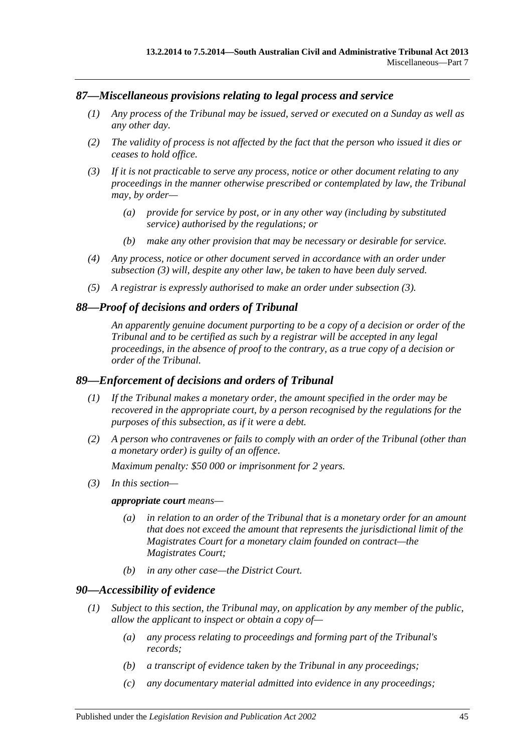## *87—Miscellaneous provisions relating to legal process and service*

*(1) Any process of the Tribunal may be issued, served or executed on a Sunday as well as any other day.*

*(2) The validity of process is not affected by the fact that the person who issued it dies or ceases to hold office.*

*(3) If it is not practicable to serve any process, notice or other document relating to any proceedings in the manner otherwise prescribed or contemplated by law, the Tribunal may, by order—*

> *(a) provide for service by post, or in any other way (including by substituted service) authorised by the regulations; or*
>
> *(b) make any other provision that may be necessary or desirable for service.*

*(4) Any process, notice or other document served in accordance with an order under subsection (3) will, despite any other law, be taken to have been duly served.*

*(5) A registrar is expressly authorised to make an order under subsection (3).*

## *88—Proof of decisions and orders of Tribunal*

*An apparently genuine document purporting to be a copy of a decision or order of the Tribunal and to be certified as such by a registrar will be accepted in any legal proceedings, in the absence of proof to the contrary, as a true copy of a decision or order of the Tribunal.*

## *89—Enforcement of decisions and orders of Tribunal*

*(1) If the Tribunal makes a monetary order, the amount specified in the order may be recovered in the appropriate court, by a person recognised by the regulations for the purposes of this subsection, as if it were a debt.*

*(2) A person who contravenes or fails to comply with an order of the Tribunal (other than a monetary order) is guilty of an offence.*

*Maximum penalty: $50 000 or imprisonment for 2 years.*

*(3) In this section—*

***appropriate court*** *means—*

> *(a) in relation to an order of the Tribunal that is a monetary order for an amount that does not exceed the amount that represents the jurisdictional limit of the Magistrates Court for a monetary claim founded on contract—the Magistrates Court;*
>
> *(b) in any other case—the District Court.*

## *90—Accessibility of evidence*

*(1) Subject to this section, the Tribunal may, on application by any member of the public, allow the applicant to inspect or obtain a copy of—*

> *(a) any process relating to proceedings and forming part of the Tribunal's records;*
>
> *(b) a transcript of evidence taken by the Tribunal in any proceedings;*
>
> *(c) any documentary material admitted into evidence in any proceedings;*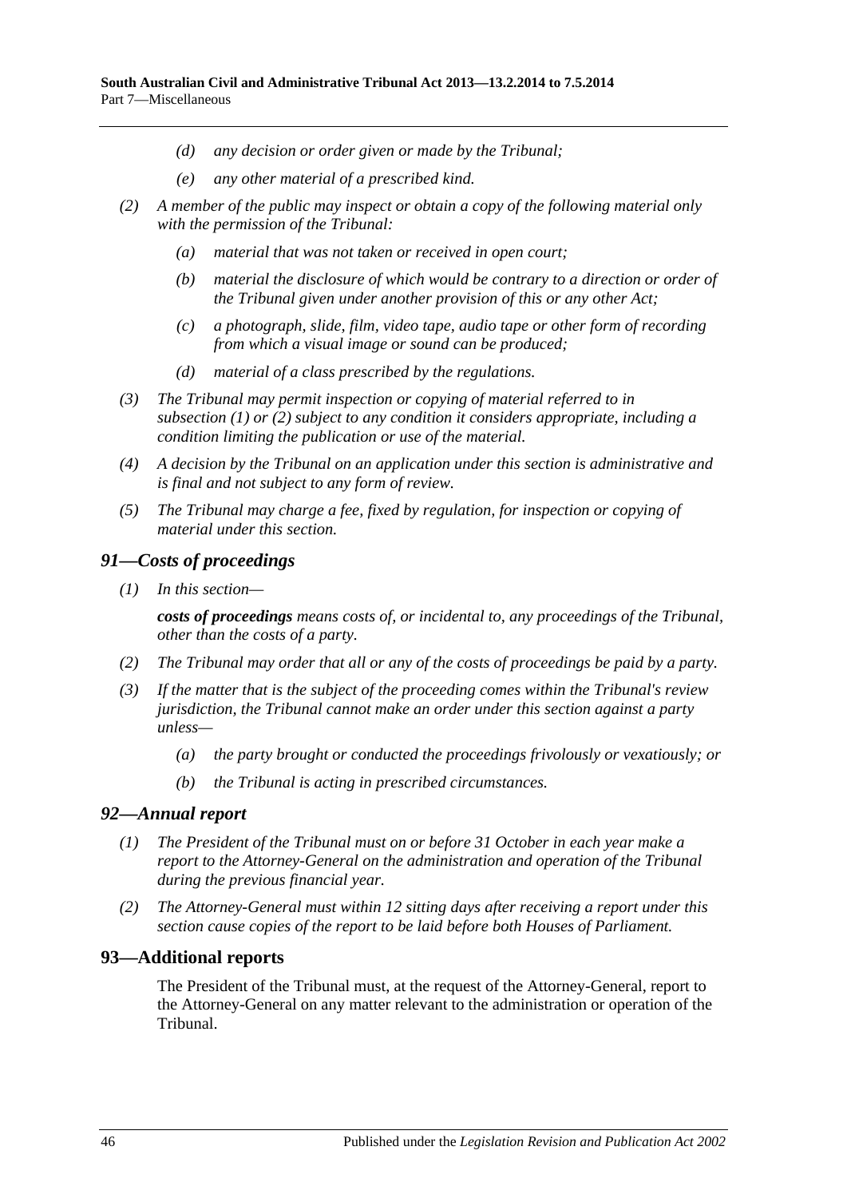(d) *any decision or order given or made by the Tribunal;*

(e) *any other material of a prescribed kind.*

(2) *A member of the public may inspect or obtain a copy of the following material only with the permission of the Tribunal:*

(a) *material that was not taken or received in open court;*

(b) *material the disclosure of which would be contrary to a direction or order of the Tribunal given under another provision of this or any other Act;*

(c) *a photograph, slide, film, video tape, audio tape or other form of recording from which a visual image or sound can be produced;*

(d) *material of a class prescribed by the regulations.*

(3) *The Tribunal may permit inspection or copying of material referred to in subsection (1) or (2) subject to any condition it considers appropriate, including a condition limiting the publication or use of the material.*

(4) *A decision by the Tribunal on an application under this section is administrative and is final and not subject to any form of review.*

(5) *The Tribunal may charge a fee, fixed by regulation, for inspection or copying of material under this section.*

## *91—Costs of proceedings*

(1) *In this section—*

***costs of proceedings*** *means costs of, or incidental to, any proceedings of the Tribunal, other than the costs of a party.*

(2) *The Tribunal may order that all or any of the costs of proceedings be paid by a party.*

(3) *If the matter that is the subject of the proceeding comes within the Tribunal's review jurisdiction, the Tribunal cannot make an order under this section against a party unless—*

(a) *the party brought or conducted the proceedings frivolously or vexatiously; or*

(b) *the Tribunal is acting in prescribed circumstances.*

## *92—Annual report*

(1) *The President of the Tribunal must on or before 31 October in each year make a report to the Attorney-General on the administration and operation of the Tribunal during the previous financial year.*

(2) *The Attorney-General must within 12 sitting days after receiving a report under this section cause copies of the report to be laid before both Houses of Parliament.*

## 93—Additional reports

The President of the Tribunal must, at the request of the Attorney-General, report to the Attorney-General on any matter relevant to the administration or operation of the Tribunal.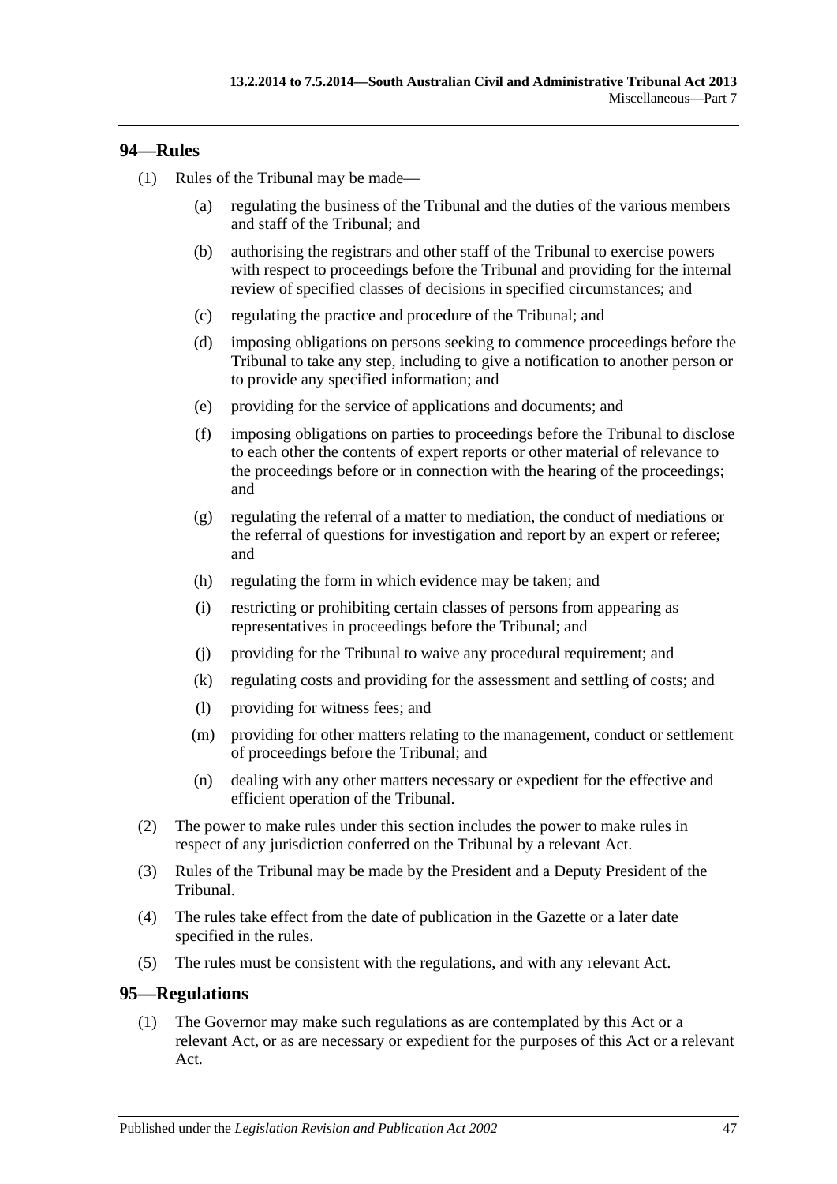## 94—Rules

(1) Rules of the Tribunal may be made—

(a) regulating the business of the Tribunal and the duties of the various members and staff of the Tribunal; and

(b) authorising the registrars and other staff of the Tribunal to exercise powers with respect to proceedings before the Tribunal and providing for the internal review of specified classes of decisions in specified circumstances; and

(c) regulating the practice and procedure of the Tribunal; and

(d) imposing obligations on persons seeking to commence proceedings before the Tribunal to take any step, including to give a notification to another person or to provide any specified information; and

(e) providing for the service of applications and documents; and

(f) imposing obligations on parties to proceedings before the Tribunal to disclose to each other the contents of expert reports or other material of relevance to the proceedings before or in connection with the hearing of the proceedings; and

(g) regulating the referral of a matter to mediation, the conduct of mediations or the referral of questions for investigation and report by an expert or referee; and

(h) regulating the form in which evidence may be taken; and

(i) restricting or prohibiting certain classes of persons from appearing as representatives in proceedings before the Tribunal; and

(j) providing for the Tribunal to waive any procedural requirement; and

(k) regulating costs and providing for the assessment and settling of costs; and

(l) providing for witness fees; and

(m) providing for other matters relating to the management, conduct or settlement of proceedings before the Tribunal; and

(n) dealing with any other matters necessary or expedient for the effective and efficient operation of the Tribunal.

(2) The power to make rules under this section includes the power to make rules in respect of any jurisdiction conferred on the Tribunal by a relevant Act.

(3) Rules of the Tribunal may be made by the President and a Deputy President of the Tribunal.

(4) The rules take effect from the date of publication in the Gazette or a later date specified in the rules.

(5) The rules must be consistent with the regulations, and with any relevant Act.

## 95—Regulations

(1) The Governor may make such regulations as are contemplated by this Act or a relevant Act, or as are necessary or expedient for the purposes of this Act or a relevant Act.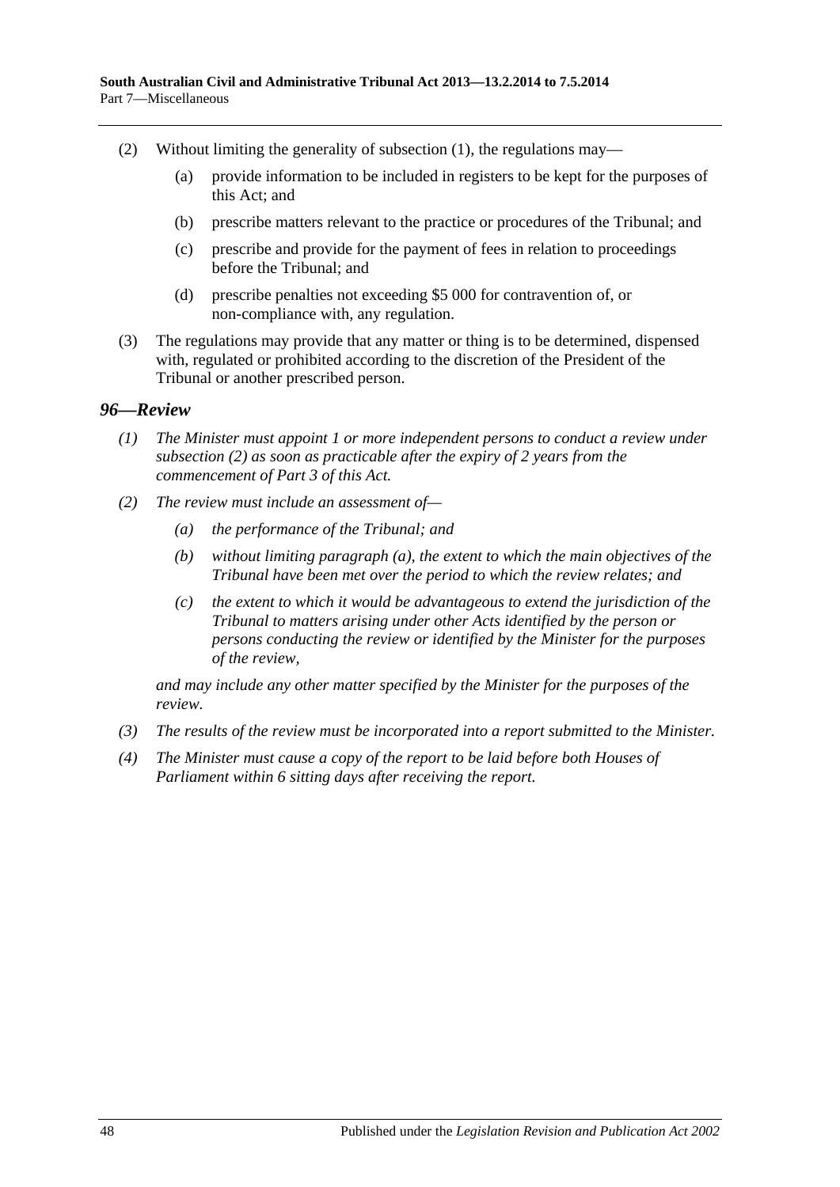(2) Without limiting the generality of subsection (1), the regulations may—

(a) provide information to be included in registers to be kept for the purposes of this Act; and

(b) prescribe matters relevant to the practice or procedures of the Tribunal; and

(c) prescribe and provide for the payment of fees in relation to proceedings before the Tribunal; and

(d) prescribe penalties not exceeding $5 000 for contravention of, or non-compliance with, any regulation.

(3) The regulations may provide that any matter or thing is to be determined, dispensed with, regulated or prohibited according to the discretion of the President of the Tribunal or another prescribed person.

### *96—Review*

*(1) The Minister must appoint 1 or more independent persons to conduct a review under subsection (2) as soon as practicable after the expiry of 2 years from the commencement of Part 3 of this Act.*

*(2) The review must include an assessment of—*

*(a) the performance of the Tribunal; and*

*(b) without limiting paragraph (a), the extent to which the main objectives of the Tribunal have been met over the period to which the review relates; and*

*(c) the extent to which it would be advantageous to extend the jurisdiction of the Tribunal to matters arising under other Acts identified by the person or persons conducting the review or identified by the Minister for the purposes of the review,*

*and may include any other matter specified by the Minister for the purposes of the review.*

*(3) The results of the review must be incorporated into a report submitted to the Minister.*

*(4) The Minister must cause a copy of the report to be laid before both Houses of Parliament within 6 sitting days after receiving the report.*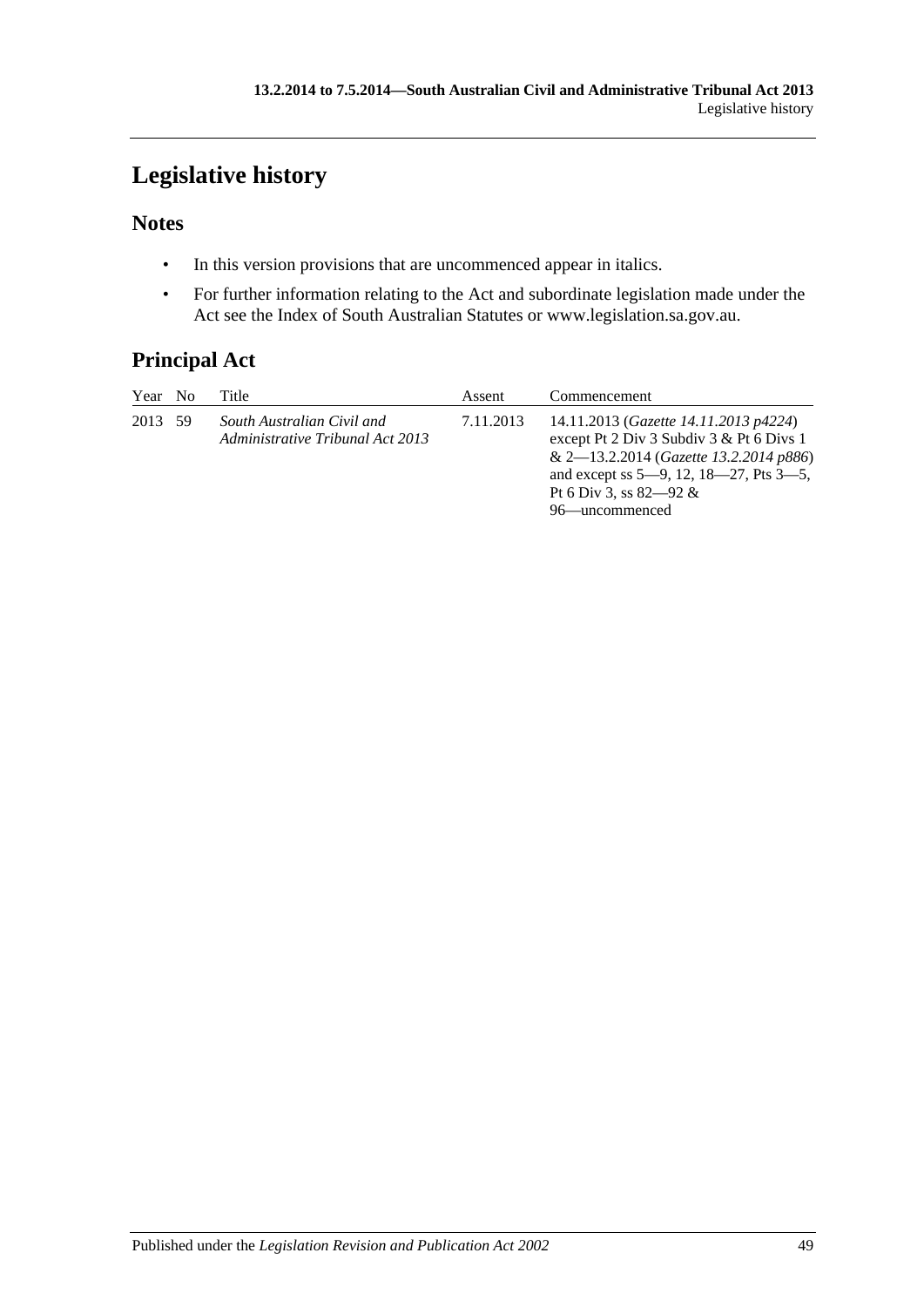# Legislative history

## Notes

- In this version provisions that are uncommenced appear in italics.
- For further information relating to the Act and subordinate legislation made under the Act see the Index of South Australian Statutes or www.legislation.sa.gov.au.

## Principal Act

| Year | No | Title | Assent | Commencement |
|---|---|---|---|---|
| 2013 | 59 | *South Australian Civil and Administrative Tribunal Act 2013* | 7.11.2013 | 14.11.2013 (*Gazette 14.11.2013 p4224*) except Pt 2 Div 3 Subdiv 3 & Pt 6 Divs 1 & 2—13.2.2014 (*Gazette 13.2.2014 p886*) and except ss 5—9, 12, 18—27, Pts 3—5, Pt 6 Div 3, ss 82—92 & 96—uncommenced |